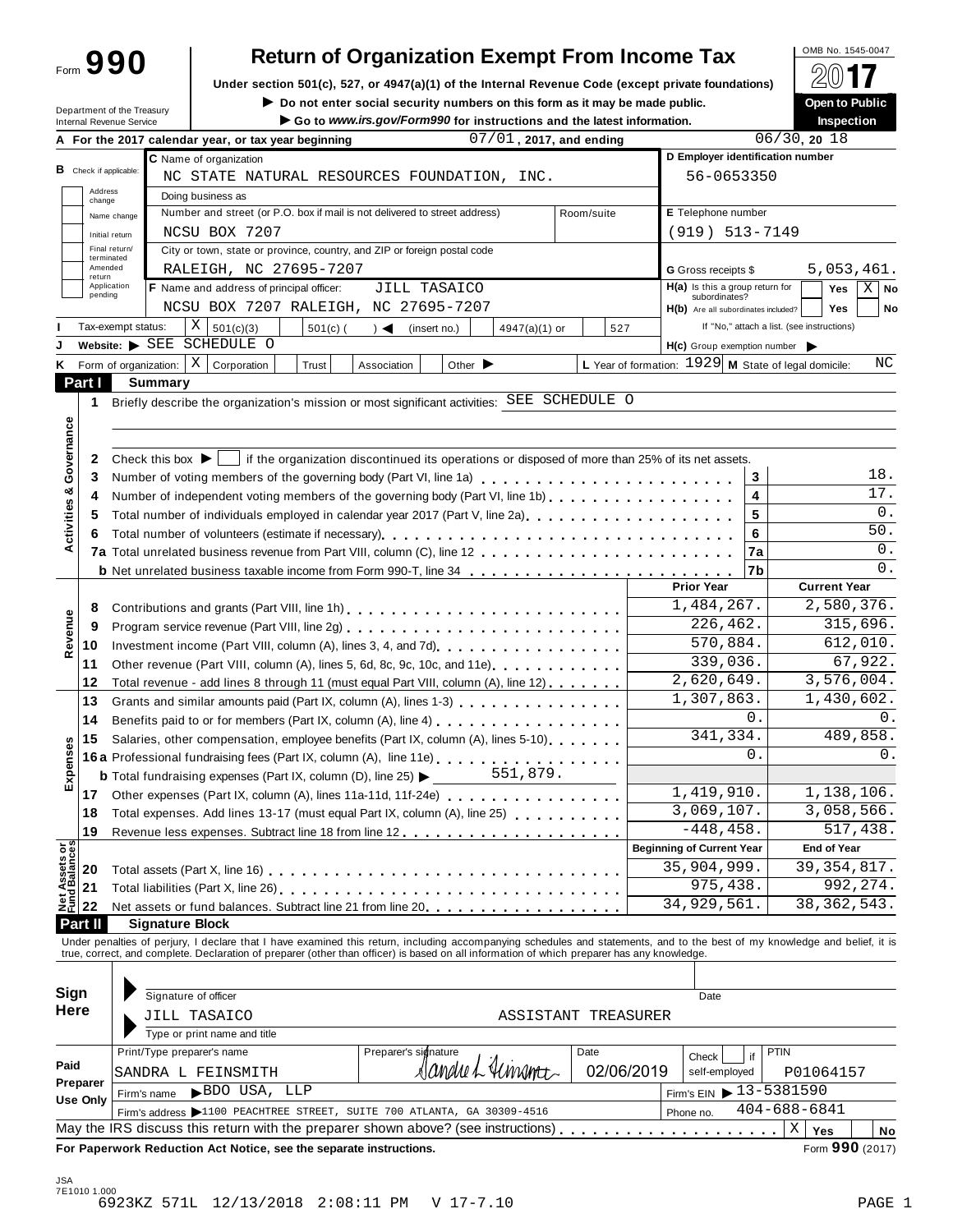Form **990**

# Return of Organization Exempt From Income Tax

**Under section 501(c), 527, or 4947(a)(1) of the Internal Revenue Code (except private foundations)**

▶ Do not enter social security numbers on this form as it may be made public.

▶ Go to *www.irs.gov/Form990* for instructions and the latest information.

OMB No. 1545-0047

**2017**

**Open to Public Inspection**

Department of the Treasury
Internal Revenue Service

**A** For the 2017 calendar year, or tax year beginning 07/01, 2017, and ending 06/30, 20 18

**B** Check if applicable: Address change / Name change / Initial return / Final return/terminated / Amended return / Application pending

**C** Name of organization: NC STATE NATURAL RESOURCES FOUNDATION, INC.

Doing business as

Number and street (or P.O. box if mail is not delivered to street address): NCSU BOX 7207 — Room/suite

City or town, state or province, country, and ZIP or foreign postal code: RALEIGH, NC 27695-7207

**D** Employer identification number: 56-0653350

**E** Telephone number: (919) 513-7149

**G** Gross receipts $ 5,053,461.

**F** Name and address of principal officer: JILL TASAICO, NCSU BOX 7207 RALEIGH, NC 27695-7207

**H(a)** Is this a group return for subordinates? Yes [ ] No [X]

**H(b)** Are all subordinates included? Yes [ ] No [ ]
If "No," attach a list. (see instructions)

**I** Tax-exempt status: [X] 501(c)(3) [ ] 501(c) ( ) ◀ (insert no.) [ ] 4947(a)(1) or [ ] 527

**J** Website: ▶ SEE SCHEDULE O

**H(c)** Group exemption number ▶

**K** Form of organization: [X] Corporation [ ] Trust [ ] Association [ ] Other ▶

**L** Year of formation: 1929 **M** State of legal domicile: NC

## Part I Summary

**Activities & Governance**

1 Briefly describe the organization's mission or most significant activities: SEE SCHEDULE O

2 Check this box ▶ [ ] if the organization discontinued its operations or disposed of more than 25% of its net assets.

| Line | Description | | Value |
|---|---|---|---|
| 3 | Number of voting members of the governing body (Part VI, line 1a) | 3 | 18. |
| 4 | Number of independent voting members of the governing body (Part VI, line 1b) | 4 | 17. |
| 5 | Total number of individuals employed in calendar year 2017 (Part V, line 2a) | 5 | 0. |
| 6 | Total number of volunteers (estimate if necessary) | 6 | 50. |
| 7a | Total unrelated business revenue from Part VIII, column (C), line 12 | 7a | 0. |
| b | Net unrelated business taxable income from Form 990-T, line 34 | 7b | 0. |

| | Line | Description | Prior Year | Current Year |
|---|---|---|---|---|
| Revenue | 8 | Contributions and grants (Part VIII, line 1h) | 1,484,267. | 2,580,376. |
| | 9 | Program service revenue (Part VIII, line 2g) | 226,462. | 315,696. |
| | 10 | Investment income (Part VIII, column (A), lines 3, 4, and 7d) | 570,884. | 612,010. |
| | 11 | Other revenue (Part VIII, column (A), lines 5, 6d, 8c, 9c, 10c, and 11e) | 339,036. | 67,922. |
| | 12 | Total revenue - add lines 8 through 11 (must equal Part VIII, column (A), line 12) | 2,620,649. | 3,576,004. |
| Expenses | 13 | Grants and similar amounts paid (Part IX, column (A), lines 1-3) | 1,307,863. | 1,430,602. |
| | 14 | Benefits paid to or for members (Part IX, column (A), line 4) | 0. | 0. |
| | 15 | Salaries, other compensation, employee benefits (Part IX, column (A), lines 5-10) | 341,334. | 489,858. |
| | 16a | Professional fundraising fees (Part IX, column (A), line 11e) | 0. | 0. |
| | b | Total fundraising expenses (Part IX, column (D), line 25) ▶ 551,879. | | |
| | 17 | Other expenses (Part IX, column (A), lines 11a-11d, 11f-24e) | 1,419,910. | 1,138,106. |
| | 18 | Total expenses. Add lines 13-17 (must equal Part IX, column (A), line 25) | 3,069,107. | 3,058,566. |
| | 19 | Revenue less expenses. Subtract line 18 from line 12 | -448,458. | 517,438. |

| | Line | Description | Beginning of Current Year | End of Year |
|---|---|---|---|---|
| Net Assets or Fund Balances | 20 | Total assets (Part X, line 16) | 35,904,999. | 39,354,817. |
| | 21 | Total liabilities (Part X, line 26) | 975,438. | 992,274. |
| | 22 | Net assets or fund balances. Subtract line 21 from line 20 | 34,929,561. | 38,362,543. |

## Part II Signature Block

Under penalties of perjury, I declare that I have examined this return, including accompanying schedules and statements, and to the best of my knowledge and belief, it is true, correct, and complete. Declaration of preparer (other than officer) is based on all information of which preparer has any knowledge.

**Sign Here**

Signature of officer — Date

JILL TASAICO — ASSISTANT TREASURER

Type or print name and title

**Paid Preparer Use Only**

| Print/Type preparer's name | Preparer's signature | Date | Check if self-employed | PTIN |
|---|---|---|---|---|
| SANDRA L FEINSMITH | Sandra L Feinsmith | 02/06/2019 | | P01064157 |

Firm's name ▶ BDO USA, LLP — Firm's EIN ▶ 13-5381590

Firm's address ▶ 1100 PEACHTREE STREET, SUITE 700 ATLANTA, GA 30309-4516 — Phone no. 404-688-6841

May the IRS discuss this return with the preparer shown above? (see instructions) [X] Yes [ ] No

**For Paperwork Reduction Act Notice, see the separate instructions.** Form **990** (2017)

JSA
7E1010 1.000
6923KZ 571L 12/13/2018 2:08:11 PM V 17-7.10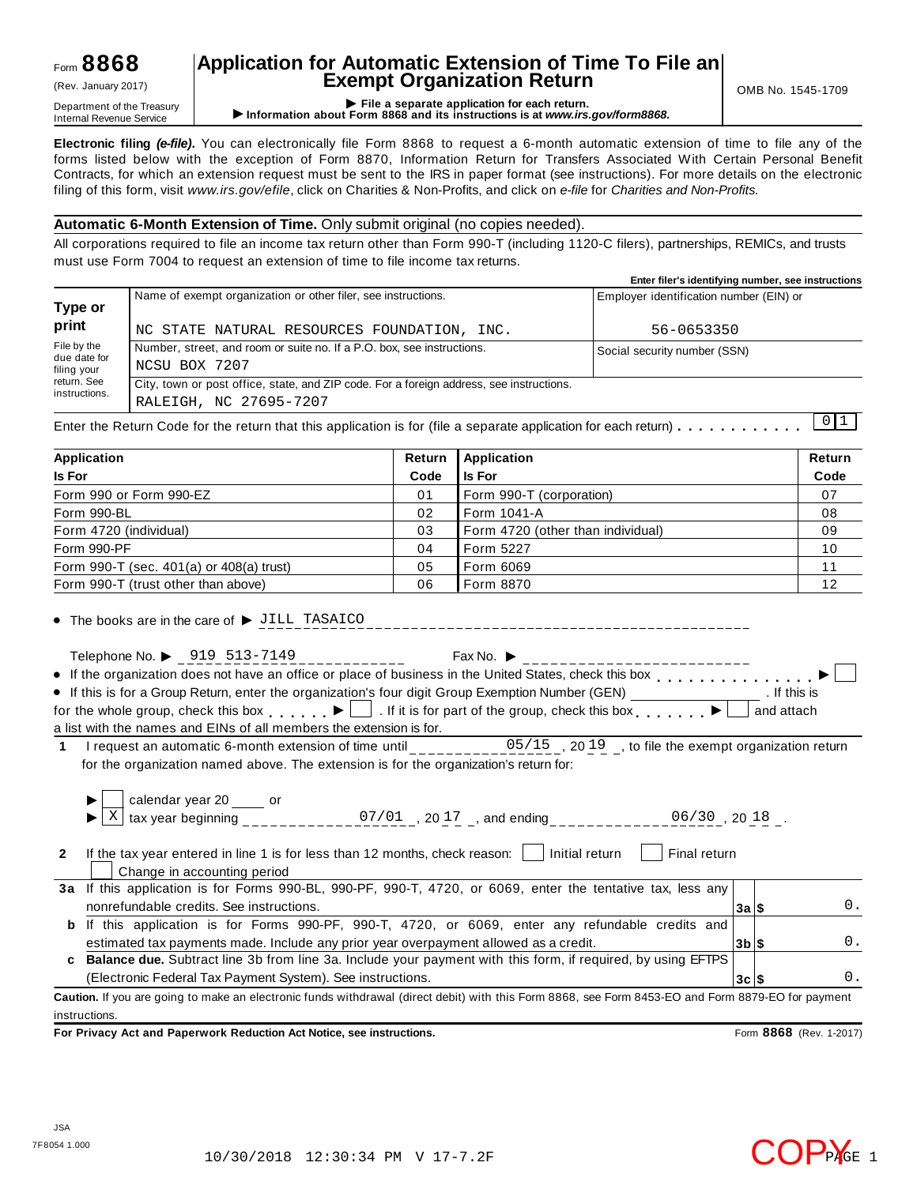Form **8868** (Rev. January 2017) Department of the Treasury Internal Revenue Service

# Application for Automatic Extension of Time To File an Exempt Organization Return

▶ File a separate application for each return.
▶ Information about Form 8868 and its instructions is at *www.irs.gov/form8868.*

OMB No. 1545-1709

**Electronic filing *(e-file)*.** You can electronically file Form 8868 to request a 6-month automatic extension of time to file any of the forms listed below with the exception of Form 8870, Information Return for Transfers Associated With Certain Personal Benefit Contracts, for which an extension request must be sent to the IRS in paper format (see instructions). For more details on the electronic filing of this form, visit *www.irs.gov/efile*, click on Charities & Non-Profits, and click on *e-file* for *Charities and Non-Profits.*

**Automatic 6-Month Extension of Time.** Only submit original (no copies needed).

All corporations required to file an income tax return other than Form 990-T (including 1120-C filers), partnerships, REMICs, and trusts must use Form 7004 to request an extension of time to file income tax returns.

**Enter filer's identifying number, see instructions**

| **Type or print** File by the due date for filing your return. See instructions. | Name of exempt organization or other filer, see instructions. NC STATE NATURAL RESOURCES FOUNDATION, INC. | Employer identification number (EIN) or 56-0653350 |
|---|---|---|
| | Number, street, and room or suite no. If a P.O. box, see instructions. NCSU BOX 7207 | Social security number (SSN) |
| | City, town or post office, state, and ZIP code. For a foreign address, see instructions. RALEIGH, NC 27695-7207 | |

Enter the Return Code for the return that this application is for (file a separate application for each return) . . . . . . . . . . . 01

| Application Is For | Return Code | Application Is For | Return Code |
|---|---|---|---|
| Form 990 or Form 990-EZ | 01 | Form 990-T (corporation) | 07 |
| Form 990-BL | 02 | Form 1041-A | 08 |
| Form 4720 (individual) | 03 | Form 4720 (other than individual) | 09 |
| Form 990-PF | 04 | Form 5227 | 10 |
| Form 990-T (sec. 401(a) or 408(a) trust) | 05 | Form 6069 | 11 |
| Form 990-T (trust other than above) | 06 | Form 8870 | 12 |

- The books are in the care of ▶ JILL TASAICO

Telephone No. ▶ 919 513-7149 Fax No. ▶

- If the organization does not have an office or place of business in the United States, check this box . . . . . . . . . . . . . . . ▶ ☐
- If this is for a Group Return, enter the organization's four digit Group Exemption Number (GEN) ________ . If this is for the whole group, check this box . . . . . . ▶ ☐ . If it is for part of the group, check this box . . . . . . . ▶ ☐ and attach a list with the names and EINs of all members the extension is for.

**1** I request an automatic 6-month extension of time until 05/15 , 20 19 , to file the exempt organization return for the organization named above. The extension is for the organization's return for:

▶ ☐ calendar year 20 ____ or
▶ ☒ tax year beginning 07/01 , 20 17 , and ending 06/30 , 20 18 .

**2** If the tax year entered in line 1 is for less than 12 months, check reason: ☐ Initial return ☐ Final return ☐ Change in accounting period

| | | | |
|---|---|---|---|
| **3a** | If this application is for Forms 990-BL, 990-PF, 990-T, 4720, or 6069, enter the tentative tax, less any nonrefundable credits. See instructions. | **3a** $ | 0. |
| **b** | If this application is for Forms 990-PF, 990-T, 4720, or 6069, enter any refundable credits and estimated tax payments made. Include any prior year overpayment allowed as a credit. | **3b** $ | 0. |
| **c** | **Balance due.** Subtract line 3b from line 3a. Include your payment with this form, if required, by using EFTPS (Electronic Federal Tax Payment System). See instructions. | **3c** $ | 0. |

**Caution.** If you are going to make an electronic funds withdrawal (direct debit) with this Form 8868, see Form 8453-EO and Form 8879-EO for payment instructions.

**For Privacy Act and Paperwork Reduction Act Notice, see instructions.** Form **8868** (Rev. 1-2017)

JSA
7F8054 1.000

10/30/2018 12:30:34 PM V 17-7.2F

COPY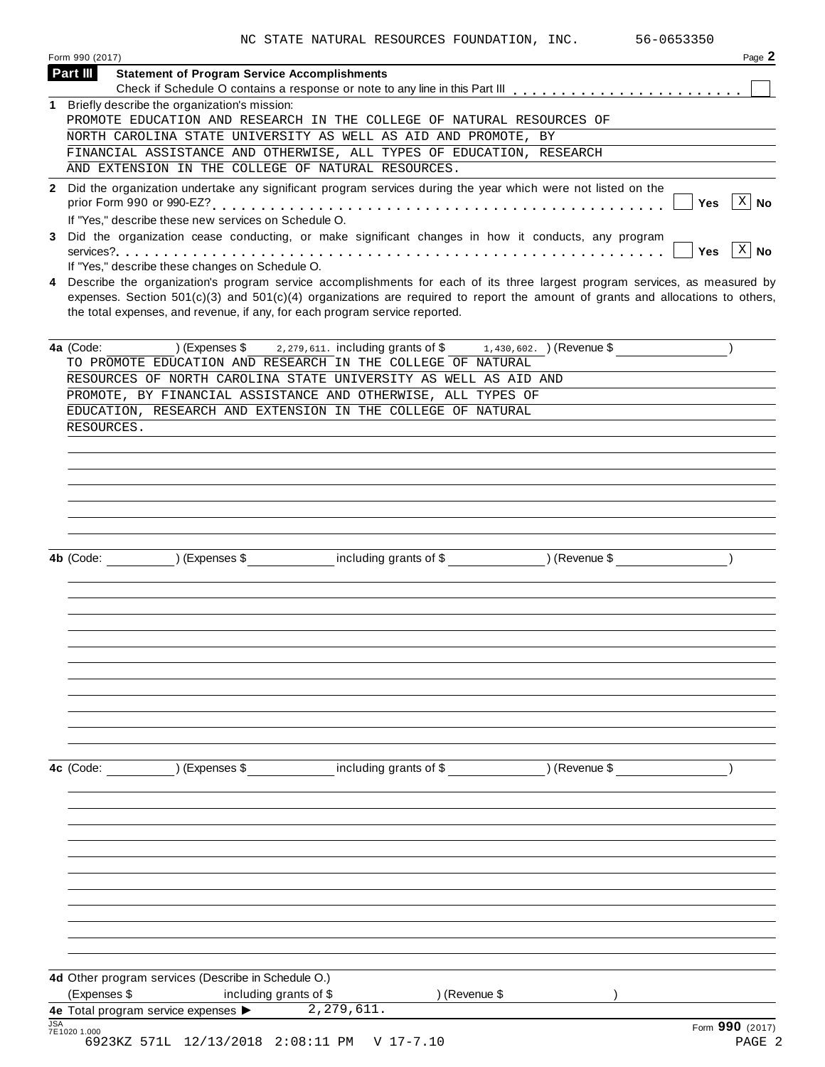NC STATE NATURAL RESOURCES FOUNDATION, INC. 56-0653350

Form 990 (2017) Page **2**

## Part III Statement of Program Service Accomplishments

Check if Schedule O contains a response or note to any line in this Part III . . . . . . . . . . . . . . . . . . . . . . . . ☐

**1** Briefly describe the organization's mission:

PROMOTE EDUCATION AND RESEARCH IN THE COLLEGE OF NATURAL RESOURCES OF NORTH CAROLINA STATE UNIVERSITY AS WELL AS AID AND PROMOTE, BY FINANCIAL ASSISTANCE AND OTHERWISE, ALL TYPES OF EDUCATION, RESEARCH AND EXTENSION IN THE COLLEGE OF NATURAL RESOURCES.

**2** Did the organization undertake any significant program services during the year which were not listed on the prior Form 990 or 990-EZ? . . . . . . . . . . . . . . . . . . . . . . . . . . . . . . . . . . . . . . . . . . ☐ Yes ☒ No

If "Yes," describe these new services on Schedule O.

**3** Did the organization cease conducting, or make significant changes in how it conducts, any program services? . . . . . . . . . . . . . . . . . . . . . . . . . . . . . . . . . . . . . . . . . . . . . . . . . . . . ☐ Yes ☒ No

If "Yes," describe these changes on Schedule O.

**4** Describe the organization's program service accomplishments for each of its three largest program services, as measured by expenses. Section 501(c)(3) and 501(c)(4) organizations are required to report the amount of grants and allocations to others, the total expenses, and revenue, if any, for each program service reported.

**4a** (Code: ) (Expenses $ 2,279,611. including grants of $ 1,430,602. ) (Revenue $ )

TO PROMOTE EDUCATION AND RESEARCH IN THE COLLEGE OF NATURAL RESOURCES OF NORTH CAROLINA STATE UNIVERSITY AS WELL AS AID AND PROMOTE, BY FINANCIAL ASSISTANCE AND OTHERWISE, ALL TYPES OF EDUCATION, RESEARCH AND EXTENSION IN THE COLLEGE OF NATURAL RESOURCES.

**4b** (Code: ) (Expenses $ including grants of $ ) (Revenue $ )

**4c** (Code: ) (Expenses $ including grants of $ ) (Revenue $ )

**4d** Other program services (Describe in Schedule O.)

(Expenses $ including grants of $ ) (Revenue $ )

**4e** Total program service expenses ▶ 2,279,611.

Form **990** (2017)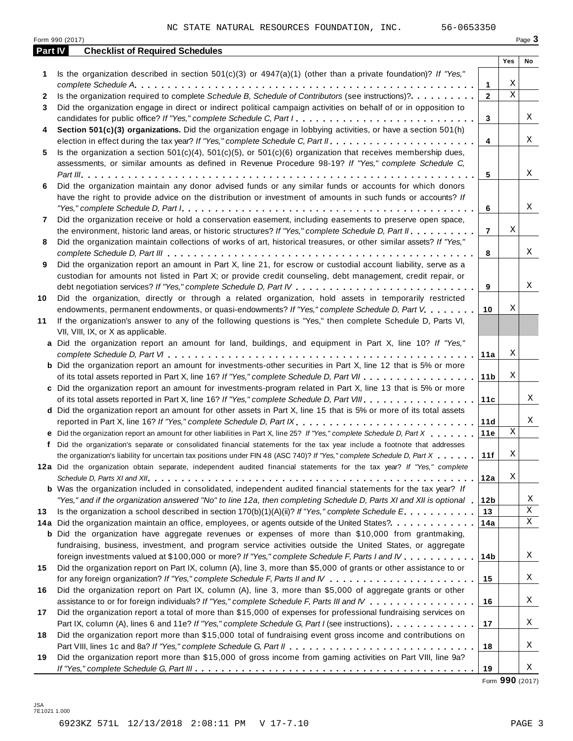NC STATE NATURAL RESOURCES FOUNDATION, INC. 56-0653350

Form 990 (2017)

## Part IV Checklist of Required Schedules

| | | | Yes | No |
|---|---|---|---|---|
| 1 | Is the organization described in section 501(c)(3) or 4947(a)(1) (other than a private foundation)? *If "Yes," complete Schedule A* | 1 | X | |
| 2 | Is the organization required to complete *Schedule B, Schedule of Contributors* (see instructions)? | 2 | X | |
| 3 | Did the organization engage in direct or indirect political campaign activities on behalf of or in opposition to candidates for public office? *If "Yes," complete Schedule C, Part I* | 3 | | X |
| 4 | **Section 501(c)(3) organizations.** Did the organization engage in lobbying activities, or have a section 501(h) election in effect during the tax year? *If "Yes," complete Schedule C, Part II* | 4 | | X |
| 5 | Is the organization a section 501(c)(4), 501(c)(5), or 501(c)(6) organization that receives membership dues, assessments, or similar amounts as defined in Revenue Procedure 98-19? *If "Yes," complete Schedule C, Part III* | 5 | | X |
| 6 | Did the organization maintain any donor advised funds or any similar funds or accounts for which donors have the right to provide advice on the distribution or investment of amounts in such funds or accounts? *If "Yes," complete Schedule D, Part I* | 6 | | X |
| 7 | Did the organization receive or hold a conservation easement, including easements to preserve open space, the environment, historic land areas, or historic structures? *If "Yes," complete Schedule D, Part II* | 7 | X | |
| 8 | Did the organization maintain collections of works of art, historical treasures, or other similar assets? *If "Yes," complete Schedule D, Part III* | 8 | | X |
| 9 | Did the organization report an amount in Part X, line 21, for escrow or custodial account liability, serve as a custodian for amounts not listed in Part X; or provide credit counseling, debt management, credit repair, or debt negotiation services? *If "Yes," complete Schedule D, Part IV* | 9 | | X |
| 10 | Did the organization, directly or through a related organization, hold assets in temporarily restricted endowments, permanent endowments, or quasi-endowments? *If "Yes," complete Schedule D, Part V* | 10 | X | |
| 11 | If the organization's answer to any of the following questions is "Yes," then complete Schedule D, Parts VI, VII, VIII, IX, or X as applicable. | | | |
| a | Did the organization report an amount for land, buildings, and equipment in Part X, line 10? *If "Yes," complete Schedule D, Part VI* | 11a | X | |
| b | Did the organization report an amount for investments-other securities in Part X, line 12 that is 5% or more of its total assets reported in Part X, line 16? *If "Yes," complete Schedule D, Part VII* | 11b | X | |
| c | Did the organization report an amount for investments-program related in Part X, line 13 that is 5% or more of its total assets reported in Part X, line 16? *If "Yes," complete Schedule D, Part VIII* | 11c | | X |
| d | Did the organization report an amount for other assets in Part X, line 15 that is 5% or more of its total assets reported in Part X, line 16? *If "Yes," complete Schedule D, Part IX* | 11d | | X |
| e | Did the organization report an amount for other liabilities in Part X, line 25? *If "Yes," complete Schedule D, Part X* | 11e | X | |
| f | Did the organization's separate or consolidated financial statements for the tax year include a footnote that addresses the organization's liability for uncertain tax positions under FIN 48 (ASC 740)? *If "Yes," complete Schedule D, Part X* | 11f | X | |
| 12a | Did the organization obtain separate, independent audited financial statements for the tax year? *If "Yes," complete Schedule D, Parts XI and XII* | 12a | X | |
| b | Was the organization included in consolidated, independent audited financial statements for the tax year? *If "Yes," and if the organization answered "No" to line 12a, then completing Schedule D, Parts XI and XII is optional* | 12b | | X |
| 13 | Is the organization a school described in section 170(b)(1)(A)(ii)? *If "Yes," complete Schedule E* | 13 | | X |
| 14a | Did the organization maintain an office, employees, or agents outside of the United States? | 14a | | X |
| b | Did the organization have aggregate revenues or expenses of more than $10,000 from grantmaking, fundraising, business, investment, and program service activities outside the United States, or aggregate foreign investments valued at $100,000 or more? *If "Yes," complete Schedule F, Parts I and IV* | 14b | | X |
| 15 | Did the organization report on Part IX, column (A), line 3, more than $5,000 of grants or other assistance to or for any foreign organization? *If "Yes," complete Schedule F, Parts II and IV* | 15 | | X |
| 16 | Did the organization report on Part IX, column (A), line 3, more than $5,000 of aggregate grants or other assistance to or for foreign individuals? *If "Yes," complete Schedule F, Parts III and IV* | 16 | | X |
| 17 | Did the organization report a total of more than $15,000 of expenses for professional fundraising services on Part IX, column (A), lines 6 and 11e? *If "Yes," complete Schedule G, Part I* (see instructions) | 17 | | X |
| 18 | Did the organization report more than $15,000 total of fundraising event gross income and contributions on Part VIII, lines 1c and 8a? *If "Yes," complete Schedule G, Part II* | 18 | | X |
| 19 | Did the organization report more than $15,000 of gross income from gaming activities on Part VIII, line 9a? *If "Yes," complete Schedule G, Part III* | 19 | | X |

Form **990** (2017)

JSA
7E1021 1.000

6923KZ 571L 12/13/2018 2:08:11 PM V 17-7.10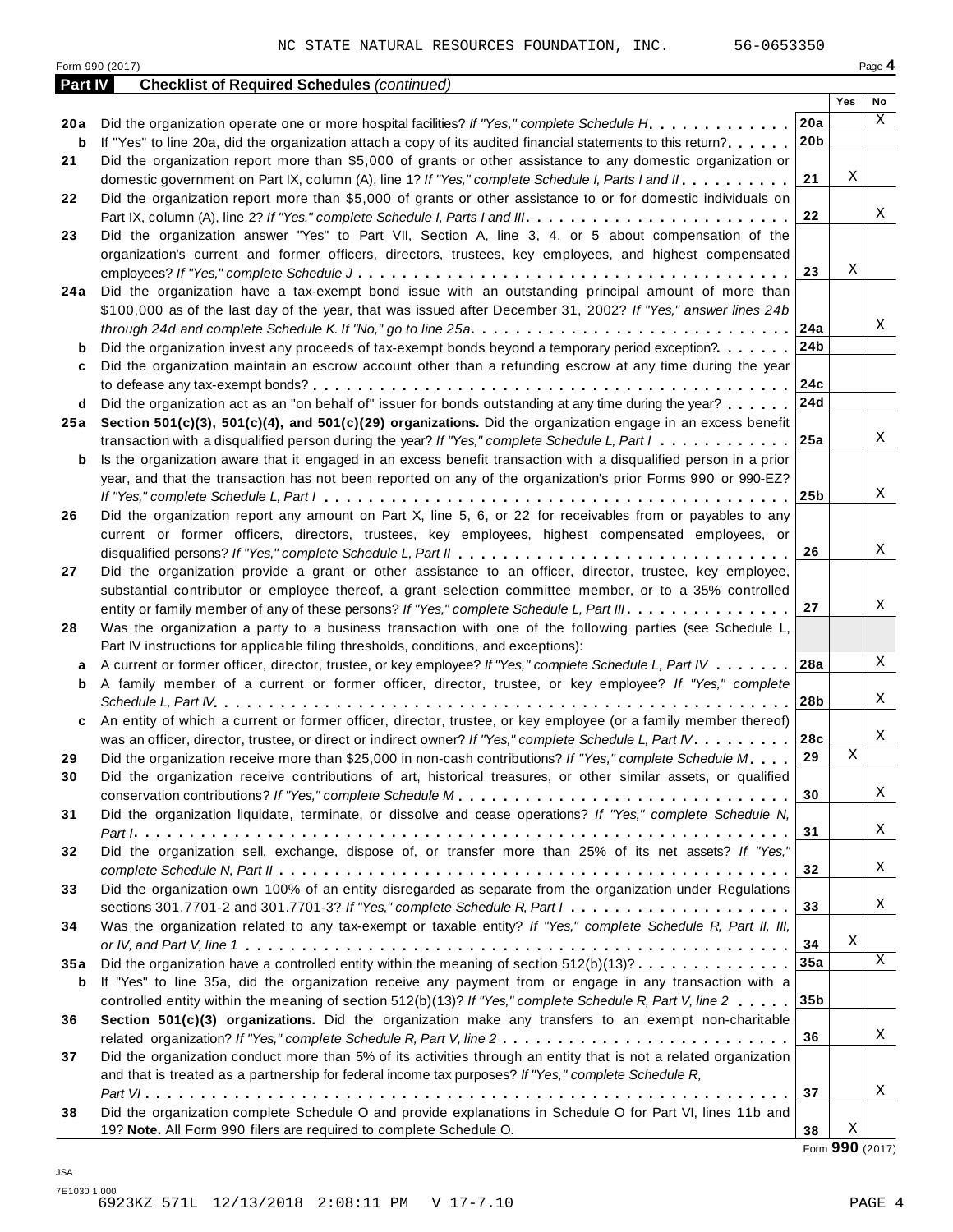NC STATE NATURAL RESOURCES FOUNDATION, INC. 56-0653350

Form 990 (2017)

**Part IV Checklist of Required Schedules** *(continued)*

| | | | Yes | No |
|---|---|---|---|---|
| **20a** | Did the organization operate one or more hospital facilities? *If "Yes," complete Schedule H* | **20a** | | X |
| **b** | If "Yes" to line 20a, did the organization attach a copy of its audited financial statements to this return? | **20b** | | |
| **21** | Did the organization report more than $5,000 of grants or other assistance to any domestic organization or domestic government on Part IX, column (A), line 1? *If "Yes," complete Schedule I, Parts I and II* | **21** | X | |
| **22** | Did the organization report more than $5,000 of grants or other assistance to or for domestic individuals on Part IX, column (A), line 2? *If "Yes," complete Schedule I, Parts I and III* | **22** | | X |
| **23** | Did the organization answer "Yes" to Part VII, Section A, line 3, 4, or 5 about compensation of the organization's current and former officers, directors, trustees, key employees, and highest compensated employees? *If "Yes," complete Schedule J* | **23** | X | |
| **24a** | Did the organization have a tax-exempt bond issue with an outstanding principal amount of more than $100,000 as of the last day of the year, that was issued after December 31, 2002? *If "Yes," answer lines 24b through 24d and complete Schedule K. If "No," go to line 25a* | **24a** | | X |
| **b** | Did the organization invest any proceeds of tax-exempt bonds beyond a temporary period exception? | **24b** | | |
| **c** | Did the organization maintain an escrow account other than a refunding escrow at any time during the year to defease any tax-exempt bonds? | **24c** | | |
| **d** | Did the organization act as an "on behalf of" issuer for bonds outstanding at any time during the year? | **24d** | | |
| **25a** | **Section 501(c)(3), 501(c)(4), and 501(c)(29) organizations.** Did the organization engage in an excess benefit transaction with a disqualified person during the year? *If "Yes," complete Schedule L, Part I* | **25a** | | X |
| **b** | Is the organization aware that it engaged in an excess benefit transaction with a disqualified person in a prior year, and that the transaction has not been reported on any of the organization's prior Forms 990 or 990-EZ? *If "Yes," complete Schedule L, Part I* | **25b** | | X |
| **26** | Did the organization report any amount on Part X, line 5, 6, or 22 for receivables from or payables to any current or former officers, directors, trustees, key employees, highest compensated employees, or disqualified persons? *If "Yes," complete Schedule L, Part II* | **26** | | X |
| **27** | Did the organization provide a grant or other assistance to an officer, director, trustee, key employee, substantial contributor or employee thereof, a grant selection committee member, or to a 35% controlled entity or family member of any of these persons? *If "Yes," complete Schedule L, Part III* | **27** | | X |
| **28** | Was the organization a party to a business transaction with one of the following parties (see Schedule L, Part IV instructions for applicable filing thresholds, conditions, and exceptions): | | | |
| **a** | A current or former officer, director, trustee, or key employee? *If "Yes," complete Schedule L, Part IV* | **28a** | | X |
| **b** | A family member of a current or former officer, director, trustee, or key employee? *If "Yes," complete Schedule L, Part IV* | **28b** | | X |
| **c** | An entity of which a current or former officer, director, trustee, or key employee (or a family member thereof) was an officer, director, trustee, or direct or indirect owner? *If "Yes," complete Schedule L, Part IV* | **28c** | | X |
| **29** | Did the organization receive more than $25,000 in non-cash contributions? *If "Yes," complete Schedule M* | **29** | X | |
| **30** | Did the organization receive contributions of art, historical treasures, or other similar assets, or qualified conservation contributions? *If "Yes," complete Schedule M* | **30** | | X |
| **31** | Did the organization liquidate, terminate, or dissolve and cease operations? *If "Yes," complete Schedule N, Part I* | **31** | | X |
| **32** | Did the organization sell, exchange, dispose of, or transfer more than 25% of its net assets? *If "Yes," complete Schedule N, Part II* | **32** | | X |
| **33** | Did the organization own 100% of an entity disregarded as separate from the organization under Regulations sections 301.7701-2 and 301.7701-3? *If "Yes," complete Schedule R, Part I* | **33** | | X |
| **34** | Was the organization related to any tax-exempt or taxable entity? *If "Yes," complete Schedule R, Part II, III, or IV, and Part V, line 1* | **34** | X | |
| **35a** | Did the organization have a controlled entity within the meaning of section 512(b)(13)? | **35a** | | X |
| **b** | If "Yes" to line 35a, did the organization receive any payment from or engage in any transaction with a controlled entity within the meaning of section 512(b)(13)? *If "Yes," complete Schedule R, Part V, line 2* | **35b** | | |
| **36** | **Section 501(c)(3) organizations.** Did the organization make any transfers to an exempt non-charitable related organization? *If "Yes," complete Schedule R, Part V, line 2* | **36** | | X |
| **37** | Did the organization conduct more than 5% of its activities through an entity that is not a related organization and that is treated as a partnership for federal income tax purposes? *If "Yes," complete Schedule R, Part VI* | **37** | | X |
| **38** | Did the organization complete Schedule O and provide explanations in Schedule O for Part VI, lines 11b and 19? **Note.** All Form 990 filers are required to complete Schedule O. | **38** | X | |

Form **990** (2017)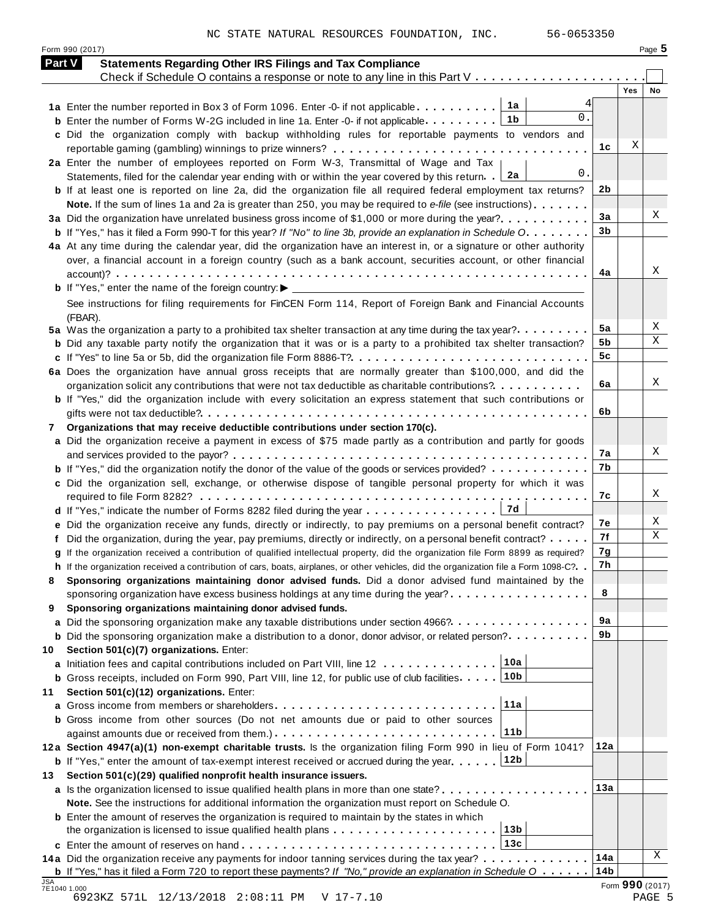NC STATE NATURAL RESOURCES FOUNDATION, INC. 56-0653350

Form 990 (2017)

## Part V Statements Regarding Other IRS Filings and Tax Compliance

Check if Schedule O contains a response or note to any line in this Part V . . . . . . . . . . . . . . . . . . . . . ☐

| Line | Question | Sub-line | Amount | Line | Yes | No |
|---|---|---|---|---|---|---|
| 1a | Enter the number reported in Box 3 of Form 1096. Enter -0- if not applicable | 1a | 4 | | | |
| b | Enter the number of Forms W-2G included in line 1a. Enter -0- if not applicable | 1b | 0. | | | |
| c | Did the organization comply with backup withholding rules for reportable payments to vendors and reportable gaming (gambling) winnings to prize winners? | | | 1c | X | |
| 2a | Enter the number of employees reported on Form W-3, Transmittal of Wage and Tax Statements, filed for the calendar year ending with or within the year covered by this return | 2a | 0. | | | |
| b | If at least one is reported on line 2a, did the organization file all required federal employment tax returns? | | | 2b | | |
| | **Note.** If the sum of lines 1a and 2a is greater than 250, you may be required to *e-file* (see instructions) | | | | | |
| 3a | Did the organization have unrelated business gross income of $1,000 or more during the year? | | | 3a | | X |
| b | If "Yes," has it filed a Form 990-T for this year? *If "No" to line 3b, provide an explanation in Schedule O* | | | 3b | | |
| 4a | At any time during the calendar year, did the organization have an interest in, or a signature or other authority over, a financial account in a foreign country (such as a bank account, securities account, or other financial account)? | | | 4a | | X |
| b | If "Yes," enter the name of the foreign country: ▶ | | | | | |
| | See instructions for filing requirements for FinCEN Form 114, Report of Foreign Bank and Financial Accounts (FBAR). | | | | | |
| 5a | Was the organization a party to a prohibited tax shelter transaction at any time during the tax year? | | | 5a | | X |
| b | Did any taxable party notify the organization that it was or is a party to a prohibited tax shelter transaction? | | | 5b | | X |
| c | If "Yes" to line 5a or 5b, did the organization file Form 8886-T? | | | 5c | | |
| 6a | Does the organization have annual gross receipts that are normally greater than $100,000, and did the organization solicit any contributions that were not tax deductible as charitable contributions? | | | 6a | | X |
| b | If "Yes," did the organization include with every solicitation an express statement that such contributions or gifts were not tax deductible? | | | 6b | | |
| 7 | **Organizations that may receive deductible contributions under section 170(c).** | | | | | |
| a | Did the organization receive a payment in excess of $75 made partly as a contribution and partly for goods and services provided to the payor? | | | 7a | | X |
| b | If "Yes," did the organization notify the donor of the value of the goods or services provided? | | | 7b | | |
| c | Did the organization sell, exchange, or otherwise dispose of tangible personal property for which it was required to file Form 8282? | | | 7c | | X |
| d | If "Yes," indicate the number of Forms 8282 filed during the year | 7d | | | | |
| e | Did the organization receive any funds, directly or indirectly, to pay premiums on a personal benefit contract? | | | 7e | | X |
| f | Did the organization, during the year, pay premiums, directly or indirectly, on a personal benefit contract? | | | 7f | | X |
| g | If the organization received a contribution of qualified intellectual property, did the organization file Form 8899 as required? | | | 7g | | |
| h | If the organization received a contribution of cars, boats, airplanes, or other vehicles, did the organization file a Form 1098-C? | | | 7h | | |
| 8 | **Sponsoring organizations maintaining donor advised funds.** Did a donor advised fund maintained by the sponsoring organization have excess business holdings at any time during the year? | | | 8 | | |
| 9 | **Sponsoring organizations maintaining donor advised funds.** | | | | | |
| a | Did the sponsoring organization make any taxable distributions under section 4966? | | | 9a | | |
| b | Did the sponsoring organization make a distribution to a donor, donor advisor, or related person? | | | 9b | | |
| 10 | **Section 501(c)(7) organizations.** Enter: | | | | | |
| a | Initiation fees and capital contributions included on Part VIII, line 12 | 10a | | | | |
| b | Gross receipts, included on Form 990, Part VIII, line 12, for public use of club facilities | 10b | | | | |
| 11 | **Section 501(c)(12) organizations.** Enter: | | | | | |
| a | Gross income from members or shareholders | 11a | | | | |
| b | Gross income from other sources (Do not net amounts due or paid to other sources against amounts due or received from them.) | 11b | | | | |
| 12a | **Section 4947(a)(1) non-exempt charitable trusts.** Is the organization filing Form 990 in lieu of Form 1041? | | | 12a | | |
| b | If "Yes," enter the amount of tax-exempt interest received or accrued during the year | 12b | | | | |
| 13 | **Section 501(c)(29) qualified nonprofit health insurance issuers.** | | | | | |
| a | Is the organization licensed to issue qualified health plans in more than one state? | | | 13a | | |
| | **Note.** See the instructions for additional information the organization must report on Schedule O. | | | | | |
| b | Enter the amount of reserves the organization is required to maintain by the states in which the organization is licensed to issue qualified health plans | 13b | | | | |
| c | Enter the amount of reserves on hand | 13c | | | | |
| 14a | Did the organization receive any payments for indoor tanning services during the tax year? | | | 14a | | X |
| b | If "Yes," has it filed a Form 720 to report these payments? *If "No," provide an explanation in Schedule O* | | | 14b | | |

JSA 7E1040 1.000

Form **990** (2017)

6923KZ 571L 12/13/2018 2:08:11 PM V 17-7.10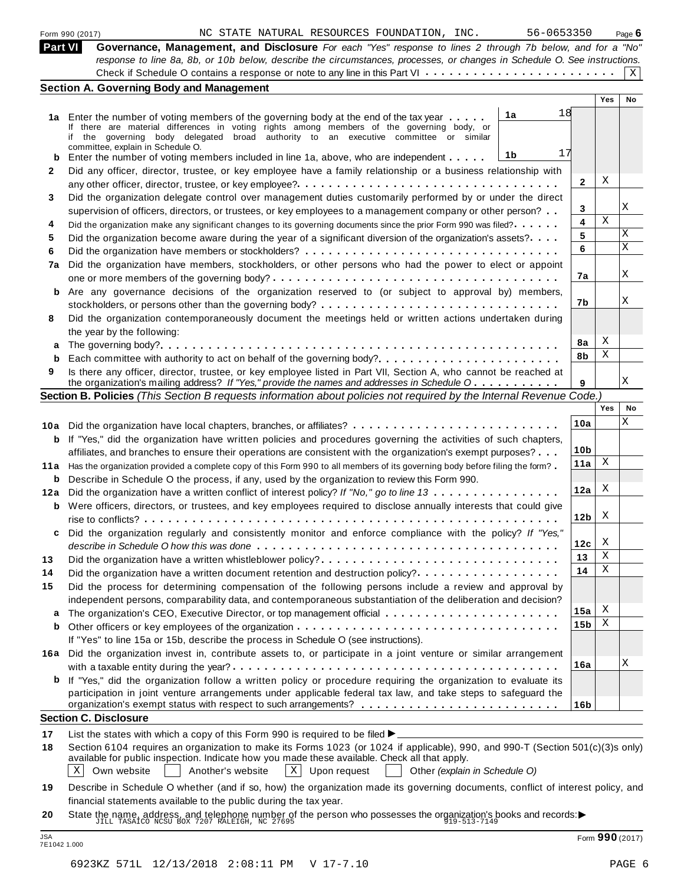Form 990 (2017) NC STATE NATURAL RESOURCES FOUNDATION, INC. 56-0653350

## Part VI Governance, Management, and Disclosure

*For each "Yes" response to lines 2 through 7b below, and for a "No" response to line 8a, 8b, or 10b below, describe the circumstances, processes, or changes in Schedule O. See instructions.*

Check if Schedule O contains a response or note to any line in this Part VI . . . . . . . . . . X

### Section A. Governing Body and Management

| | | | Yes | No |
|---|---|---|---|---|
| **1a** | Enter the number of voting members of the governing body at the end of the tax year . . . . . **1a** 18 <br> If there are material differences in voting rights among members of the governing body, or if the governing body delegated broad authority to an executive committee or similar committee, explain in Schedule O. | | | |
| **b** | Enter the number of voting members included in line 1a, above, who are independent . . . . . **1b** 17 | | | |
| **2** | Did any officer, director, trustee, or key employee have a family relationship or a business relationship with any other officer, director, trustee, or key employee? | 2 | X | |
| **3** | Did the organization delegate control over management duties customarily performed by or under the direct supervision of officers, directors, or trustees, or key employees to a management company or other person? | 3 | | X |
| **4** | Did the organization make any significant changes to its governing documents since the prior Form 990 was filed? | 4 | X | |
| **5** | Did the organization become aware during the year of a significant diversion of the organization's assets? | 5 | | X |
| **6** | Did the organization have members or stockholders? | 6 | | X |
| **7a** | Did the organization have members, stockholders, or other persons who had the power to elect or appoint one or more members of the governing body? | 7a | | X |
| **b** | Are any governance decisions of the organization reserved to (or subject to approval by) members, stockholders, or persons other than the governing body? | 7b | | X |
| **8** | Did the organization contemporaneously document the meetings held or written actions undertaken during the year by the following: | | | |
| **a** | The governing body? | 8a | X | |
| **b** | Each committee with authority to act on behalf of the governing body? | 8b | X | |
| **9** | Is there any officer, director, trustee, or key employee listed in Part VII, Section A, who cannot be reached at the organization's mailing address? *If "Yes," provide the names and addresses in Schedule O* | 9 | | X |

### Section B. Policies *(This Section B requests information about policies not required by the Internal Revenue Code.)*

| | | | Yes | No |
|---|---|---|---|---|
| **10a** | Did the organization have local chapters, branches, or affiliates? | 10a | | X |
| **b** | If "Yes," did the organization have written policies and procedures governing the activities of such chapters, affiliates, and branches to ensure their operations are consistent with the organization's exempt purposes? | 10b | | |
| **11a** | Has the organization provided a complete copy of this Form 990 to all members of its governing body before filing the form? | 11a | X | |
| **b** | Describe in Schedule O the process, if any, used by the organization to review this Form 990. | | | |
| **12a** | Did the organization have a written conflict of interest policy? *If "No," go to line 13* | 12a | X | |
| **b** | Were officers, directors, or trustees, and key employees required to disclose annually interests that could give rise to conflicts? | 12b | X | |
| **c** | Did the organization regularly and consistently monitor and enforce compliance with the policy? *If "Yes," describe in Schedule O how this was done* | 12c | X | |
| **13** | Did the organization have a written whistleblower policy? | 13 | X | |
| **14** | Did the organization have a written document retention and destruction policy? | 14 | X | |
| **15** | Did the process for determining compensation of the following persons include a review and approval by independent persons, comparability data, and contemporaneous substantiation of the deliberation and decision? | | | |
| **a** | The organization's CEO, Executive Director, or top management official | 15a | X | |
| **b** | Other officers or key employees of the organization <br> If "Yes" to line 15a or 15b, describe the process in Schedule O (see instructions). | 15b | X | |
| **16a** | Did the organization invest in, contribute assets to, or participate in a joint venture or similar arrangement with a taxable entity during the year? | 16a | | X |
| **b** | If "Yes," did the organization follow a written policy or procedure requiring the organization to evaluate its participation in joint venture arrangements under applicable federal tax law, and take steps to safeguard the organization's exempt status with respect to such arrangements? | 16b | | |

### Section C. Disclosure

**17** List the states with which a copy of this Form 990 is required to be filed ▶

**18** Section 6104 requires an organization to make its Forms 1023 (or 1024 if applicable), 990, and 990-T (Section 501(c)(3)s only) available for public inspection. Indicate how you made these available. Check all that apply.

[X] Own website [ ] Another's website [X] Upon request [ ] Other *(explain in Schedule O)*

**19** Describe in Schedule O whether (and if so, how) the organization made its governing documents, conflict of interest policy, and financial statements available to the public during the tax year.

**20** State the name, address, and telephone number of the person who possesses the organization's books and records: ▶ JILL TASAICO NCSU BOX 7207 RALEIGH, NC 27695 919-513-7149

JSA 7E1042 1.000

Form **990** (2017)

6923KZ 571L 12/13/2018 2:08:11 PM V 17-7.10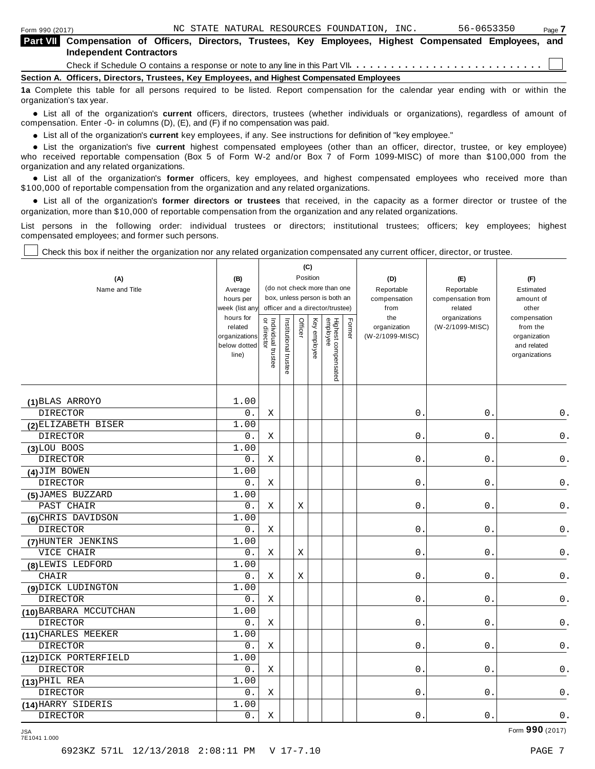Form 990 (2017) NC STATE NATURAL RESOURCES FOUNDATION, INC. 56-0653350

## Part VII Compensation of Officers, Directors, Trustees, Key Employees, Highest Compensated Employees, and Independent Contractors

Check if Schedule O contains a response or note to any line in this Part VII . . . . . . . . . . . . . . . . . . . . . . . . . . . ☐

### Section A. Officers, Directors, Trustees, Key Employees, and Highest Compensated Employees

**1a** Complete this table for all persons required to be listed. Report compensation for the calendar year ending with or within the organization's tax year.

- List all of the organization's **current** officers, directors, trustees (whether individuals or organizations), regardless of amount of compensation. Enter -0- in columns (D), (E), and (F) if no compensation was paid.
- List all of the organization's **current** key employees, if any. See instructions for definition of "key employee."
- List the organization's five **current** highest compensated employees (other than an officer, director, trustee, or key employee) who received reportable compensation (Box 5 of Form W-2 and/or Box 7 of Form 1099-MISC) of more than $100,000 from the organization and any related organizations.
- List all of the organization's **former** officers, key employees, and highest compensated employees who received more than $100,000 of reportable compensation from the organization and any related organizations.
- List all of the organization's **former directors or trustees** that received, in the capacity as a former director or trustee of the organization, more than $10,000 of reportable compensation from the organization and any related organizations.

List persons in the following order: individual trustees or directors; institutional trustees; officers; key employees; highest compensated employees; and former such persons.

☐ Check this box if neither the organization nor any related organization compensated any current officer, director, or trustee.

| (A) Name and Title | (B) Average hours per week (list any hours for related organizations below dotted line) | (C) Position (do not check more than one box, unless person is both an officer and a director/trustee): Individual trustee or director | Institutional trustee | Officer | Key employee | Highest compensated employee | Former | (D) Reportable compensation from the organization (W-2/1099-MISC) | (E) Reportable compensation from related organizations (W-2/1099-MISC) | (F) Estimated amount of other compensation from the organization and related organizations |
|---|---|---|---|---|---|---|---|---|---|---|
| (1) BLAS ARROYO<br>DIRECTOR | 1.00<br>0. | X | | | | | | 0. | 0. | 0. |
| (2) ELIZABETH BISER<br>DIRECTOR | 1.00<br>0. | X | | | | | | 0. | 0. | 0. |
| (3) LOU BOOS<br>DIRECTOR | 1.00<br>0. | X | | | | | | 0. | 0. | 0. |
| (4) JIM BOWEN<br>DIRECTOR | 1.00<br>0. | X | | | | | | 0. | 0. | 0. |
| (5) JAMES BUZZARD<br>PAST CHAIR | 1.00<br>0. | X | | X | | | | 0. | 0. | 0. |
| (6) CHRIS DAVIDSON<br>DIRECTOR | 1.00<br>0. | X | | | | | | 0. | 0. | 0. |
| (7) HUNTER JENKINS<br>VICE CHAIR | 1.00<br>0. | X | | X | | | | 0. | 0. | 0. |
| (8) LEWIS LEDFORD<br>CHAIR | 1.00<br>0. | X | | X | | | | 0. | 0. | 0. |
| (9) DICK LUDINGTON<br>DIRECTOR | 1.00<br>0. | X | | | | | | 0. | 0. | 0. |
| (10) BARBARA MCCUTCHAN<br>DIRECTOR | 1.00<br>0. | X | | | | | | 0. | 0. | 0. |
| (11) CHARLES MEEKER<br>DIRECTOR | 1.00<br>0. | X | | | | | | 0. | 0. | 0. |
| (12) DICK PORTERFIELD<br>DIRECTOR | 1.00<br>0. | X | | | | | | 0. | 0. | 0. |
| (13) PHIL REA<br>DIRECTOR | 1.00<br>0. | X | | | | | | 0. | 0. | 0. |
| (14) HARRY SIDERIS<br>DIRECTOR | 1.00<br>0. | X | | | | | | 0. | 0. | 0. |

JSA 7E1041 1.000 Form 990 (2017)

6923KZ 571L 12/13/2018 2:08:11 PM V 17-7.10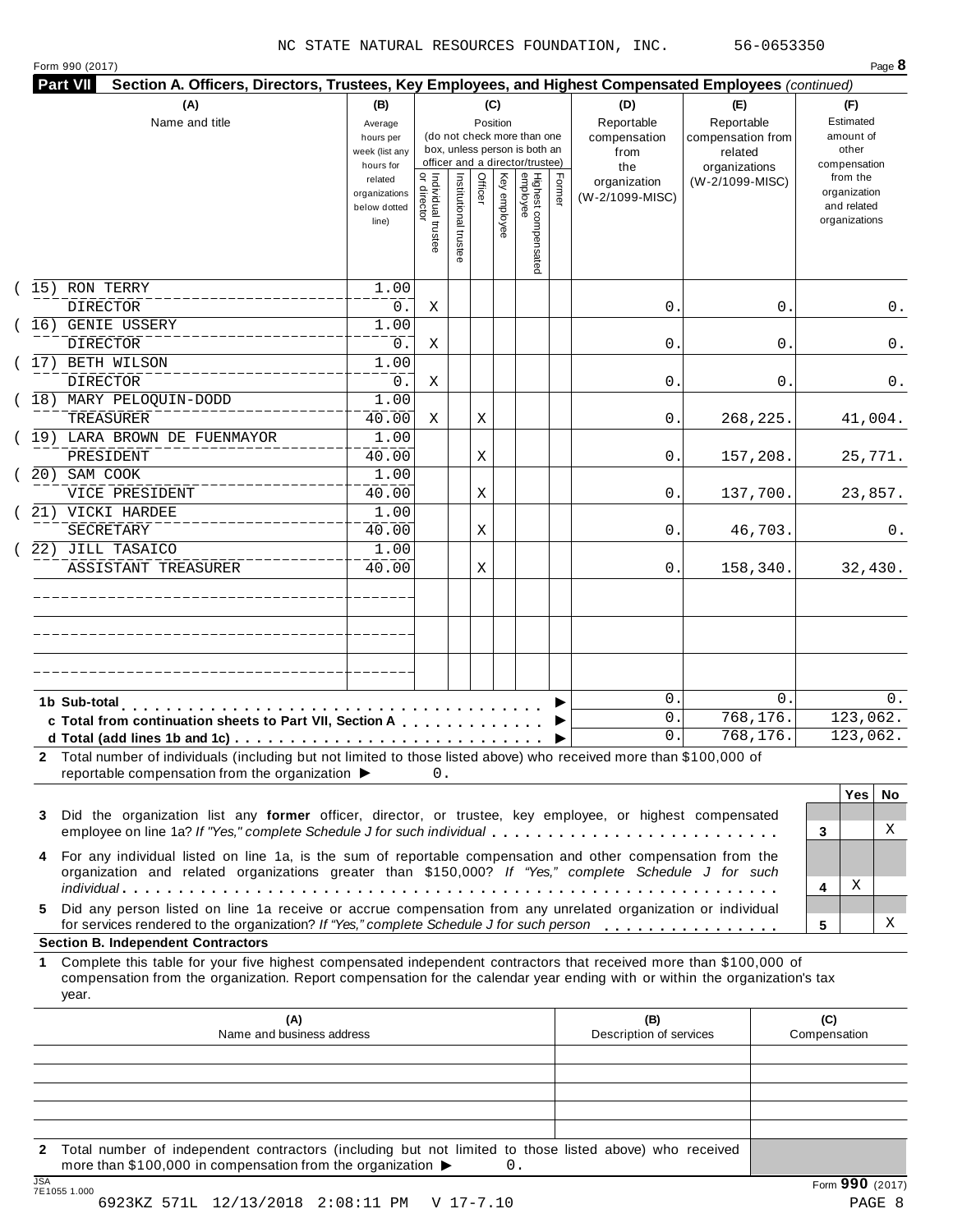NC STATE NATURAL RESOURCES FOUNDATION, INC. 56-0653350

Form 990 (2017) Page **8**

**Part VII Section A. Officers, Directors, Trustees, Key Employees, and Highest Compensated Employees** *(continued)*

| (A) Name and title | (B) Average hours per week (list any hours for related organizations below dotted line) | (C) Position: Individual trustee or director | Institutional trustee | Officer | Key employee | Highest compensated employee | Former | (D) Reportable compensation from the organization (W-2/1099-MISC) | (E) Reportable compensation from related organizations (W-2/1099-MISC) | (F) Estimated amount of other compensation from the organization and related organizations |
|---|---|---|---|---|---|---|---|---|---|---|
| (15) RON TERRY<br>DIRECTOR | 1.00<br>0. | X | | | | | | 0. | 0. | 0. |
| (16) GENIE USSERY<br>DIRECTOR | 1.00<br>0. | X | | | | | | 0. | 0. | 0. |
| (17) BETH WILSON<br>DIRECTOR | 1.00<br>0. | X | | | | | | 0. | 0. | 0. |
| (18) MARY PELOQUIN-DODD<br>TREASURER | 1.00<br>40.00 | X | | X | | | | 0. | 268,225. | 41,004. |
| (19) LARA BROWN DE FUENMAYOR<br>PRESIDENT | 1.00<br>40.00 | | | X | | | | 0. | 157,208. | 25,771. |
| (20) SAM COOK<br>VICE PRESIDENT | 1.00<br>40.00 | | | X | | | | 0. | 137,700. | 23,857. |
| (21) VICKI HARDEE<br>SECRETARY | 1.00<br>40.00 | | | X | | | | 0. | 46,703. | 0. |
| (22) JILL TASAICO<br>ASSISTANT TREASURER | 1.00<br>40.00 | | | X | | | | 0. | 158,340. | 32,430. |
| | | | | | | | | | | |
| | | | | | | | | | | |
| | | | | | | | | | | |

| | (D) | (E) | (F) |
|---|---|---|---|
| **1b Sub-total** | 0. | 0. | 0. |
| **c Total from continuation sheets to Part VII, Section A** | 0. | 768,176. | 123,062. |
| **d Total (add lines 1b and 1c)** | 0. | 768,176. | 123,062. |

**2** Total number of individuals (including but not limited to those listed above) who received more than $100,000 of reportable compensation from the organization ▶ 0.

| | | Yes | No |
|---|---|---|---|
| **3** Did the organization list any **former** officer, director, or trustee, key employee, or highest compensated employee on line 1a? *If "Yes," complete Schedule J for such individual* | 3 | | X |
| **4** For any individual listed on line 1a, is the sum of reportable compensation and other compensation from the organization and related organizations greater than $150,000? *If "Yes," complete Schedule J for such individual* | 4 | X | |
| **5** Did any person listed on line 1a receive or accrue compensation from any unrelated organization or individual for services rendered to the organization? *If "Yes," complete Schedule J for such person* | 5 | | X |

**Section B. Independent Contractors**

**1** Complete this table for your five highest compensated independent contractors that received more than $100,000 of compensation from the organization. Report compensation for the calendar year ending with or within the organization's tax year.

| (A) Name and business address | (B) Description of services | (C) Compensation |
|---|---|---|
| | | |
| | | |
| | | |
| | | |
| | | |

**2** Total number of independent contractors (including but not limited to those listed above) who received more than $100,000 in compensation from the organization ▶ 0.

Form **990** (2017)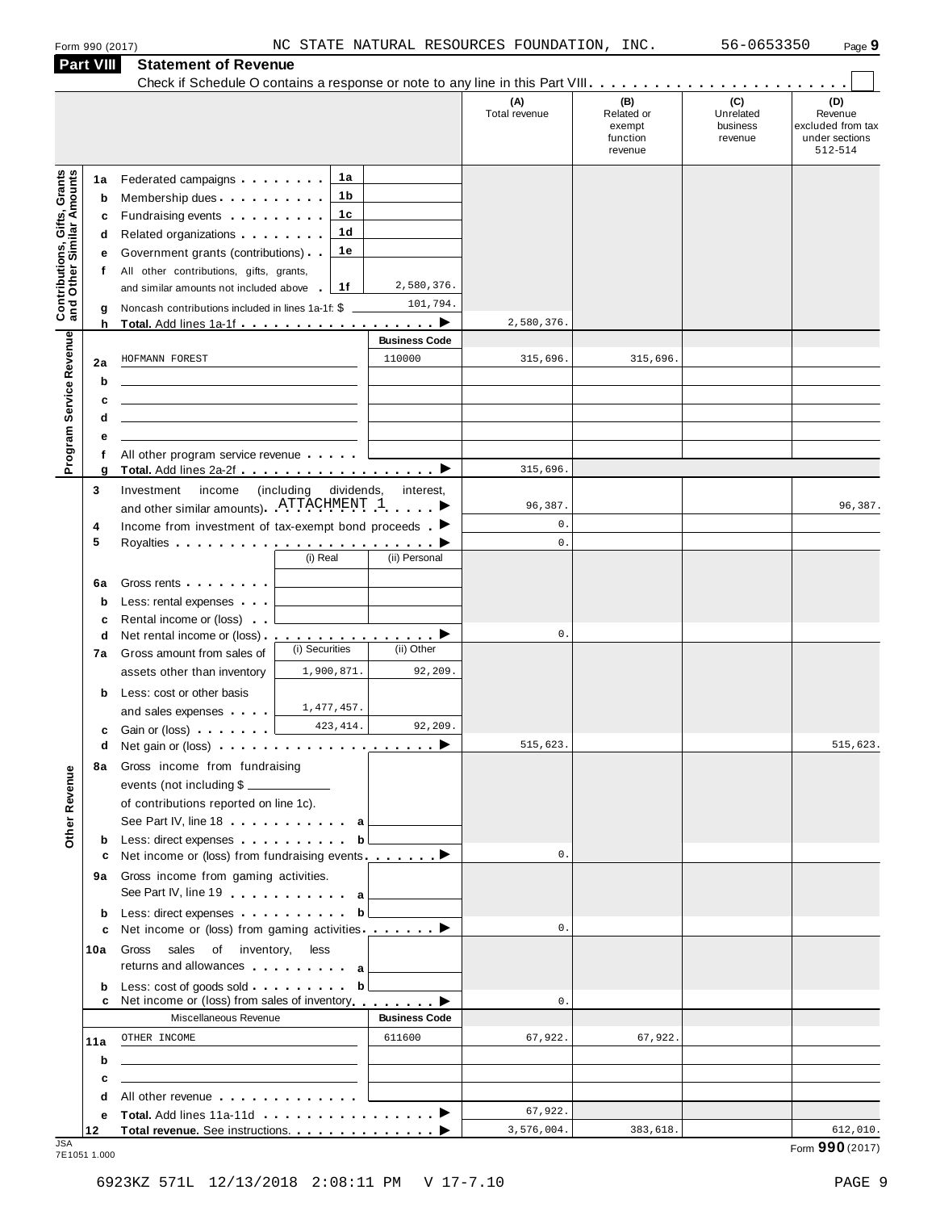Form 990 (2017) NC STATE NATURAL RESOURCES FOUNDATION, INC. 56-0653350 Page 9

## Part VIII Statement of Revenue

Check if Schedule O contains a response or note to any line in this Part VIII

| | | | | (A) Total revenue | (B) Related or exempt function revenue | (C) Unrelated business revenue | (D) Revenue excluded from tax under sections 512-514 |
|---|---|---|---|---|---|---|---|
| **Contributions, Gifts, Grants and Other Similar Amounts** | 1a | Federated campaigns | 1a | | | | |
| | b | Membership dues | 1b | | | | |
| | c | Fundraising events | 1c | | | | |
| | d | Related organizations | 1d | | | | |
| | e | Government grants (contributions) | 1e | | | | |
| | f | All other contributions, gifts, grants, and similar amounts not included above | 1f 2,580,376. | | | | |
| | g | Noncash contributions included in lines 1a-1f: $ | 101,794. | | | | |
| | h | **Total.** Add lines 1a-1f | | 2,580,376. | | | |
| **Program Service Revenue** | | | **Business Code** | | | | |
| | 2a | HOFMANN FOREST | 110000 | 315,696. | 315,696. | | |
| | b | | | | | | |
| | c | | | | | | |
| | d | | | | | | |
| | e | | | | | | |
| | f | All other program service revenue | | | | | |
| | g | **Total.** Add lines 2a-2f | | 315,696. | | | |
| **Other Revenue** | 3 | Investment income (including dividends, interest, and other similar amounts) ATTACHMENT 1 | | 96,387. | | | 96,387. |
| | 4 | Income from investment of tax-exempt bond proceeds | | 0. | | | |
| | 5 | Royalties | | 0. | | | |
| | | | (i) Real / (ii) Personal | | | | |
| | 6a | Gross rents | | | | | |
| | b | Less: rental expenses | | | | | |
| | c | Rental income or (loss) | | | | | |
| | d | Net rental income or (loss) | | 0. | | | |
| | | | (i) Securities / (ii) Other | | | | |
| | 7a | Gross amount from sales of assets other than inventory | 1,900,871. / 92,209. | | | | |
| | b | Less: cost or other basis and sales expenses | 1,477,457. / | | | | |
| | c | Gain or (loss) | 423,414. / 92,209. | | | | |
| | d | Net gain or (loss) | | 515,623. | | | 515,623. |
| | 8a | Gross income from fundraising events (not including $ of contributions reported on line 1c). See Part IV, line 18 | a | | | | |
| | b | Less: direct expenses | b | | | | |
| | c | Net income or (loss) from fundraising events | | 0. | | | |
| | 9a | Gross income from gaming activities. See Part IV, line 19 | a | | | | |
| | b | Less: direct expenses | b | | | | |
| | c | Net income or (loss) from gaming activities | | 0. | | | |
| | 10a | Gross sales of inventory, less returns and allowances | a | | | | |
| | b | Less: cost of goods sold | b | | | | |
| | c | Net income or (loss) from sales of inventory | | 0. | | | |
| | | Miscellaneous Revenue | **Business Code** | | | | |
| | 11a | OTHER INCOME | 611600 | 67,922. | 67,922. | | |
| | b | | | | | | |
| | c | | | | | | |
| | d | All other revenue | | | | | |
| | e | **Total.** Add lines 11a-11d | | 67,922. | | | |
| | 12 | **Total revenue.** See instructions. | | 3,576,004. | 383,618. | | 612,010. |

JSA 7E1051 1.000 Form **990** (2017)

6923KZ 571L 12/13/2018 2:08:11 PM V 17-7.10 PAGE 9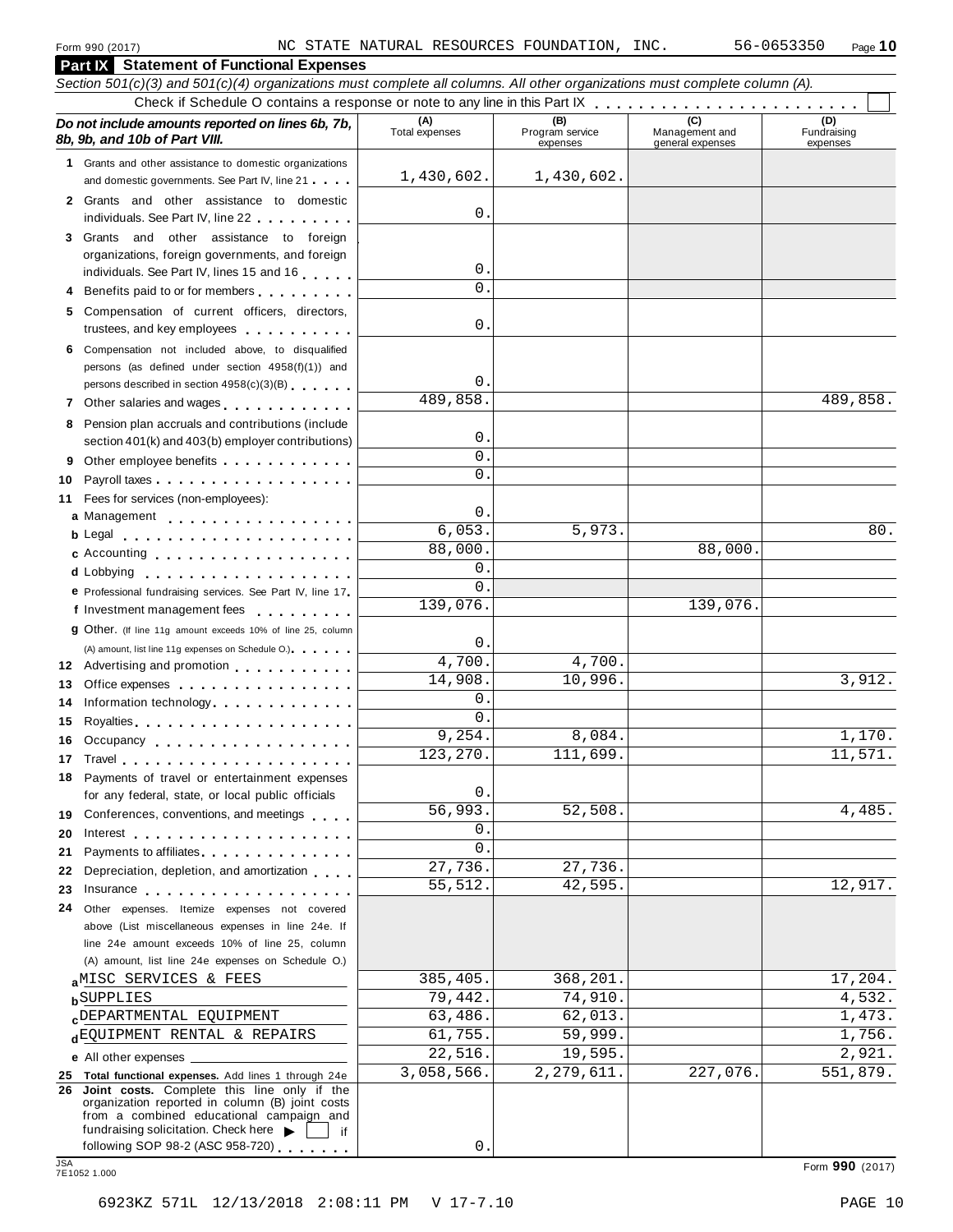Form 990 (2017) NC STATE NATURAL RESOURCES FOUNDATION, INC. 56-0653350 Page **10**

## Part IX Statement of Functional Expenses

*Section 501(c)(3) and 501(c)(4) organizations must complete all columns. All other organizations must complete column (A).*

Check if Schedule O contains a response or note to any line in this Part IX . . . . . . . . . . . . . . . . . . . . . . . . ☐

| *Do not include amounts reported on lines 6b, 7b, 8b, 9b, and 10b of Part VIII.* | (A) Total expenses | (B) Program service expenses | (C) Management and general expenses | (D) Fundraising expenses |
|---|---|---|---|---|
| **1** Grants and other assistance to domestic organizations and domestic governments. See Part IV, line 21 | 1,430,602. | 1,430,602. | | |
| **2** Grants and other assistance to domestic individuals. See Part IV, line 22 | 0. | | | |
| **3** Grants and other assistance to foreign organizations, foreign governments, and foreign individuals. See Part IV, lines 15 and 16 | 0. | | | |
| **4** Benefits paid to or for members | 0. | | | |
| **5** Compensation of current officers, directors, trustees, and key employees | 0. | | | |
| **6** Compensation not included above, to disqualified persons (as defined under section 4958(f)(1)) and persons described in section 4958(c)(3)(B) | 0. | | | |
| **7** Other salaries and wages | 489,858. | | | 489,858. |
| **8** Pension plan accruals and contributions (include section 401(k) and 403(b) employer contributions) | 0. | | | |
| **9** Other employee benefits | 0. | | | |
| **10** Payroll taxes | 0. | | | |
| **11** Fees for services (non-employees): | | | | |
| **a** Management | 0. | | | |
| **b** Legal | 6,053. | 5,973. | | 80. |
| **c** Accounting | 88,000. | | 88,000. | |
| **d** Lobbying | 0. | | | |
| **e** Professional fundraising services. See Part IV, line 17 | 0. | | | |
| **f** Investment management fees | 139,076. | | 139,076. | |
| **g** Other. (If line 11g amount exceeds 10% of line 25, column (A) amount, list line 11g expenses on Schedule O.) | 0. | | | |
| **12** Advertising and promotion | 4,700. | 4,700. | | |
| **13** Office expenses | 14,908. | 10,996. | | 3,912. |
| **14** Information technology | 0. | | | |
| **15** Royalties | 0. | | | |
| **16** Occupancy | 9,254. | 8,084. | | 1,170. |
| **17** Travel | 123,270. | 111,699. | | 11,571. |
| **18** Payments of travel or entertainment expenses for any federal, state, or local public officials | 0. | | | |
| **19** Conferences, conventions, and meetings | 56,993. | 52,508. | | 4,485. |
| **20** Interest | 0. | | | |
| **21** Payments to affiliates | 0. | | | |
| **22** Depreciation, depletion, and amortization | 27,736. | 27,736. | | |
| **23** Insurance | 55,512. | 42,595. | | 12,917. |
| **24** Other expenses. Itemize expenses not covered above (List miscellaneous expenses in line 24e. If line 24e amount exceeds 10% of line 25, column (A) amount, list line 24e expenses on Schedule O.) | | | | |
| **a** MISC SERVICES & FEES | 385,405. | 368,201. | | 17,204. |
| **b** SUPPLIES | 79,442. | 74,910. | | 4,532. |
| **c** DEPARTMENTAL EQUIPMENT | 63,486. | 62,013. | | 1,473. |
| **d** EQUIPMENT RENTAL & REPAIRS | 61,755. | 59,999. | | 1,756. |
| **e** All other expenses | 22,516. | 19,595. | | 2,921. |
| **25 Total functional expenses.** Add lines 1 through 24e | 3,058,566. | 2,279,611. | 227,076. | 551,879. |
| **26 Joint costs.** Complete this line only if the organization reported in column (B) joint costs from a combined educational campaign and fundraising solicitation. Check here ▶ ☐ if following SOP 98-2 (ASC 958-720) | 0. | | | |

JSA 7E1052 1.000

Form **990** (2017)

6923KZ 571L 12/13/2018 2:08:11 PM V 17-7.10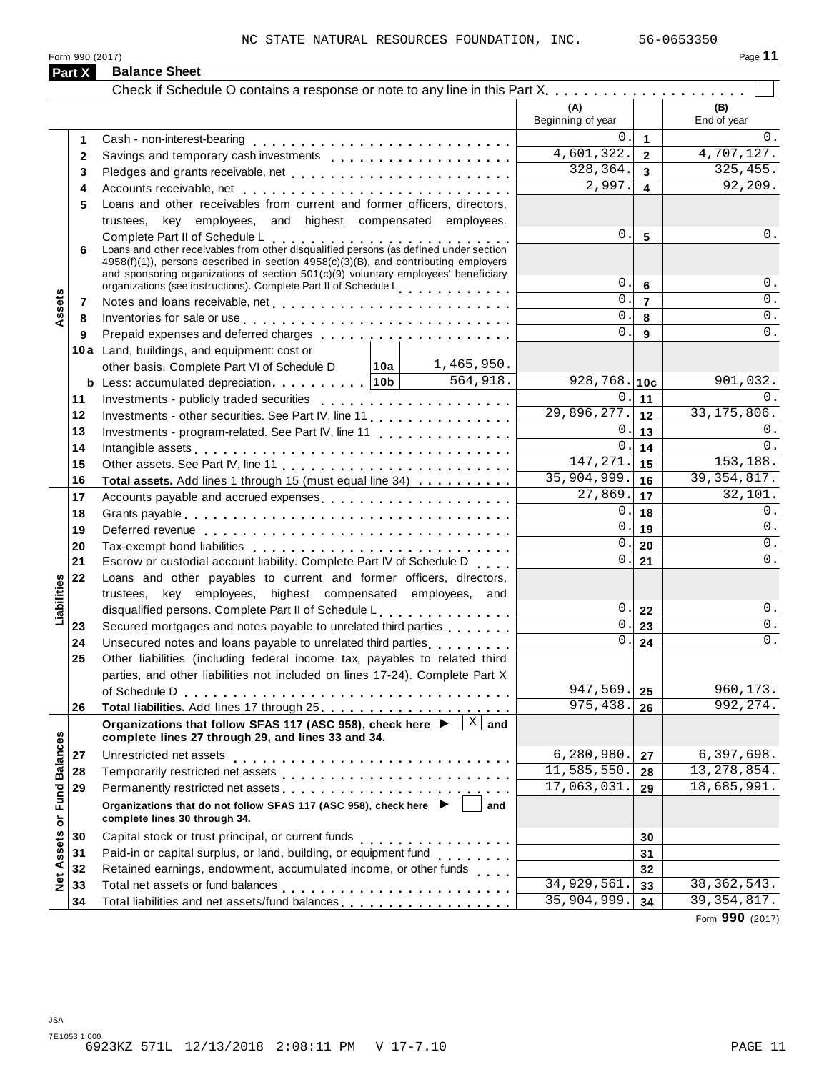NC STATE NATURAL RESOURCES FOUNDATION, INC. 56-0653350

Form 990 (2017)

## Part X Balance Sheet

Check if Schedule O contains a response or note to any line in this Part X . . . . . . . . . . . . . . . . . . . . ☐

| | | | | (A) Beginning of year | | (B) End of year |
|---|---|---|---|---|---|---|
| **Assets** | 1 | Cash - non-interest-bearing | | 0. | 1 | 0. |
| | 2 | Savings and temporary cash investments | | 4,601,322. | 2 | 4,707,127. |
| | 3 | Pledges and grants receivable, net | | 328,364. | 3 | 325,455. |
| | 4 | Accounts receivable, net | | 2,997. | 4 | 92,209. |
| | 5 | Loans and other receivables from current and former officers, directors, trustees, key employees, and highest compensated employees. Complete Part II of Schedule L | | 0. | 5 | 0. |
| | 6 | Loans and other receivables from other disqualified persons (as defined under section 4958(f)(1)), persons described in section 4958(c)(3)(B), and contributing employers and sponsoring organizations of section 501(c)(9) voluntary employees' beneficiary organizations (see instructions). Complete Part II of Schedule L | | 0. | 6 | 0. |
| | 7 | Notes and loans receivable, net | | 0. | 7 | 0. |
| | 8 | Inventories for sale or use | | 0. | 8 | 0. |
| | 9 | Prepaid expenses and deferred charges | | 0. | 9 | 0. |
| | 10a | Land, buildings, and equipment: cost or other basis. Complete Part VI of Schedule D | 10a 1,465,950. | | | |
| | b | Less: accumulated depreciation | 10b 564,918. | 928,768. | 10c | 901,032. |
| | 11 | Investments - publicly traded securities | | 0. | 11 | 0. |
| | 12 | Investments - other securities. See Part IV, line 11 | | 29,896,277. | 12 | 33,175,806. |
| | 13 | Investments - program-related. See Part IV, line 11 | | 0. | 13 | 0. |
| | 14 | Intangible assets | | 0. | 14 | 0. |
| | 15 | Other assets. See Part IV, line 11 | | 147,271. | 15 | 153,188. |
| | 16 | **Total assets.** Add lines 1 through 15 (must equal line 34) | | 35,904,999. | 16 | 39,354,817. |
| **Liabilities** | 17 | Accounts payable and accrued expenses | | 27,869. | 17 | 32,101. |
| | 18 | Grants payable | | 0. | 18 | 0. |
| | 19 | Deferred revenue | | 0. | 19 | 0. |
| | 20 | Tax-exempt bond liabilities | | 0. | 20 | 0. |
| | 21 | Escrow or custodial account liability. Complete Part IV of Schedule D | | 0. | 21 | 0. |
| | 22 | Loans and other payables to current and former officers, directors, trustees, key employees, highest compensated employees, and disqualified persons. Complete Part II of Schedule L | | 0. | 22 | 0. |
| | 23 | Secured mortgages and notes payable to unrelated third parties | | 0. | 23 | 0. |
| | 24 | Unsecured notes and loans payable to unrelated third parties | | 0. | 24 | 0. |
| | 25 | Other liabilities (including federal income tax, payables to related third parties, and other liabilities not included on lines 17-24). Complete Part X of Schedule D | | 947,569. | 25 | 960,173. |
| | 26 | **Total liabilities.** Add lines 17 through 25 | | 975,438. | 26 | 992,274. |
| **Net Assets or Fund Balances** | | **Organizations that follow SFAS 117 (ASC 958), check here ▶ ☒ and complete lines 27 through 29, and lines 33 and 34.** | | | | |
| | 27 | Unrestricted net assets | | 6,280,980. | 27 | 6,397,698. |
| | 28 | Temporarily restricted net assets | | 11,585,550. | 28 | 13,278,854. |
| | 29 | Permanently restricted net assets | | 17,063,031. | 29 | 18,685,991. |
| | | **Organizations that do not follow SFAS 117 (ASC 958), check here ▶ ☐ and complete lines 30 through 34.** | | | | |
| | 30 | Capital stock or trust principal, or current funds | | | 30 | |
| | 31 | Paid-in or capital surplus, or land, building, or equipment fund | | | 31 | |
| | 32 | Retained earnings, endowment, accumulated income, or other funds | | | 32 | |
| | 33 | Total net assets or fund balances | | 34,929,561. | 33 | 38,362,543. |
| | 34 | Total liabilities and net assets/fund balances | | 35,904,999. | 34 | 39,354,817. |

Form **990** (2017)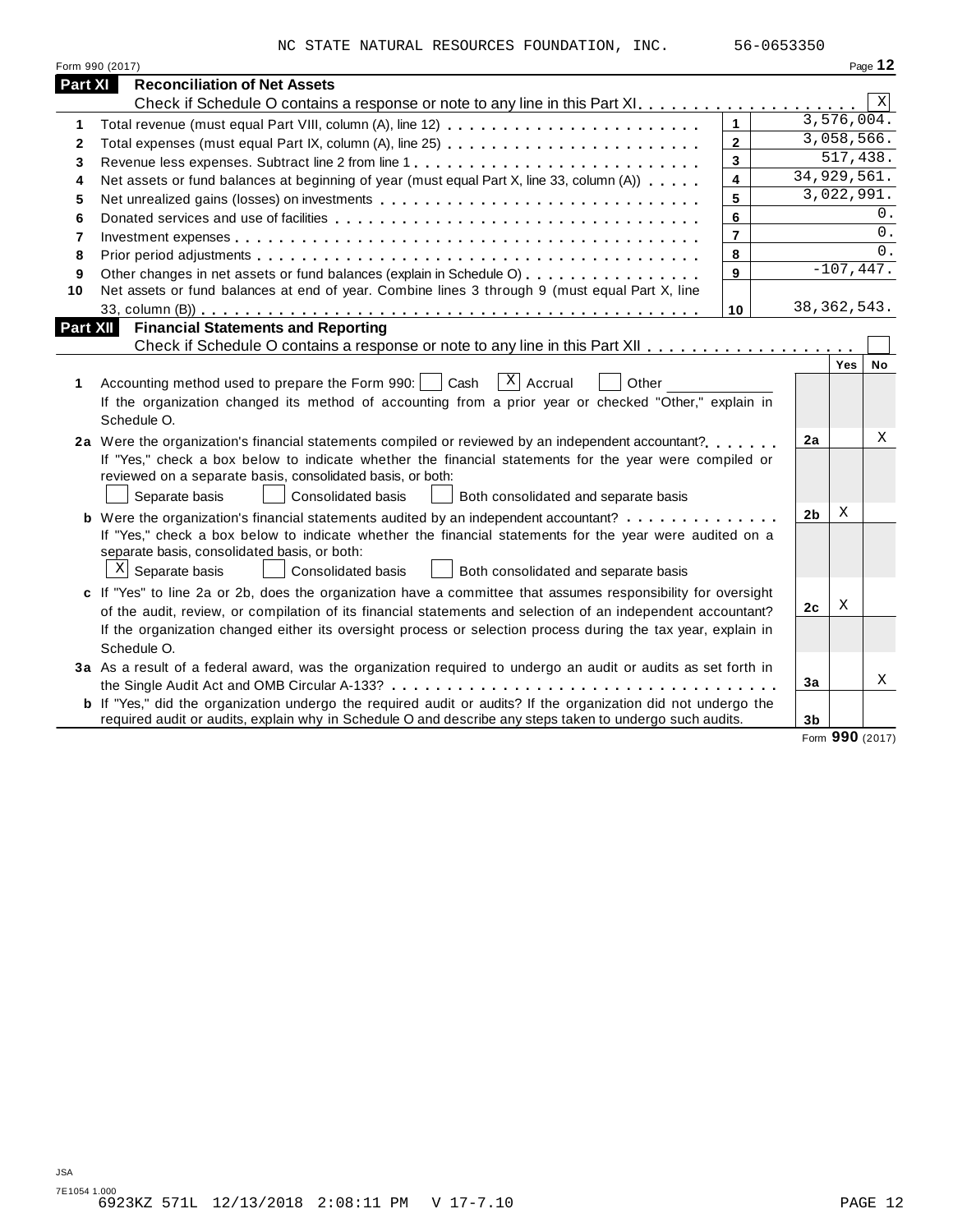NC STATE NATURAL RESOURCES FOUNDATION, INC. 56-0653350

Form 990 (2017) Page **12**

## Part XI Reconciliation of Net Assets

Check if Schedule O contains a response or note to any line in this Part XI . . . . . . . . . . . . . . . . . . . . [X]

| | | | |
|---|---|---|---|
| 1 | Total revenue (must equal Part VIII, column (A), line 12) | 1 | 3,576,004. |
| 2 | Total expenses (must equal Part IX, column (A), line 25) | 2 | 3,058,566. |
| 3 | Revenue less expenses. Subtract line 2 from line 1 | 3 | 517,438. |
| 4 | Net assets or fund balances at beginning of year (must equal Part X, line 33, column (A)) | 4 | 34,929,561. |
| 5 | Net unrealized gains (losses) on investments | 5 | 3,022,991. |
| 6 | Donated services and use of facilities | 6 | 0. |
| 7 | Investment expenses | 7 | 0. |
| 8 | Prior period adjustments | 8 | 0. |
| 9 | Other changes in net assets or fund balances (explain in Schedule O) | 9 | -107,447. |
| 10 | Net assets or fund balances at end of year. Combine lines 3 through 9 (must equal Part X, line 33, column (B)) | 10 | 38,362,543. |

## Part XII Financial Statements and Reporting

Check if Schedule O contains a response or note to any line in this Part XII . . . . . . . . . . . . . . . . . . [ ]

| | | | Yes | No |
|---|---|---|---|---|
| 1 | Accounting method used to prepare the Form 990: [ ] Cash [X] Accrual [ ] Other ________<br>If the organization changed its method of accounting from a prior year or checked "Other," explain in Schedule O. | | | |
| 2a | Were the organization's financial statements compiled or reviewed by an independent accountant?<br>If "Yes," check a box below to indicate whether the financial statements for the year were compiled or reviewed on a separate basis, consolidated basis, or both:<br>[ ] Separate basis [ ] Consolidated basis [ ] Both consolidated and separate basis | 2a | | X |
| b | Were the organization's financial statements audited by an independent accountant?<br>If "Yes," check a box below to indicate whether the financial statements for the year were audited on a separate basis, consolidated basis, or both:<br>[X] Separate basis [ ] Consolidated basis [ ] Both consolidated and separate basis | 2b | X | |
| c | If "Yes" to line 2a or 2b, does the organization have a committee that assumes responsibility for oversight of the audit, review, or compilation of its financial statements and selection of an independent accountant?<br>If the organization changed either its oversight process or selection process during the tax year, explain in Schedule O. | 2c | X | |
| 3a | As a result of a federal award, was the organization required to undergo an audit or audits as set forth in the Single Audit Act and OMB Circular A-133? | 3a | | X |
| b | If "Yes," did the organization undergo the required audit or audits? If the organization did not undergo the required audit or audits, explain why in Schedule O and describe any steps taken to undergo such audits. | 3b | | |

Form **990** (2017)

JSA
7E1054 1.000
6923KZ 571L 12/13/2018 2:08:11 PM V 17-7.10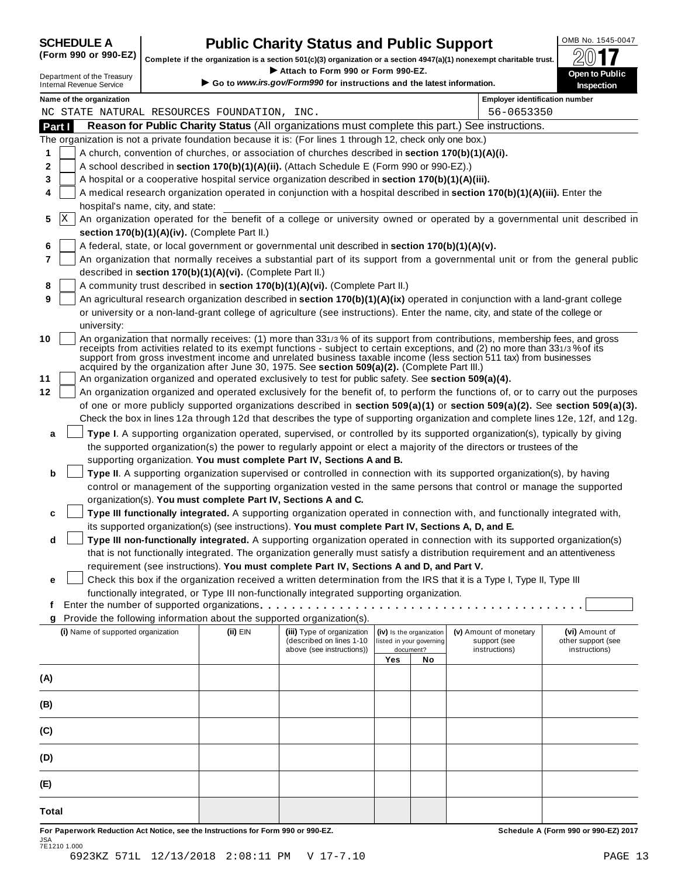**SCHEDULE A (Form 990 or 990-EZ)**

Department of the Treasury
Internal Revenue Service

# Public Charity Status and Public Support

**Complete if the organization is a section 501(c)(3) organization or a section 4947(a)(1) nonexempt charitable trust.**

▶ **Attach to Form 990 or Form 990-EZ.**

▶ **Go to *www.irs.gov/Form990* for instructions and the latest information.**

OMB No. 1545-0047

2017

**Open to Public Inspection**

**Name of the organization**
NC STATE NATURAL RESOURCES FOUNDATION, INC.

**Employer identification number**
56-0653350

## Part I Reason for Public Charity Status (All organizations must complete this part.) See instructions.

The organization is not a private foundation because it is: (For lines 1 through 12, check only one box.)

1. [ ] A church, convention of churches, or association of churches described in **section 170(b)(1)(A)(i).**
2. [ ] A school described in **section 170(b)(1)(A)(ii).** (Attach Schedule E (Form 990 or 990-EZ).)
3. [ ] A hospital or a cooperative hospital service organization described in **section 170(b)(1)(A)(iii).**
4. [ ] A medical research organization operated in conjunction with a hospital described in **section 170(b)(1)(A)(iii).** Enter the hospital's name, city, and state:
5. [X] An organization operated for the benefit of a college or university owned or operated by a governmental unit described in **section 170(b)(1)(A)(iv).** (Complete Part II.)
6. [ ] A federal, state, or local government or governmental unit described in **section 170(b)(1)(A)(v).**
7. [ ] An organization that normally receives a substantial part of its support from a governmental unit or from the general public described in **section 170(b)(1)(A)(vi).** (Complete Part II.)
8. [ ] A community trust described in **section 170(b)(1)(A)(vi).** (Complete Part II.)
9. [ ] An agricultural research organization described in **section 170(b)(1)(A)(ix)** operated in conjunction with a land-grant college or university or a non-land-grant college of agriculture (see instructions). Enter the name, city, and state of the college or university:
10. [ ] An organization that normally receives: (1) more than 33 1/3 % of its support from contributions, membership fees, and gross receipts from activities related to its exempt functions - subject to certain exceptions, and (2) no more than 33 1/3 % of its support from gross investment income and unrelated business taxable income (less section 511 tax) from businesses acquired by the organization after June 30, 1975. See **section 509(a)(2).** (Complete Part III.)
11. [ ] An organization organized and operated exclusively to test for public safety. See **section 509(a)(4).**
12. [ ] An organization organized and operated exclusively for the benefit of, to perform the functions of, or to carry out the purposes of one or more publicly supported organizations described in **section 509(a)(1)** or **section 509(a)(2).** See **section 509(a)(3).** Check the box in lines 12a through 12d that describes the type of supporting organization and complete lines 12e, 12f, and 12g.

   a. [ ] **Type I**. A supporting organization operated, supervised, or controlled by its supported organization(s), typically by giving the supported organization(s) the power to regularly appoint or elect a majority of the directors or trustees of the supporting organization. **You must complete Part IV, Sections A and B.**

   b. [ ] **Type II**. A supporting organization supervised or controlled in connection with its supported organization(s), by having control or management of the supporting organization vested in the same persons that control or manage the supported organization(s). **You must complete Part IV, Sections A and C.**

   c. [ ] **Type III functionally integrated.** A supporting organization operated in connection with, and functionally integrated with, its supported organization(s) (see instructions). **You must complete Part IV, Sections A, D, and E.**

   d. [ ] **Type III non-functionally integrated.** A supporting organization operated in connection with its supported organization(s) that is not functionally integrated. The organization generally must satisfy a distribution requirement and an attentiveness requirement (see instructions). **You must complete Part IV, Sections A and D, and Part V.**

   e. [ ] Check this box if the organization received a written determination from the IRS that it is a Type I, Type II, Type III functionally integrated, or Type III non-functionally integrated supporting organization.

   f. Enter the number of supported organizations. . . . . . . . . . . . . . . . . . . . . . . . . . . . . . . . . . . . . .

   g. Provide the following information about the supported organization(s).

| (i) Name of supported organization | (ii) EIN | (iii) Type of organization (described on lines 1-10 above (see instructions)) | (iv) Is the organization listed in your governing document? Yes | No | (v) Amount of monetary support (see instructions) | (vi) Amount of other support (see instructions) |
|---|---|---|---|---|---|---|
| (A) | | | | | | |
| (B) | | | | | | |
| (C) | | | | | | |
| (D) | | | | | | |
| (E) | | | | | | |
| Total | | | | | | |

**For Paperwork Reduction Act Notice, see the Instructions for Form 990 or 990-EZ.** **Schedule A (Form 990 or 990-EZ) 2017**

JSA
7E1210 1.000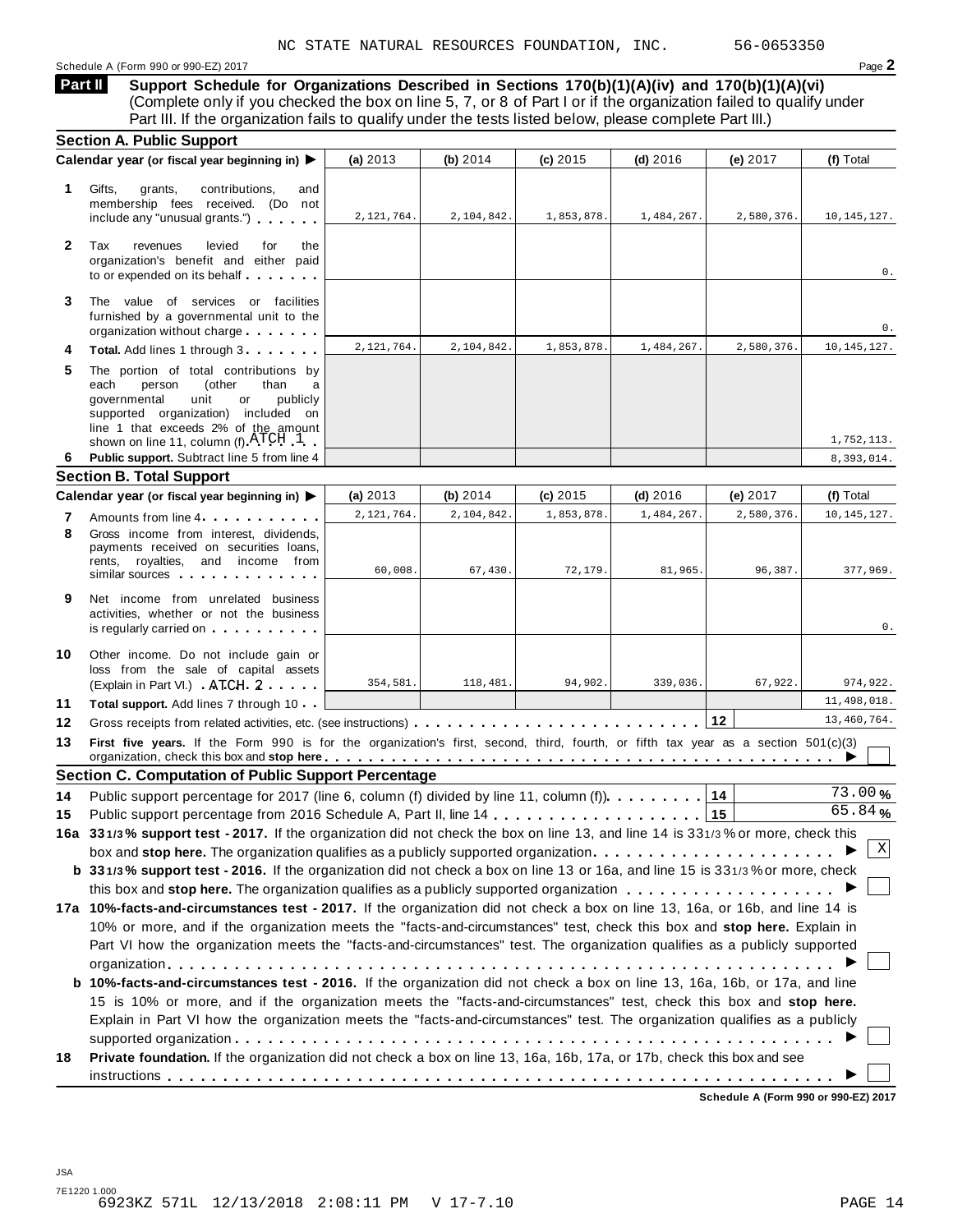NC STATE NATURAL RESOURCES FOUNDATION, INC. 56-0653350

Schedule A (Form 990 or 990-EZ) 2017 Page **2**

**Part II** **Support Schedule for Organizations Described in Sections 170(b)(1)(A)(iv) and 170(b)(1)(A)(vi)** (Complete only if you checked the box on line 5, 7, or 8 of Part I or if the organization failed to qualify under Part III. If the organization fails to qualify under the tests listed below, please complete Part III.)

## Section A. Public Support

| Calendar year (or fiscal year beginning in) ▶ | (a) 2013 | (b) 2014 | (c) 2015 | (d) 2016 | (e) 2017 | (f) Total |
|---|---|---|---|---|---|---|
| **1** Gifts, grants, contributions, and membership fees received. (Do not include any "unusual grants.") | 2,121,764. | 2,104,842. | 1,853,878. | 1,484,267. | 2,580,376. | 10,145,127. |
| **2** Tax revenues levied for the organization's benefit and either paid to or expended on its behalf | | | | | | 0. |
| **3** The value of services or facilities furnished by a governmental unit to the organization without charge | | | | | | 0. |
| **4** **Total.** Add lines 1 through 3 | 2,121,764. | 2,104,842. | 1,853,878. | 1,484,267. | 2,580,376. | 10,145,127. |
| **5** The portion of total contributions by each person (other than a governmental unit or publicly supported organization) included on line 1 that exceeds 2% of the amount shown on line 11, column (f) ATCH 1 | | | | | | 1,752,113. |
| **6** **Public support.** Subtract line 5 from line 4 | | | | | | 8,393,014. |

## Section B. Total Support

| Calendar year (or fiscal year beginning in) ▶ | (a) 2013 | (b) 2014 | (c) 2015 | (d) 2016 | (e) 2017 | (f) Total |
|---|---|---|---|---|---|---|
| **7** Amounts from line 4 | 2,121,764. | 2,104,842. | 1,853,878. | 1,484,267. | 2,580,376. | 10,145,127. |
| **8** Gross income from interest, dividends, payments received on securities loans, rents, royalties, and income from similar sources | 60,008. | 67,430. | 72,179. | 81,965. | 96,387. | 377,969. |
| **9** Net income from unrelated business activities, whether or not the business is regularly carried on | | | | | | 0. |
| **10** Other income. Do not include gain or loss from the sale of capital assets (Explain in Part VI.) ATCH 2 | 354,581. | 118,481. | 94,902. | 339,036. | 67,922. | 974,922. |
| **11** **Total support.** Add lines 7 through 10 | | | | | | 11,498,018. |

**12** Gross receipts from related activities, etc. (see instructions) **12** 13,460,764.

**13** **First five years.** If the Form 990 is for the organization's first, second, third, fourth, or fifth tax year as a section 501(c)(3) organization, check this box and **stop here** ▶ ☐

## Section C. Computation of Public Support Percentage

**14** Public support percentage for 2017 (line 6, column (f) divided by line 11, column (f)) **14** 73.00 %

**15** Public support percentage from 2016 Schedule A, Part II, line 14 **15** 65.84 %

**16a** **33 1/3 % support test - 2017.** If the organization did not check the box on line 13, and line 14 is 33 1/3 % or more, check this box and **stop here.** The organization qualifies as a publicly supported organization ▶ ☒

**b** **33 1/3 % support test - 2016.** If the organization did not check a box on line 13 or 16a, and line 15 is 33 1/3 % or more, check this box and **stop here.** The organization qualifies as a publicly supported organization ▶ ☐

**17a** **10%-facts-and-circumstances test - 2017.** If the organization did not check a box on line 13, 16a, or 16b, and line 14 is 10% or more, and if the organization meets the "facts-and-circumstances" test, check this box and **stop here.** Explain in Part VI how the organization meets the "facts-and-circumstances" test. The organization qualifies as a publicly supported organization ▶ ☐

**b** **10%-facts-and-circumstances test - 2016.** If the organization did not check a box on line 13, 16a, 16b, or 17a, and line 15 is 10% or more, and if the organization meets the "facts-and-circumstances" test, check this box and **stop here.** Explain in Part VI how the organization meets the "facts-and-circumstances" test. The organization qualifies as a publicly supported organization ▶ ☐

**18** **Private foundation.** If the organization did not check a box on line 13, 16a, 16b, 17a, or 17b, check this box and see instructions ▶ ☐

**Schedule A (Form 990 or 990-EZ) 2017**

JSA
7E1220 1.000
6923KZ 571L 12/13/2018 2:08:11 PM V 17-7.10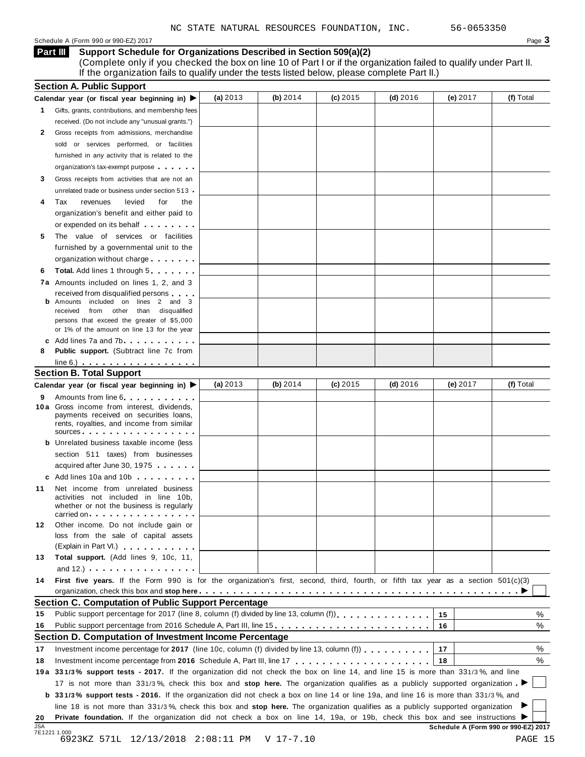NC STATE NATURAL RESOURCES FOUNDATION, INC. 56-0653350

Schedule A (Form 990 or 990-EZ) 2017

## Part III Support Schedule for Organizations Described in Section 509(a)(2)

(Complete only if you checked the box on line 10 of Part I or if the organization failed to qualify under Part II. If the organization fails to qualify under the tests listed below, please complete Part II.)

### Section A. Public Support

| Calendar year (or fiscal year beginning in) ▶ | (a) 2013 | (b) 2014 | (c) 2015 | (d) 2016 | (e) 2017 | (f) Total |
|---|---|---|---|---|---|---|
| **1** Gifts, grants, contributions, and membership fees received. (Do not include any "unusual grants.") | | | | | | |
| **2** Gross receipts from admissions, merchandise sold or services performed, or facilities furnished in any activity that is related to the organization's tax-exempt purpose | | | | | | |
| **3** Gross receipts from activities that are not an unrelated trade or business under section 513 | | | | | | |
| **4** Tax revenues levied for the organization's benefit and either paid to or expended on its behalf | | | | | | |
| **5** The value of services or facilities furnished by a governmental unit to the organization without charge | | | | | | |
| **6** **Total.** Add lines 1 through 5 | | | | | | |
| **7a** Amounts included on lines 1, 2, and 3 received from disqualified persons | | | | | | |
| **b** Amounts included on lines 2 and 3 received from other than disqualified persons that exceed the greater of $5,000 or 1% of the amount on line 13 for the year | | | | | | |
| **c** Add lines 7a and 7b | | | | | | |
| **8** **Public support.** (Subtract line 7c from line 6.) | | | | | | |

### Section B. Total Support

| Calendar year (or fiscal year beginning in) ▶ | (a) 2013 | (b) 2014 | (c) 2015 | (d) 2016 | (e) 2017 | (f) Total |
|---|---|---|---|---|---|---|
| **9** Amounts from line 6 | | | | | | |
| **10a** Gross income from interest, dividends, payments received on securities loans, rents, royalties, and income from similar sources | | | | | | |
| **b** Unrelated business taxable income (less section 511 taxes) from businesses acquired after June 30, 1975 | | | | | | |
| **c** Add lines 10a and 10b | | | | | | |
| **11** Net income from unrelated business activities not included in line 10b, whether or not the business is regularly carried on | | | | | | |
| **12** Other income. Do not include gain or loss from the sale of capital assets (Explain in Part VI.) | | | | | | |
| **13** **Total support.** (Add lines 9, 10c, 11, and 12.) | | | | | | |

**14** **First five years.** If the Form 990 is for the organization's first, second, third, fourth, or fifth tax year as a section 501(c)(3) organization, check this box and **stop here** ▶ ☐

### Section C. Computation of Public Support Percentage

| | | | |
|---|---|---|---|
| **15** | Public support percentage for 2017 (line 8, column (f) divided by line 13, column (f)) | 15 | % |
| **16** | Public support percentage from 2016 Schedule A, Part III, line 15 | 16 | % |

### Section D. Computation of Investment Income Percentage

| | | | |
|---|---|---|---|
| **17** | Investment income percentage for **2017** (line 10c, column (f) divided by line 13, column (f)) | 17 | % |
| **18** | Investment income percentage from **2016** Schedule A, Part III, line 17 | 18 | % |

**19a** **33 1/3% support tests - 2017.** If the organization did not check the box on line 14, and line 15 is more than 33 1/3%, and line 17 is not more than 33 1/3%, check this box and **stop here.** The organization qualifies as a publicly supported organization ▶ ☐

**b** **33 1/3% support tests - 2016.** If the organization did not check a box on line 14 or line 19a, and line 16 is more than 33 1/3%, and line 18 is not more than 33 1/3%, check this box and **stop here.** The organization qualifies as a publicly supported organization ▶ ☐

**20** **Private foundation.** If the organization did not check a box on line 14, 19a, or 19b, check this box and see instructions ▶ ☐

Schedule A (Form 990 or 990-EZ) 2017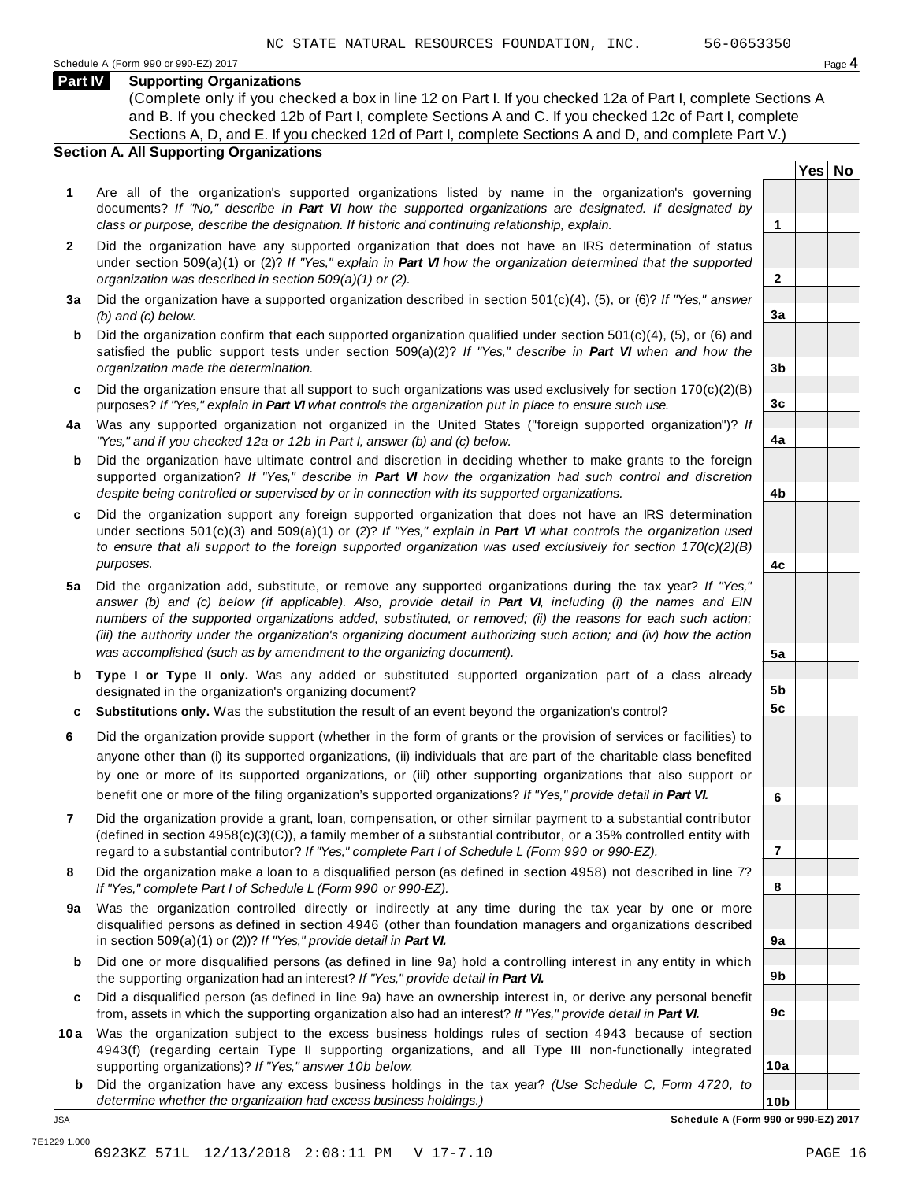NC STATE NATURAL RESOURCES FOUNDATION, INC. 56-0653350

Schedule A (Form 990 or 990-EZ) 2017

## Part IV Supporting Organizations

(Complete only if you checked a box in line 12 on Part I. If you checked 12a of Part I, complete Sections A and B. If you checked 12b of Part I, complete Sections A and C. If you checked 12c of Part I, complete Sections A, D, and E. If you checked 12d of Part I, complete Sections A and D, and complete Part V.)

### Section A. All Supporting Organizations

| | | Line | Yes | No |
|---|---|---|---|---|
| **1** | Are all of the organization's supported organizations listed by name in the organization's governing documents? *If "No," describe in **Part VI** how the supported organizations are designated. If designated by class or purpose, describe the designation. If historic and continuing relationship, explain.* | 1 | | |
| **2** | Did the organization have any supported organization that does not have an IRS determination of status under section 509(a)(1) or (2)? *If "Yes," explain in **Part VI** how the organization determined that the supported organization was described in section 509(a)(1) or (2).* | 2 | | |
| **3a** | Did the organization have a supported organization described in section 501(c)(4), (5), or (6)? *If "Yes," answer (b) and (c) below.* | 3a | | |
| **b** | Did the organization confirm that each supported organization qualified under section 501(c)(4), (5), or (6) and satisfied the public support tests under section 509(a)(2)? *If "Yes," describe in **Part VI** when and how the organization made the determination.* | 3b | | |
| **c** | Did the organization ensure that all support to such organizations was used exclusively for section 170(c)(2)(B) purposes? *If "Yes," explain in **Part VI** what controls the organization put in place to ensure such use.* | 3c | | |
| **4a** | Was any supported organization not organized in the United States ("foreign supported organization")? *If "Yes," and if you checked 12a or 12b in Part I, answer (b) and (c) below.* | 4a | | |
| **b** | Did the organization have ultimate control and discretion in deciding whether to make grants to the foreign supported organization? *If "Yes," describe in **Part VI** how the organization had such control and discretion despite being controlled or supervised by or in connection with its supported organizations.* | 4b | | |
| **c** | Did the organization support any foreign supported organization that does not have an IRS determination under sections 501(c)(3) and 509(a)(1) or (2)? *If "Yes," explain in **Part VI** what controls the organization used to ensure that all support to the foreign supported organization was used exclusively for section 170(c)(2)(B) purposes.* | 4c | | |
| **5a** | Did the organization add, substitute, or remove any supported organizations during the tax year? *If "Yes," answer (b) and (c) below (if applicable). Also, provide detail in **Part VI**, including (i) the names and EIN numbers of the supported organizations added, substituted, or removed; (ii) the reasons for each such action; (iii) the authority under the organization's organizing document authorizing such action; and (iv) how the action was accomplished (such as by amendment to the organizing document).* | 5a | | |
| **b** | **Type I or Type II only.** Was any added or substituted supported organization part of a class already designated in the organization's organizing document? | 5b | | |
| **c** | **Substitutions only.** Was the substitution the result of an event beyond the organization's control? | 5c | | |
| **6** | Did the organization provide support (whether in the form of grants or the provision of services or facilities) to anyone other than (i) its supported organizations, (ii) individuals that are part of the charitable class benefited by one or more of its supported organizations, or (iii) other supporting organizations that also support or benefit one or more of the filing organization's supported organizations? *If "Yes," provide detail in **Part VI.*** | 6 | | |
| **7** | Did the organization provide a grant, loan, compensation, or other similar payment to a substantial contributor (defined in section 4958(c)(3)(C)), a family member of a substantial contributor, or a 35% controlled entity with regard to a substantial contributor? *If "Yes," complete Part I of Schedule L (Form 990 or 990-EZ).* | 7 | | |
| **8** | Did the organization make a loan to a disqualified person (as defined in section 4958) not described in line 7? *If "Yes," complete Part I of Schedule L (Form 990 or 990-EZ).* | 8 | | |
| **9a** | Was the organization controlled directly or indirectly at any time during the tax year by one or more disqualified persons as defined in section 4946 (other than foundation managers and organizations described in section 509(a)(1) or (2))? *If "Yes," provide detail in **Part VI.*** | 9a | | |
| **b** | Did one or more disqualified persons (as defined in line 9a) hold a controlling interest in any entity in which the supporting organization had an interest? *If "Yes," provide detail in **Part VI.*** | 9b | | |
| **c** | Did a disqualified person (as defined in line 9a) have an ownership interest in, or derive any personal benefit from, assets in which the supporting organization also had an interest? *If "Yes," provide detail in **Part VI.*** | 9c | | |
| **10a** | Was the organization subject to the excess business holdings rules of section 4943 because of section 4943(f) (regarding certain Type II supporting organizations, and all Type III non-functionally integrated supporting organizations)? *If "Yes," answer 10b below.* | 10a | | |
| **b** | Did the organization have any excess business holdings in the tax year? *(Use Schedule C, Form 4720, to determine whether the organization had excess business holdings.)* | 10b | | |

**Schedule A (Form 990 or 990-EZ) 2017**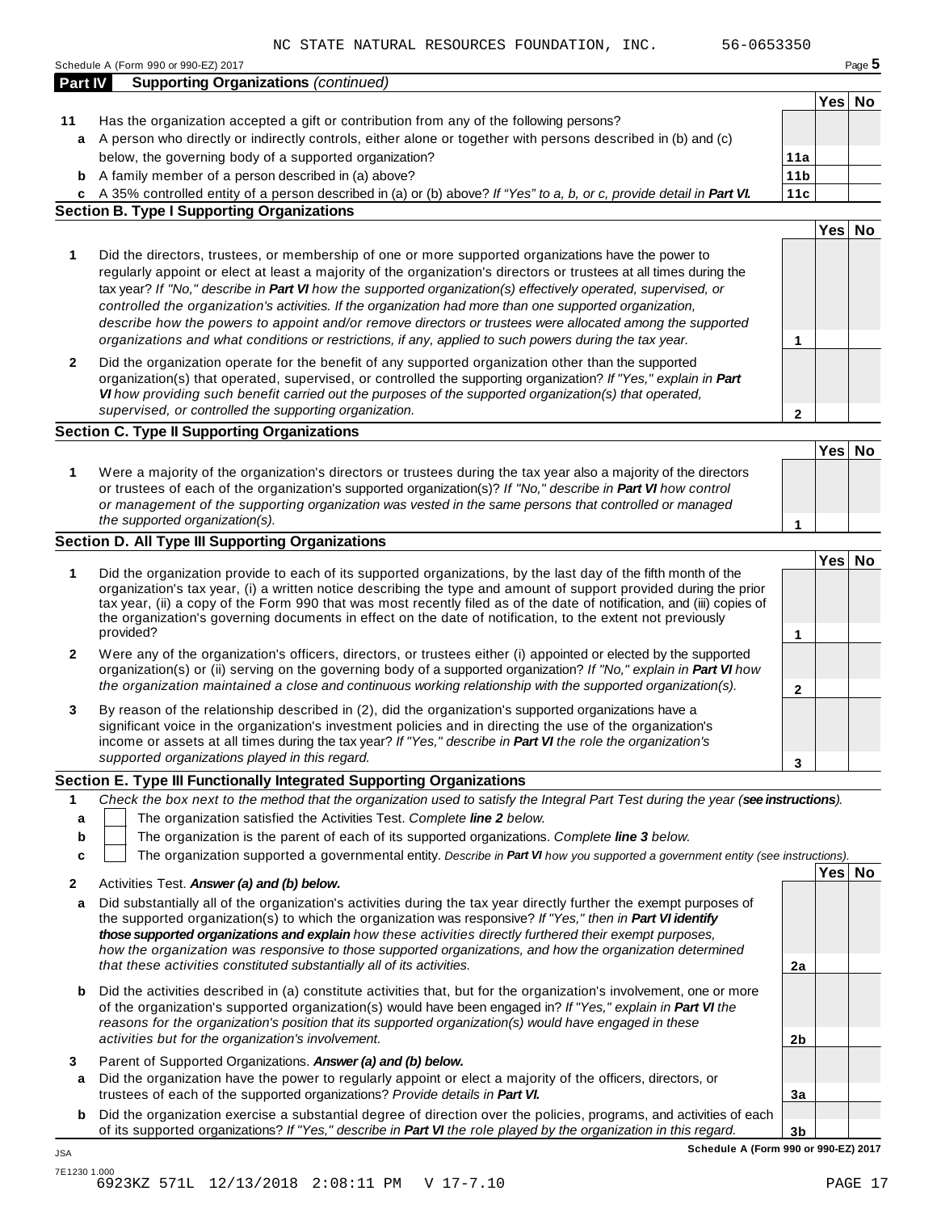NC STATE NATURAL RESOURCES FOUNDATION, INC. 56-0653350

Schedule A (Form 990 or 990-EZ) 2017

## Part IV Supporting Organizations *(continued)*

| | | | Yes | No |
|---|---|---|---|---|
| **11** | Has the organization accepted a gift or contribution from any of the following persons? | | | |
| **a** | A person who directly or indirectly controls, either alone or together with persons described in (b) and (c) below, the governing body of a supported organization? | 11a | | |
| **b** | A family member of a person described in (a) above? | 11b | | |
| **c** | A 35% controlled entity of a person described in (a) or (b) above? *If "Yes" to a, b, or c, provide detail in **Part VI.*** | 11c | | |

### Section B. Type I Supporting Organizations

| | | | Yes | No |
|---|---|---|---|---|
| **1** | Did the directors, trustees, or membership of one or more supported organizations have the power to regularly appoint or elect at least a majority of the organization's directors or trustees at all times during the tax year? *If "No," describe in **Part VI** how the supported organization(s) effectively operated, supervised, or controlled the organization's activities. If the organization had more than one supported organization, describe how the powers to appoint and/or remove directors or trustees were allocated among the supported organizations and what conditions or restrictions, if any, applied to such powers during the tax year.* | 1 | | |
| **2** | Did the organization operate for the benefit of any supported organization other than the supported organization(s) that operated, supervised, or controlled the supporting organization? *If "Yes," explain in **Part VI** how providing such benefit carried out the purposes of the supported organization(s) that operated, supervised, or controlled the supporting organization.* | 2 | | |

### Section C. Type II Supporting Organizations

| | | | Yes | No |
|---|---|---|---|---|
| **1** | Were a majority of the organization's directors or trustees during the tax year also a majority of the directors or trustees of each of the organization's supported organization(s)? *If "No," describe in **Part VI** how control or management of the supporting organization was vested in the same persons that controlled or managed the supported organization(s).* | 1 | | |

### Section D. All Type III Supporting Organizations

| | | | Yes | No |
|---|---|---|---|---|
| **1** | Did the organization provide to each of its supported organizations, by the last day of the fifth month of the organization's tax year, (i) a written notice describing the type and amount of support provided during the prior tax year, (ii) a copy of the Form 990 that was most recently filed as of the date of notification, and (iii) copies of the organization's governing documents in effect on the date of notification, to the extent not previously provided? | 1 | | |
| **2** | Were any of the organization's officers, directors, or trustees either (i) appointed or elected by the supported organization(s) or (ii) serving on the governing body of a supported organization? *If "No," explain in **Part VI** how the organization maintained a close and continuous working relationship with the supported organization(s).* | 2 | | |
| **3** | By reason of the relationship described in (2), did the organization's supported organizations have a significant voice in the organization's investment policies and in directing the use of the organization's income or assets at all times during the tax year? *If "Yes," describe in **Part VI** the role the organization's supported organizations played in this regard.* | 3 | | |

### Section E. Type III Functionally Integrated Supporting Organizations

**1** *Check the box next to the method that the organization used to satisfy the Integral Part Test during the year (**see instructions**).*

- **a** ☐ The organization satisfied the Activities Test. *Complete **line 2** below.*
- **b** ☐ The organization is the parent of each of its supported organizations. *Complete **line 3** below.*
- **c** ☐ The organization supported a governmental entity. *Describe in **Part VI** how you supported a government entity (see instructions).*

| | | | Yes | No |
|---|---|---|---|---|
| **2** | Activities Test. ***Answer (a) and (b) below.*** | | | |
| **a** | Did substantially all of the organization's activities during the tax year directly further the exempt purposes of the supported organization(s) to which the organization was responsive? *If "Yes," then in **Part VI identify those supported organizations and explain** how these activities directly furthered their exempt purposes, how the organization was responsive to those supported organizations, and how the organization determined that these activities constituted substantially all of its activities.* | 2a | | |
| **b** | Did the activities described in (a) constitute activities that, but for the organization's involvement, one or more of the organization's supported organization(s) would have been engaged in? *If "Yes," explain in **Part VI** the reasons for the organization's position that its supported organization(s) would have engaged in these activities but for the organization's involvement.* | 2b | | |
| **3** | Parent of Supported Organizations. ***Answer (a) and (b) below.*** | | | |
| **a** | Did the organization have the power to regularly appoint or elect a majority of the officers, directors, or trustees of each of the supported organizations? *Provide details in **Part VI.*** | 3a | | |
| **b** | Did the organization exercise a substantial degree of direction over the policies, programs, and activities of each of its supported organizations? *If "Yes," describe in **Part VI** the role played by the organization in this regard.* | 3b | | |

**Schedule A (Form 990 or 990-EZ) 2017**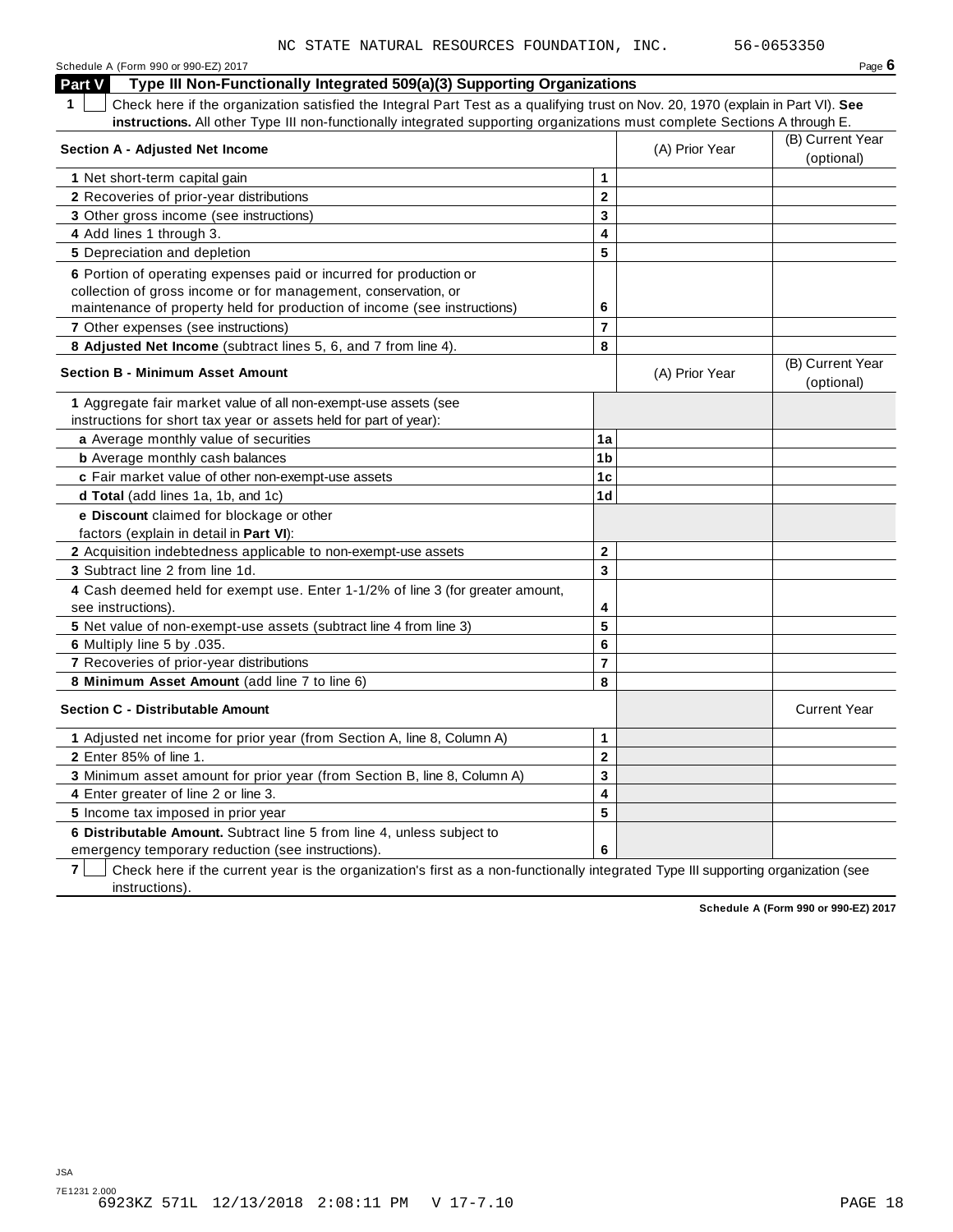NC STATE NATURAL RESOURCES FOUNDATION, INC. 56-0653350

Schedule A (Form 990 or 990-EZ) 2017 Page **6**

## Part V Type III Non-Functionally Integrated 509(a)(3) Supporting Organizations

**1** ☐ Check here if the organization satisfied the Integral Part Test as a qualifying trust on Nov. 20, 1970 (explain in Part VI). **See instructions.** All other Type III non-functionally integrated supporting organizations must complete Sections A through E.

| **Section A - Adjusted Net Income** | | (A) Prior Year | (B) Current Year (optional) |
|---|---|---|---|
| **1** Net short-term capital gain | **1** | | |
| **2** Recoveries of prior-year distributions | **2** | | |
| **3** Other gross income (see instructions) | **3** | | |
| **4** Add lines 1 through 3. | **4** | | |
| **5** Depreciation and depletion | **5** | | |
| **6** Portion of operating expenses paid or incurred for production or collection of gross income or for management, conservation, or maintenance of property held for production of income (see instructions) | **6** | | |
| **7** Other expenses (see instructions) | **7** | | |
| **8 Adjusted Net Income** (subtract lines 5, 6, and 7 from line 4). | **8** | | |

| **Section B - Minimum Asset Amount** | | (A) Prior Year | (B) Current Year (optional) |
|---|---|---|---|
| **1** Aggregate fair market value of all non-exempt-use assets (see instructions for short tax year or assets held for part of year): | | | |
| **a** Average monthly value of securities | **1a** | | |
| **b** Average monthly cash balances | **1b** | | |
| **c** Fair market value of other non-exempt-use assets | **1c** | | |
| **d Total** (add lines 1a, 1b, and 1c) | **1d** | | |
| **e Discount** claimed for blockage or other factors (explain in detail in **Part VI**): | | | |
| **2** Acquisition indebtedness applicable to non-exempt-use assets | **2** | | |
| **3** Subtract line 2 from line 1d. | **3** | | |
| **4** Cash deemed held for exempt use. Enter 1-1/2% of line 3 (for greater amount, see instructions). | **4** | | |
| **5** Net value of non-exempt-use assets (subtract line 4 from line 3) | **5** | | |
| **6** Multiply line 5 by .035. | **6** | | |
| **7** Recoveries of prior-year distributions | **7** | | |
| **8 Minimum Asset Amount** (add line 7 to line 6) | **8** | | |

| **Section C - Distributable Amount** | | | Current Year |
|---|---|---|---|
| **1** Adjusted net income for prior year (from Section A, line 8, Column A) | **1** | | |
| **2** Enter 85% of line 1. | **2** | | |
| **3** Minimum asset amount for prior year (from Section B, line 8, Column A) | **3** | | |
| **4** Enter greater of line 2 or line 3. | **4** | | |
| **5** Income tax imposed in prior year | **5** | | |
| **6 Distributable Amount.** Subtract line 5 from line 4, unless subject to emergency temporary reduction (see instructions). | **6** | | |

**7** ☐ Check here if the current year is the organization's first as a non-functionally integrated Type III supporting organization (see instructions).

**Schedule A (Form 990 or 990-EZ) 2017**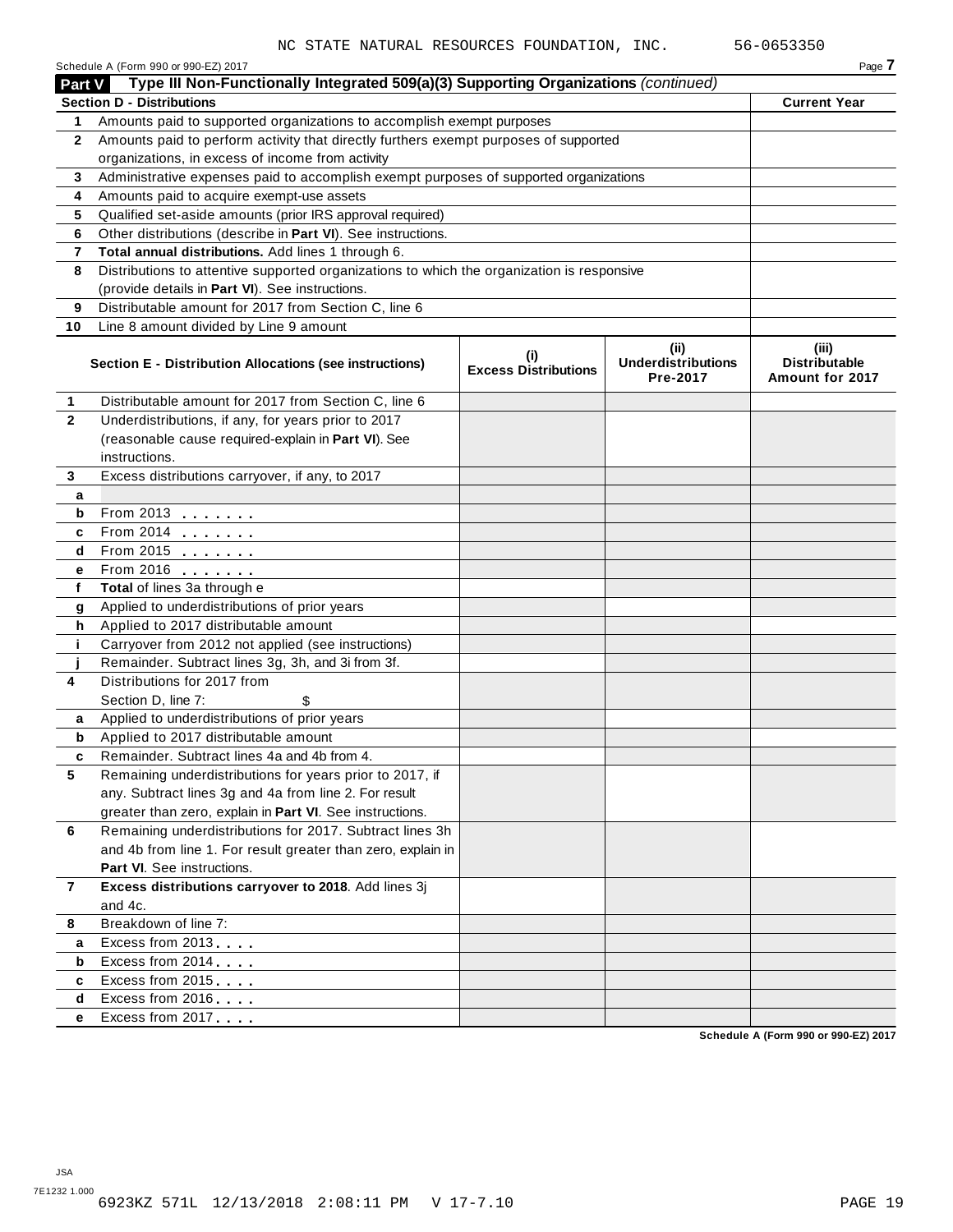NC STATE NATURAL RESOURCES FOUNDATION, INC. 56-0653350

Schedule A (Form 990 or 990-EZ) 2017

## Part V Type III Non-Functionally Integrated 509(a)(3) Supporting Organizations *(continued)*

| **Section D - Distributions** | | **Current Year** |
|---|---|---|
| 1 | Amounts paid to supported organizations to accomplish exempt purposes | |
| 2 | Amounts paid to perform activity that directly furthers exempt purposes of supported organizations, in excess of income from activity | |
| 3 | Administrative expenses paid to accomplish exempt purposes of supported organizations | |
| 4 | Amounts paid to acquire exempt-use assets | |
| 5 | Qualified set-aside amounts (prior IRS approval required) | |
| 6 | Other distributions (describe in **Part VI**). See instructions. | |
| 7 | **Total annual distributions.** Add lines 1 through 6. | |
| 8 | Distributions to attentive supported organizations to which the organization is responsive (provide details in **Part VI**). See instructions. | |
| 9 | Distributable amount for 2017 from Section C, line 6 | |
| 10 | Line 8 amount divided by Line 9 amount | |

| | **Section E - Distribution Allocations (see instructions)** | **(i) Excess Distributions** | **(ii) Underdistributions Pre-2017** | **(iii) Distributable Amount for 2017** |
|---|---|---|---|---|
| 1 | Distributable amount for 2017 from Section C, line 6 | | | |
| 2 | Underdistributions, if any, for years prior to 2017 (reasonable cause required-explain in **Part VI**). See instructions. | | | |
| 3 | Excess distributions carryover, if any, to 2017 | | | |
| a | | | | |
| b | From 2013 | | | |
| c | From 2014 | | | |
| d | From 2015 | | | |
| e | From 2016 | | | |
| f | **Total** of lines 3a through e | | | |
| g | Applied to underdistributions of prior years | | | |
| h | Applied to 2017 distributable amount | | | |
| i | Carryover from 2012 not applied (see instructions) | | | |
| j | Remainder. Subtract lines 3g, 3h, and 3i from 3f. | | | |
| 4 | Distributions for 2017 from Section D, line 7: $ | | | |
| a | Applied to underdistributions of prior years | | | |
| b | Applied to 2017 distributable amount | | | |
| c | Remainder. Subtract lines 4a and 4b from 4. | | | |
| 5 | Remaining underdistributions for years prior to 2017, if any. Subtract lines 3g and 4a from line 2. For result greater than zero, explain in **Part VI**. See instructions. | | | |
| 6 | Remaining underdistributions for 2017. Subtract lines 3h and 4b from line 1. For result greater than zero, explain in **Part VI**. See instructions. | | | |
| 7 | **Excess distributions carryover to 2018**. Add lines 3j and 4c. | | | |
| 8 | Breakdown of line 7: | | | |
| a | Excess from 2013 | | | |
| b | Excess from 2014 | | | |
| c | Excess from 2015 | | | |
| d | Excess from 2016 | | | |
| e | Excess from 2017 | | | |

Schedule A (Form 990 or 990-EZ) 2017

JSA
7E1232 1.000
6923KZ 571L 12/13/2018 2:08:11 PM V 17-7.10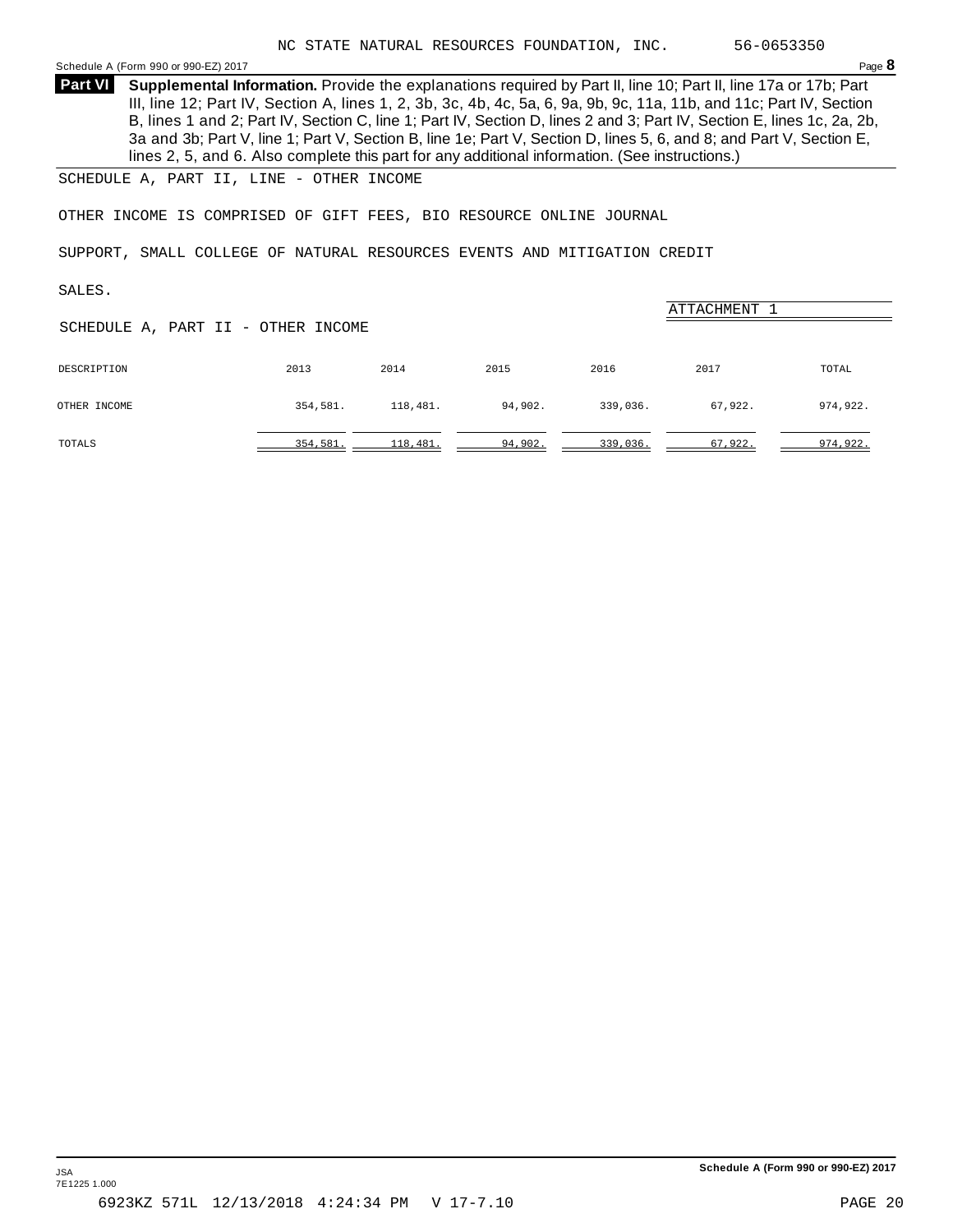NC STATE NATURAL RESOURCES FOUNDATION, INC. 56-0653350

Schedule A (Form 990 or 990-EZ) 2017 Page **8**

**Part VI** **Supplemental Information.** Provide the explanations required by Part II, line 10; Part II, line 17a or 17b; Part III, line 12; Part IV, Section A, lines 1, 2, 3b, 3c, 4b, 4c, 5a, 6, 9a, 9b, 9c, 11a, 11b, and 11c; Part IV, Section B, lines 1 and 2; Part IV, Section C, line 1; Part IV, Section D, lines 2 and 3; Part IV, Section E, lines 1c, 2a, 2b, 3a and 3b; Part V, line 1; Part V, Section B, line 1e; Part V, Section D, lines 5, 6, and 8; and Part V, Section E, lines 2, 5, and 6. Also complete this part for any additional information. (See instructions.)

SCHEDULE A, PART II, LINE - OTHER INCOME

OTHER INCOME IS COMPRISED OF GIFT FEES, BIO RESOURCE ONLINE JOURNAL SUPPORT, SMALL COLLEGE OF NATURAL RESOURCES EVENTS AND MITIGATION CREDIT SALES.

ATTACHMENT 1

SCHEDULE A, PART II - OTHER INCOME

| DESCRIPTION | 2013 | 2014 | 2015 | 2016 | 2017 | TOTAL |
|---|---|---|---|---|---|---|
| OTHER INCOME | 354,581. | 118,481. | 94,902. | 339,036. | 67,922. | 974,922. |
| TOTALS | 354,581. | 118,481. | 94,902. | 339,036. | 67,922. | 974,922. |

Schedule A (Form 990 or 990-EZ) 2017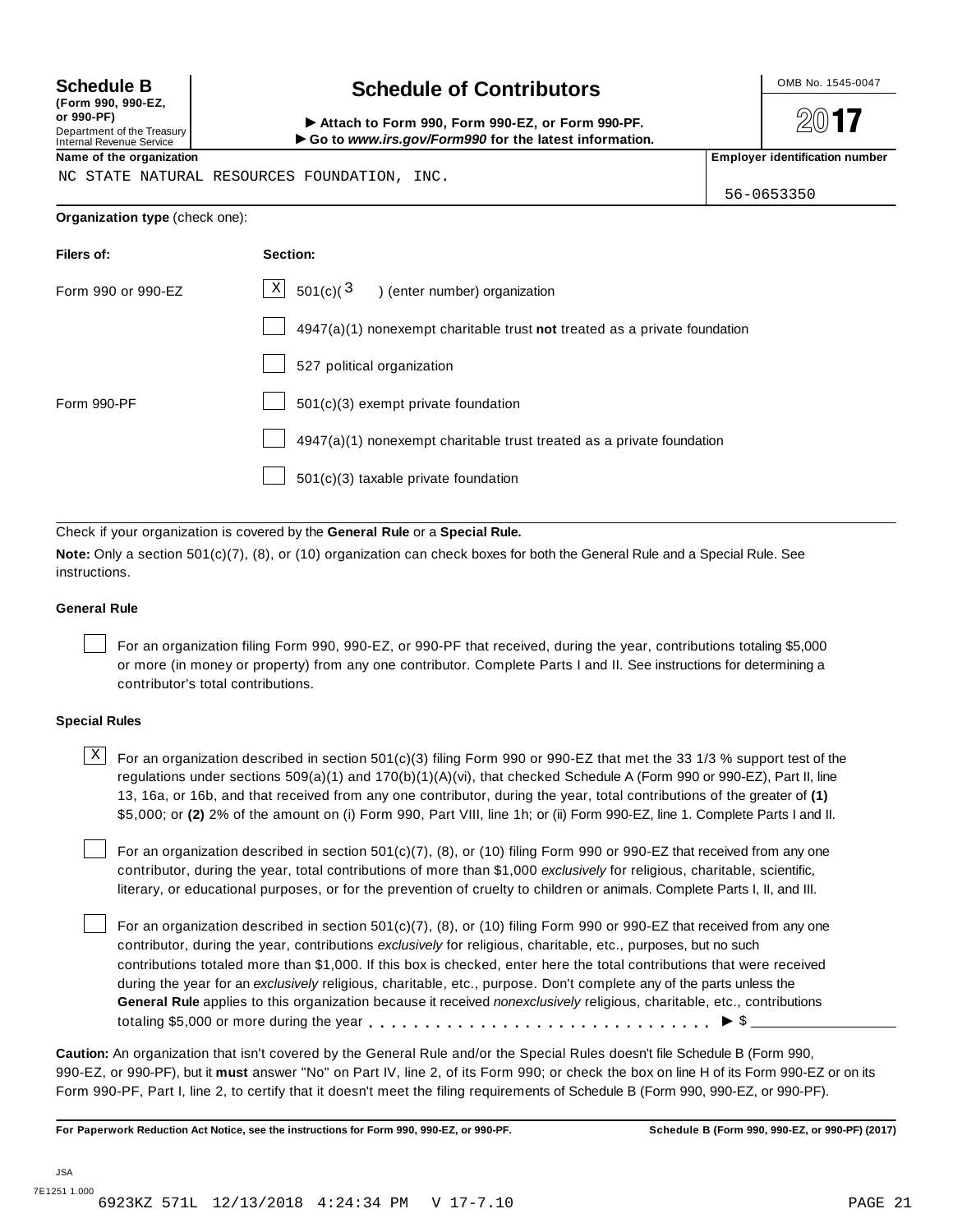**Schedule B** (Form 990, 990-EZ, or 990-PF)
Department of the Treasury
Internal Revenue Service

# Schedule of Contributors

▶ **Attach to Form 990, Form 990-EZ, or Form 990-PF.**
▶ **Go to *www.irs.gov/Form990* for the latest information.**

OMB No. 1545-0047

**2017**

**Name of the organization**
NC STATE NATURAL RESOURCES FOUNDATION, INC.

**Employer identification number**
56-0653350

**Organization type** (check one):

| **Filers of:** | **Section:** |
|---|---|
| Form 990 or 990-EZ | [X] 501(c)( 3 ) (enter number) organization |
| | [ ] 4947(a)(1) nonexempt charitable trust **not** treated as a private foundation |
| | [ ] 527 political organization |
| Form 990-PF | [ ] 501(c)(3) exempt private foundation |
| | [ ] 4947(a)(1) nonexempt charitable trust treated as a private foundation |
| | [ ] 501(c)(3) taxable private foundation |

Check if your organization is covered by the **General Rule** or a **Special Rule.**

**Note:** Only a section 501(c)(7), (8), or (10) organization can check boxes for both the General Rule and a Special Rule. See instructions.

### General Rule

[ ] For an organization filing Form 990, 990-EZ, or 990-PF that received, during the year, contributions totaling $5,000 or more (in money or property) from any one contributor. Complete Parts I and II. See instructions for determining a contributor's total contributions.

### Special Rules

[X] For an organization described in section 501(c)(3) filing Form 990 or 990-EZ that met the 33 1/3 % support test of the regulations under sections 509(a)(1) and 170(b)(1)(A)(vi), that checked Schedule A (Form 990 or 990-EZ), Part II, line 13, 16a, or 16b, and that received from any one contributor, during the year, total contributions of the greater of **(1)** $5,000; or **(2)** 2% of the amount on (i) Form 990, Part VIII, line 1h; or (ii) Form 990-EZ, line 1. Complete Parts I and II.

[ ] For an organization described in section 501(c)(7), (8), or (10) filing Form 990 or 990-EZ that received from any one contributor, during the year, total contributions of more than $1,000 *exclusively* for religious, charitable, scientific, literary, or educational purposes, or for the prevention of cruelty to children or animals. Complete Parts I, II, and III.

[ ] For an organization described in section 501(c)(7), (8), or (10) filing Form 990 or 990-EZ that received from any one contributor, during the year, contributions *exclusively* for religious, charitable, etc., purposes, but no such contributions totaled more than $1,000. If this box is checked, enter here the total contributions that were received during the year for an *exclusively* religious, charitable, etc., purpose. Don't complete any of the parts unless the **General Rule** applies to this organization because it received *nonexclusively* religious, charitable, etc., contributions totaling $5,000 or more during the year . . . . . . . . . . . . . . . . . . . . . . . . . . . . . ▶ $ ____________

**Caution:** An organization that isn't covered by the General Rule and/or the Special Rules doesn't file Schedule B (Form 990, 990-EZ, or 990-PF), but it **must** answer "No" on Part IV, line 2, of its Form 990; or check the box on line H of its Form 990-EZ or on its Form 990-PF, Part I, line 2, to certify that it doesn't meet the filing requirements of Schedule B (Form 990, 990-EZ, or 990-PF).

**For Paperwork Reduction Act Notice, see the instructions for Form 990, 990-EZ, or 990-PF.** **Schedule B (Form 990, 990-EZ, or 990-PF) (2017)**

JSA
7E1251 1.000
6923KZ 571L 12/13/2018 4:24:34 PM V 17-7.10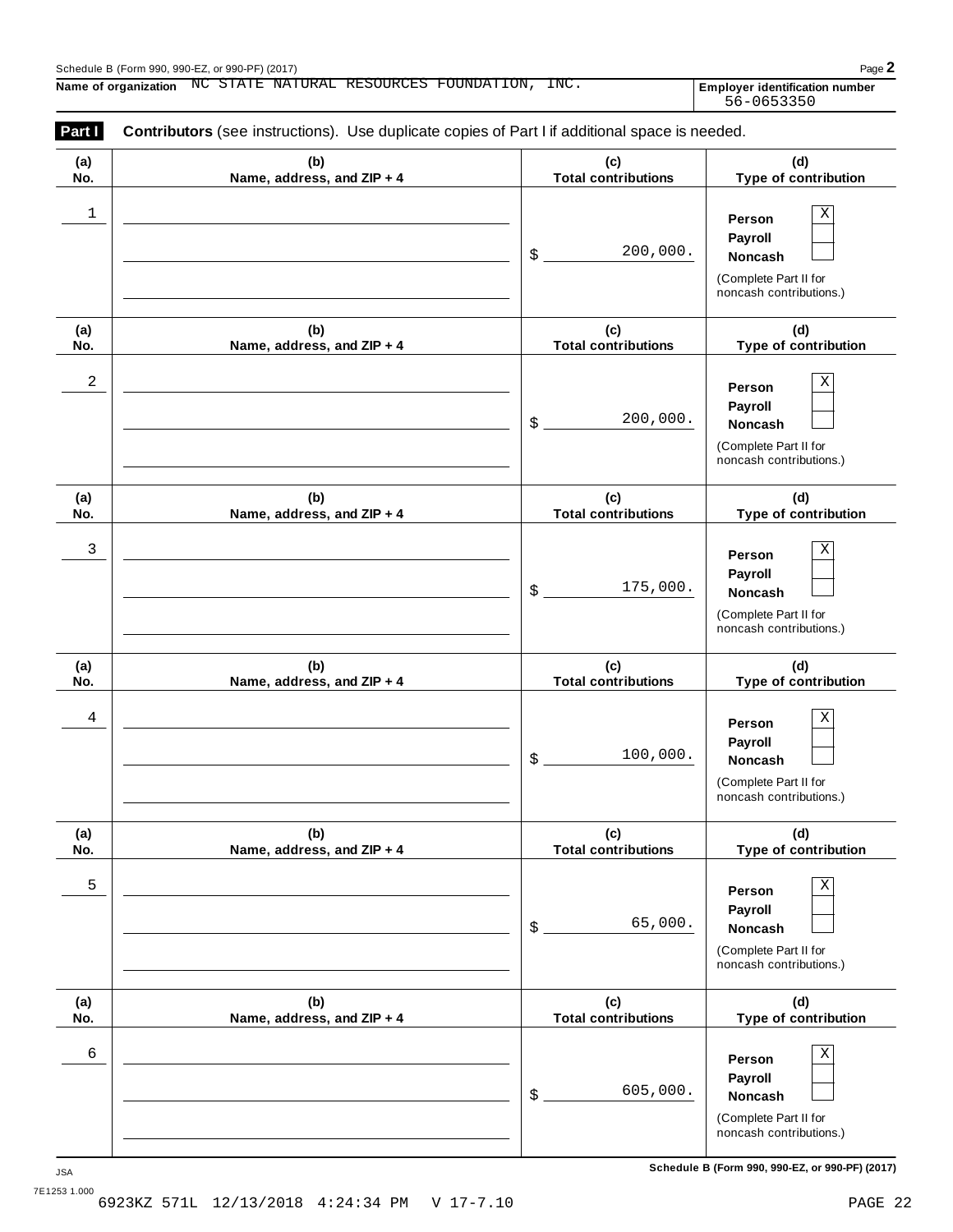Schedule B (Form 990, 990-EZ, or 990-PF) (2017)

**Name of organization** NC STATE NATURAL RESOURCES FOUNDATION, INC.

**Employer identification number** 56-0653350

**Part I** **Contributors** (see instructions). Use duplicate copies of Part I if additional space is needed.

| (a) No. | (b) Name, address, and ZIP + 4 | (c) Total contributions | (d) Type of contribution |
|---|---|---|---|
| 1 | | $ 200,000. | Person X<br>Payroll<br>Noncash<br>(Complete Part II for noncash contributions.) |
| 2 | | $ 200,000. | Person X<br>Payroll<br>Noncash<br>(Complete Part II for noncash contributions.) |
| 3 | | $ 175,000. | Person X<br>Payroll<br>Noncash<br>(Complete Part II for noncash contributions.) |
| 4 | | $ 100,000. | Person X<br>Payroll<br>Noncash<br>(Complete Part II for noncash contributions.) |
| 5 | | $ 65,000. | Person X<br>Payroll<br>Noncash<br>(Complete Part II for noncash contributions.) |
| 6 | | $ 605,000. | Person X<br>Payroll<br>Noncash<br>(Complete Part II for noncash contributions.) |

**Schedule B (Form 990, 990-EZ, or 990-PF) (2017)**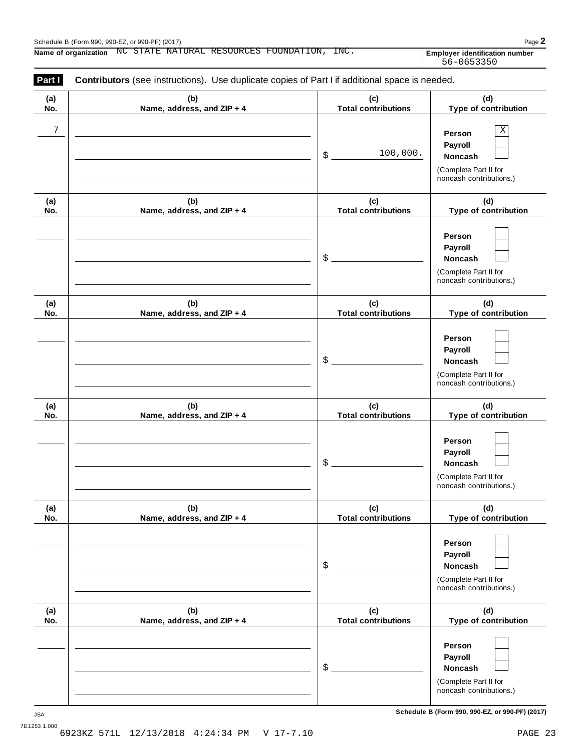Schedule B (Form 990, 990-EZ, or 990-PF) (2017)

**Name of organization** NC STATE NATURAL RESOURCES FOUNDATION, INC.

**Employer identification number** 56-0653350

**Part I** **Contributors** (see instructions). Use duplicate copies of Part I if additional space is needed.

| (a) No. | (b) Name, address, and ZIP + 4 | (c) Total contributions | (d) Type of contribution |
|---|---|---|---|
| 7 | | $ 100,000. | Person [X] Payroll [ ] Noncash [ ] (Complete Part II for noncash contributions.) |
| | | $ | Person [ ] Payroll [ ] Noncash [ ] (Complete Part II for noncash contributions.) |
| | | $ | Person [ ] Payroll [ ] Noncash [ ] (Complete Part II for noncash contributions.) |
| | | $ | Person [ ] Payroll [ ] Noncash [ ] (Complete Part II for noncash contributions.) |
| | | $ | Person [ ] Payroll [ ] Noncash [ ] (Complete Part II for noncash contributions.) |
| | | $ | Person [ ] Payroll [ ] Noncash [ ] (Complete Part II for noncash contributions.) |

JSA 7E1253 1.000

**Schedule B (Form 990, 990-EZ, or 990-PF) (2017)**

6923KZ 571L 12/13/2018 4:24:34 PM V 17-7.10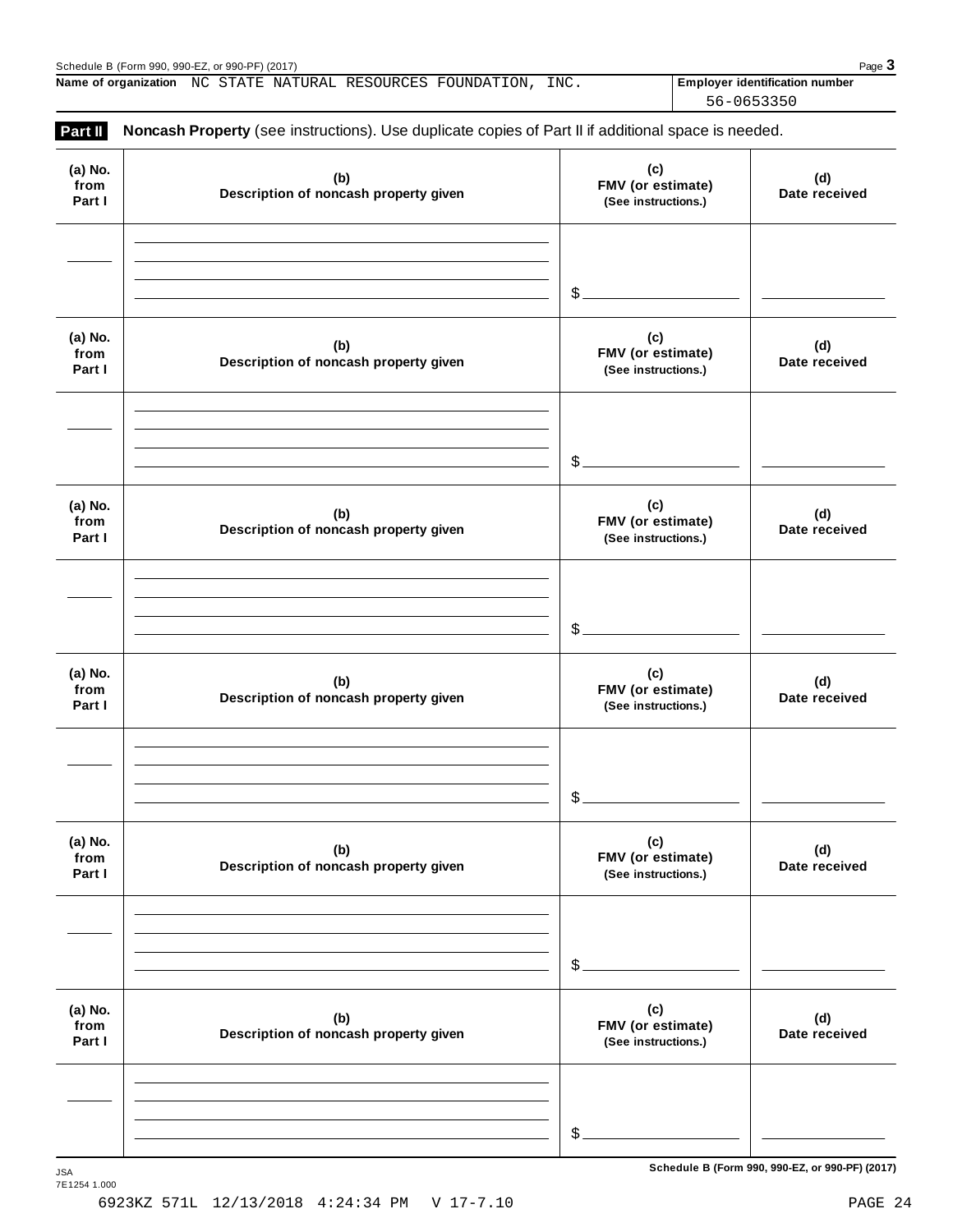Schedule B (Form 990, 990-EZ, or 990-PF) (2017)

**Name of organization** NC STATE NATURAL RESOURCES FOUNDATION, INC.

**Employer identification number** 56-0653350

## Part II Noncash Property (see instructions). Use duplicate copies of Part II if additional space is needed.

| (a) No. from Part I | (b) Description of noncash property given | (c) FMV (or estimate) (See instructions.) | (d) Date received |
|---|---|---|---|
| | | $ | |

| (a) No. from Part I | (b) Description of noncash property given | (c) FMV (or estimate) (See instructions.) | (d) Date received |
|---|---|---|---|
| | | $ | |

| (a) No. from Part I | (b) Description of noncash property given | (c) FMV (or estimate) (See instructions.) | (d) Date received |
|---|---|---|---|
| | | $ | |

| (a) No. from Part I | (b) Description of noncash property given | (c) FMV (or estimate) (See instructions.) | (d) Date received |
|---|---|---|---|
| | | $ | |

| (a) No. from Part I | (b) Description of noncash property given | (c) FMV (or estimate) (See instructions.) | (d) Date received |
|---|---|---|---|
| | | $ | |

| (a) No. from Part I | (b) Description of noncash property given | (c) FMV (or estimate) (See instructions.) | (d) Date received |
|---|---|---|---|
| | | $ | |

JSA 7E1254 1.000

6923KZ 571L 12/13/2018 4:24:34 PM V 17-7.10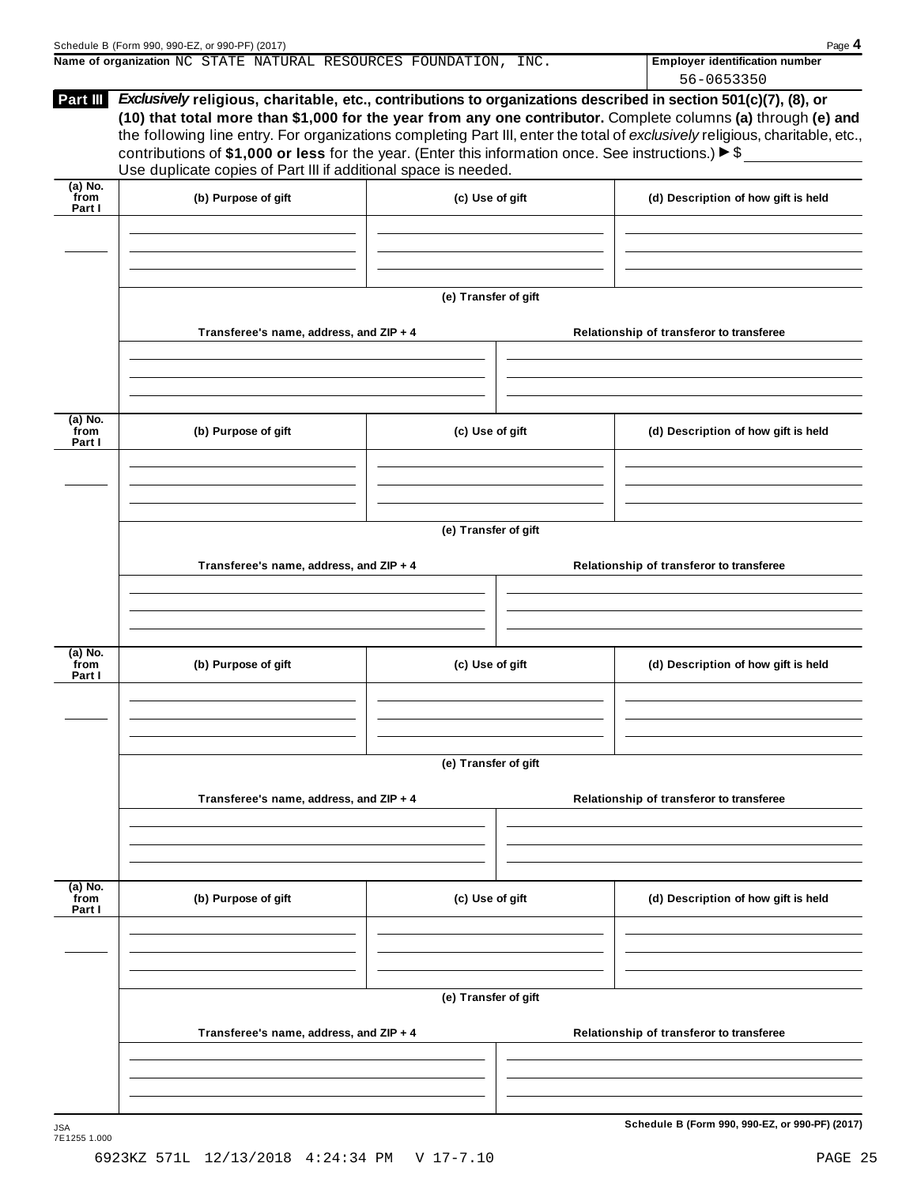Name of organization NC STATE NATURAL RESOURCES FOUNDATION, INC.

**Employer identification number** 56-0653350

## Part III

***Exclusively* religious, charitable, etc., contributions to organizations described in section 501(c)(7), (8), or (10) that total more than $1,000 for the year from any one contributor.** Complete columns **(a)** through **(e)** and the following line entry. For organizations completing Part III, enter the total of *exclusively* religious, charitable, etc., contributions of **$1,000 or less** for the year. (Enter this information once. See instructions.) ▶ $

Use duplicate copies of Part III if additional space is needed.

| (a) No. from Part I | (b) Purpose of gift | (c) Use of gift | (d) Description of how gift is held |
|---|---|---|---|
| | | | |

(e) Transfer of gift

| Transferee's name, address, and ZIP + 4 | Relationship of transferor to transferee |
|---|---|
| | |

| (a) No. from Part I | (b) Purpose of gift | (c) Use of gift | (d) Description of how gift is held |
|---|---|---|---|
| | | | |

(e) Transfer of gift

| Transferee's name, address, and ZIP + 4 | Relationship of transferor to transferee |
|---|---|
| | |

| (a) No. from Part I | (b) Purpose of gift | (c) Use of gift | (d) Description of how gift is held |
|---|---|---|---|
| | | | |

(e) Transfer of gift

| Transferee's name, address, and ZIP + 4 | Relationship of transferor to transferee |
|---|---|
| | |

| (a) No. from Part I | (b) Purpose of gift | (c) Use of gift | (d) Description of how gift is held |
|---|---|---|---|
| | | | |

(e) Transfer of gift

| Transferee's name, address, and ZIP + 4 | Relationship of transferor to transferee |
|---|---|
| | |

JSA 7E1255 1.000

6923KZ 571L 12/13/2018 4:24:34 PM V 17-7.10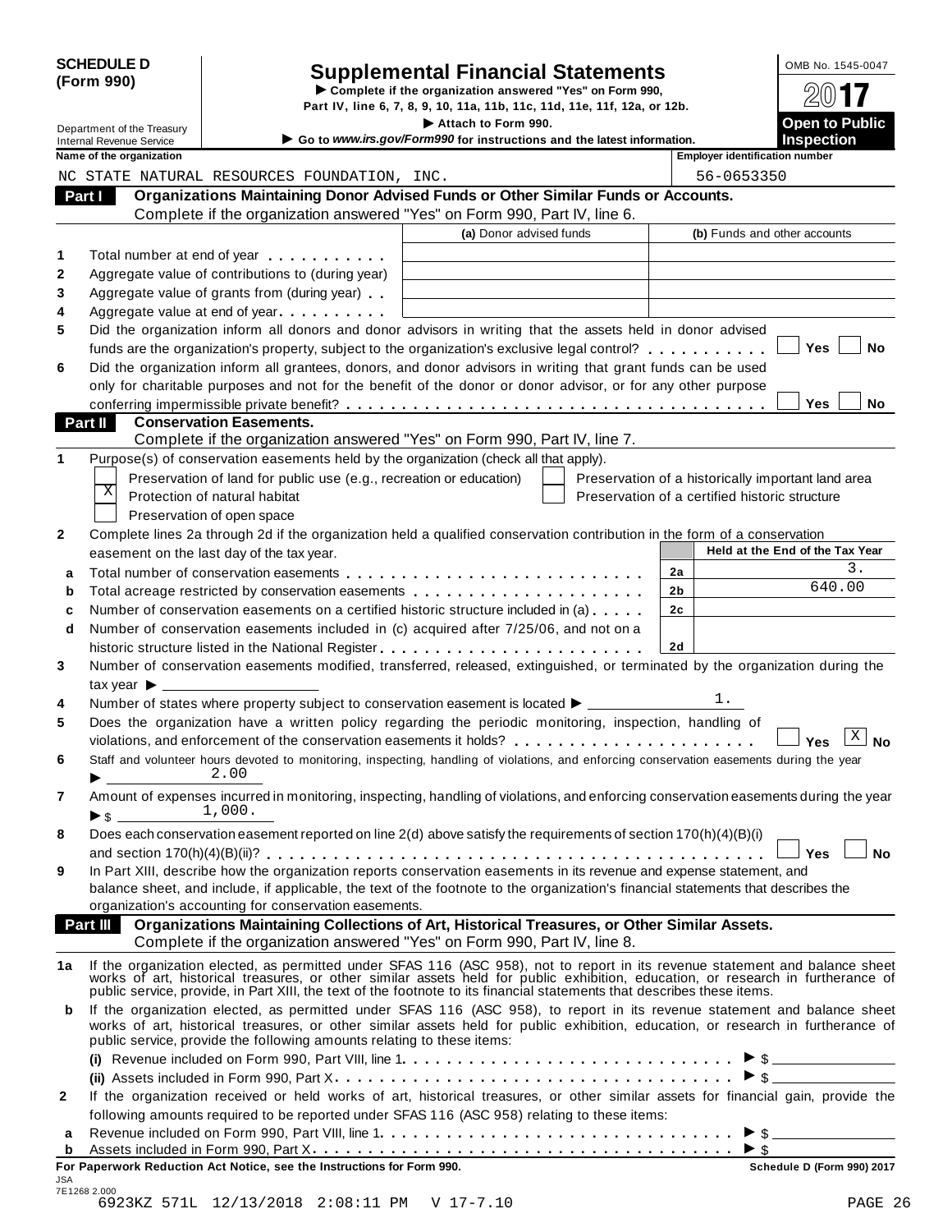**SCHEDULE D (Form 990)**

Department of the Treasury
Internal Revenue Service

# Supplemental Financial Statements

▶ Complete if the organization answered "Yes" on Form 990, Part IV, line 6, 7, 8, 9, 10, 11a, 11b, 11c, 11d, 11e, 11f, 12a, or 12b.

▶ Attach to Form 990.

▶ Go to *www.irs.gov/Form990* for instructions and the latest information.

OMB No. 1545-0047

2017

**Open to Public Inspection**

| Name of the organization | Employer identification number |
|---|---|
| NC STATE NATURAL RESOURCES FOUNDATION, INC. | 56-0653350 |

## Part I Organizations Maintaining Donor Advised Funds or Other Similar Funds or Accounts.

Complete if the organization answered "Yes" on Form 990, Part IV, line 6.

| | | (a) Donor advised funds | (b) Funds and other accounts |
|---|---|---|---|
| 1 | Total number at end of year | | |
| 2 | Aggregate value of contributions to (during year) | | |
| 3 | Aggregate value of grants from (during year) | | |
| 4 | Aggregate value at end of year | | |

5 Did the organization inform all donors and donor advisors in writing that the assets held in donor advised funds are the organization's property, subject to the organization's exclusive legal control? ☐ Yes ☐ No

6 Did the organization inform all grantees, donors, and donor advisors in writing that grant funds can be used only for charitable purposes and not for the benefit of the donor or donor advisor, or for any other purpose conferring impermissible private benefit? ☐ Yes ☐ No

## Part II Conservation Easements.

Complete if the organization answered "Yes" on Form 990, Part IV, line 7.

1 Purpose(s) of conservation easements held by the organization (check all that apply).

- ☐ Preservation of land for public use (e.g., recreation or education)
- ☒ Protection of natural habitat
- ☐ Preservation of open space
- ☐ Preservation of a historically important land area
- ☐ Preservation of a certified historic structure

2 Complete lines 2a through 2d if the organization held a qualified conservation contribution in the form of a conservation easement on the last day of the tax year.

| | | | Held at the End of the Tax Year |
|---|---|---|---|
| a | Total number of conservation easements | 2a | 3. |
| b | Total acreage restricted by conservation easements | 2b | 640.00 |
| c | Number of conservation easements on a certified historic structure included in (a) | 2c | |
| d | Number of conservation easements included in (c) acquired after 7/25/06, and not on a historic structure listed in the National Register | 2d | |

3 Number of conservation easements modified, transferred, released, extinguished, or terminated by the organization during the tax year ▶

4 Number of states where property subject to conservation easement is located ▶ 1.

5 Does the organization have a written policy regarding the periodic monitoring, inspection, handling of violations, and enforcement of the conservation easements it holds? ☐ Yes ☒ No

6 Staff and volunteer hours devoted to monitoring, inspecting, handling of violations, and enforcing conservation easements during the year ▶ 2.00

7 Amount of expenses incurred in monitoring, inspecting, handling of violations, and enforcing conservation easements during the year ▶ $ 1,000.

8 Does each conservation easement reported on line 2(d) above satisfy the requirements of section 170(h)(4)(B)(i) and section 170(h)(4)(B)(ii)? ☐ Yes ☐ No

9 In Part XIII, describe how the organization reports conservation easements in its revenue and expense statement, and balance sheet, and include, if applicable, the text of the footnote to the organization's financial statements that describes the organization's accounting for conservation easements.

## Part III Organizations Maintaining Collections of Art, Historical Treasures, or Other Similar Assets.

Complete if the organization answered "Yes" on Form 990, Part IV, line 8.

1a If the organization elected, as permitted under SFAS 116 (ASC 958), not to report in its revenue statement and balance sheet works of art, historical treasures, or other similar assets held for public exhibition, education, or research in furtherance of public service, provide, in Part XIII, the text of the footnote to its financial statements that describes these items.

b If the organization elected, as permitted under SFAS 116 (ASC 958), to report in its revenue statement and balance sheet works of art, historical treasures, or other similar assets held for public exhibition, education, or research in furtherance of public service, provide the following amounts relating to these items:

(i) Revenue included on Form 990, Part VIII, line 1 ▶ $

(ii) Assets included in Form 990, Part X ▶ $

2 If the organization received or held works of art, historical treasures, or other similar assets for financial gain, provide the following amounts required to be reported under SFAS 116 (ASC 958) relating to these items:

a Revenue included on Form 990, Part VIII, line 1 ▶ $

b Assets included in Form 990, Part X ▶ $

**For Paperwork Reduction Act Notice, see the Instructions for Form 990.** **Schedule D (Form 990) 2017**

JSA
7E1268 2.000
6923KZ 571L 12/13/2018 2:08:11 PM V 17-7.10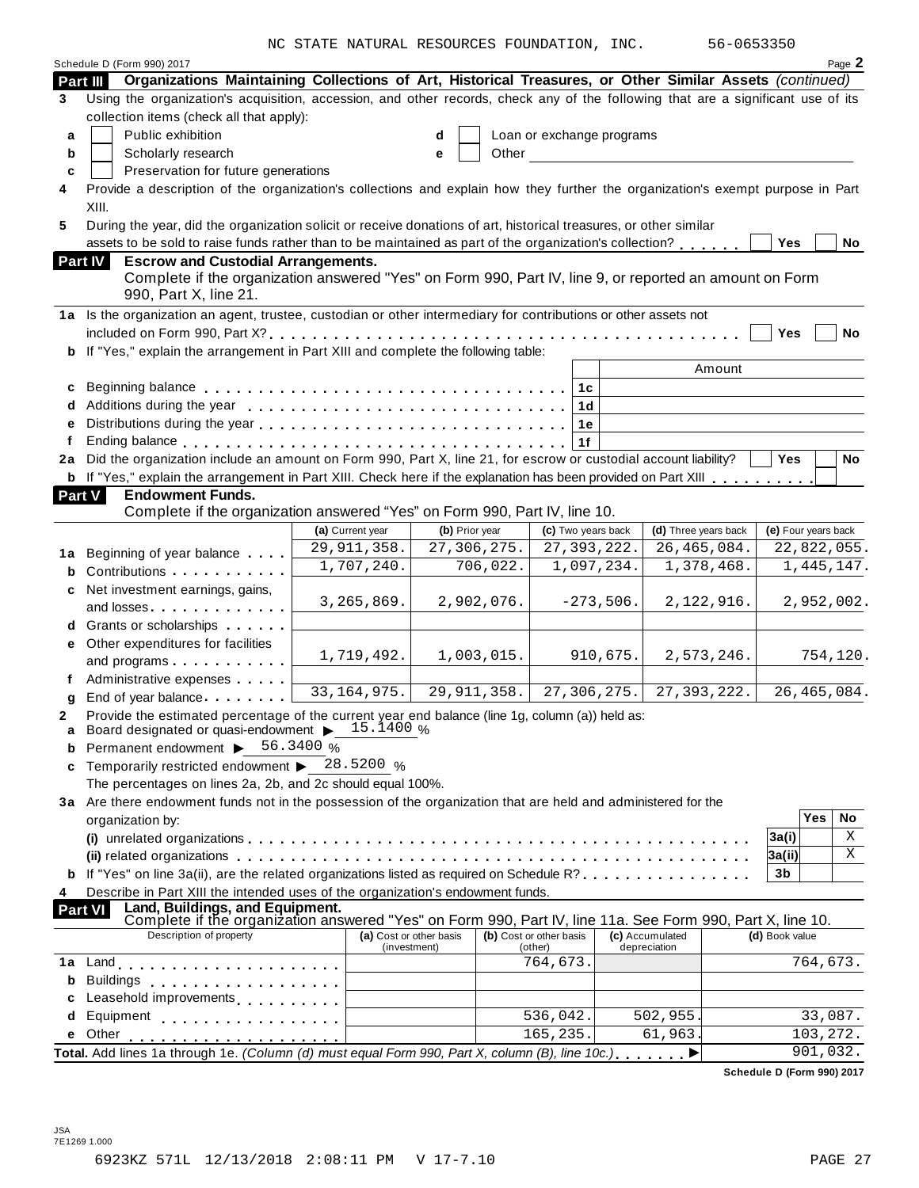NC STATE NATURAL RESOURCES FOUNDATION, INC. 56-0653350

Schedule D (Form 990) 2017 Page 2

**Part III** **Organizations Maintaining Collections of Art, Historical Treasures, or Other Similar Assets** *(continued)*

**3** Using the organization's acquisition, accession, and other records, check any of the following that are a significant use of its collection items (check all that apply):

- **a** ☐ Public exhibition
- **b** ☐ Scholarly research
- **c** ☐ Preservation for future generations
- **d** ☐ Loan or exchange programs
- **e** ☐ Other

**4** Provide a description of the organization's collections and explain how they further the organization's exempt purpose in Part XIII.

**5** During the year, did the organization solicit or receive donations of art, historical treasures, or other similar assets to be sold to raise funds rather than to be maintained as part of the organization's collection? ☐ Yes ☐ No

**Part IV** **Escrow and Custodial Arrangements.**
Complete if the organization answered "Yes" on Form 990, Part IV, line 9, or reported an amount on Form 990, Part X, line 21.

**1a** Is the organization an agent, trustee, custodian or other intermediary for contributions or other assets not included on Form 990, Part X? ☐ Yes ☐ No

**b** If "Yes," explain the arrangement in Part XIII and complete the following table:

| | | | Amount |
|---|---|---|---|
| **c** | Beginning balance | 1c | |
| **d** | Additions during the year | 1d | |
| **e** | Distributions during the year | 1e | |
| **f** | Ending balance | 1f | |

**2a** Did the organization include an amount on Form 990, Part X, line 21, for escrow or custodial account liability? ☐ Yes ☐ No

**b** If "Yes," explain the arrangement in Part XIII. Check here if the explanation has been provided on Part XIII ☐

**Part V** **Endowment Funds.**
Complete if the organization answered "Yes" on Form 990, Part IV, line 10.

| | | (a) Current year | (b) Prior year | (c) Two years back | (d) Three years back | (e) Four years back |
|---|---|---|---|---|---|---|
| **1a** | Beginning of year balance | 29,911,358. | 27,306,275. | 27,393,222. | 26,465,084. | 22,822,055. |
| **b** | Contributions | 1,707,240. | 706,022. | 1,097,234. | 1,378,468. | 1,445,147. |
| **c** | Net investment earnings, gains, and losses | 3,265,869. | 2,902,076. | -273,506. | 2,122,916. | 2,952,002. |
| **d** | Grants or scholarships | | | | | |
| **e** | Other expenditures for facilities and programs | 1,719,492. | 1,003,015. | 910,675. | 2,573,246. | 754,120. |
| **f** | Administrative expenses | | | | | |
| **g** | End of year balance | 33,164,975. | 29,911,358. | 27,306,275. | 27,393,222. | 26,465,084. |

**2** Provide the estimated percentage of the current year end balance (line 1g, column (a)) held as:

- **a** Board designated or quasi-endowment ▶ 15.1400 %
- **b** Permanent endowment ▶ 56.3400 %
- **c** Temporarily restricted endowment ▶ 28.5200 %

The percentages on lines 2a, 2b, and 2c should equal 100%.

**3a** Are there endowment funds not in the possession of the organization that are held and administered for the organization by:

| | | | Yes | No |
|---|---|---|---|---|
| | (i) unrelated organizations | 3a(i) | | X |
| | (ii) related organizations | 3a(ii) | | X |
| **b** | If "Yes" on line 3a(ii), are the related organizations listed as required on Schedule R? | 3b | | |

**4** Describe in Part XIII the intended uses of the organization's endowment funds.

**Part VI** **Land, Buildings, and Equipment.**
Complete if the organization answered "Yes" on Form 990, Part IV, line 11a. See Form 990, Part X, line 10.

| Description of property | (a) Cost or other basis (investment) | (b) Cost or other basis (other) | (c) Accumulated depreciation | (d) Book value |
|---|---|---|---|---|
| **1a** Land | | 764,673. | | 764,673. |
| **b** Buildings | | | | |
| **c** Leasehold improvements | | | | |
| **d** Equipment | | 536,042. | 502,955. | 33,087. |
| **e** Other | | 165,235. | 61,963. | 103,272. |
| **Total.** Add lines 1a through 1e. *(Column (d) must equal Form 990, Part X, column (B), line 10c.)* ▶ | | | | 901,032. |

**Schedule D (Form 990) 2017**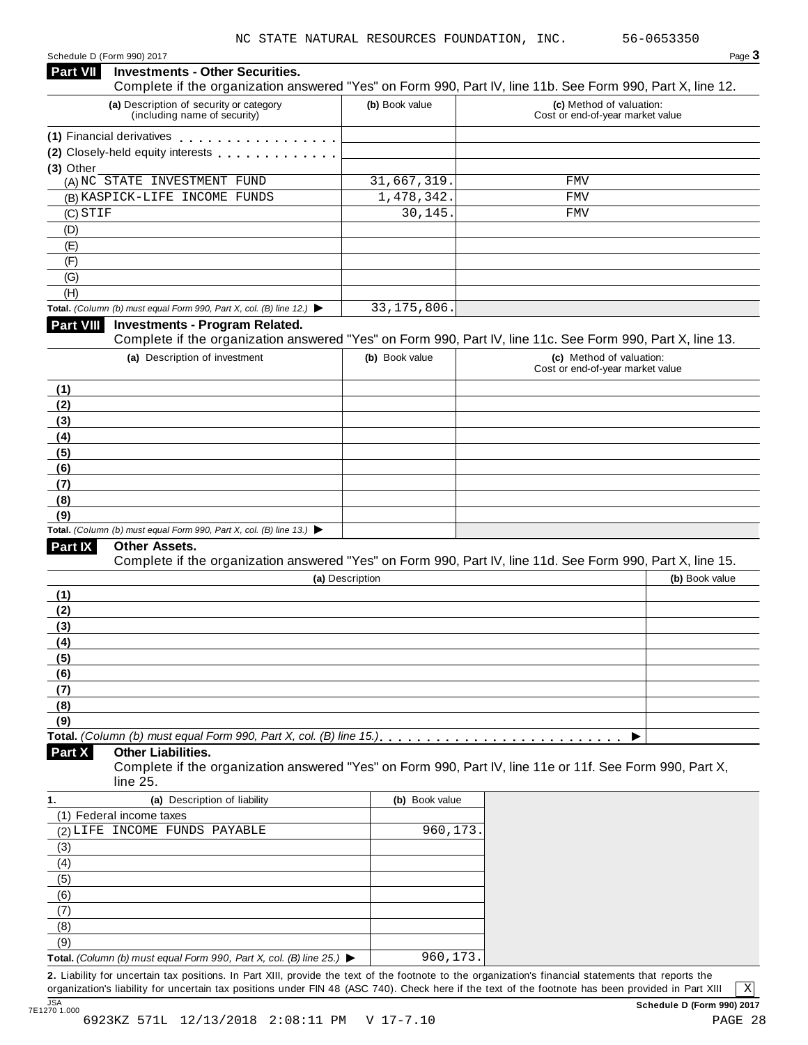NC STATE NATURAL RESOURCES FOUNDATION, INC. 56-0653350

Schedule D (Form 990) 2017

## Part VII Investments - Other Securities.

Complete if the organization answered "Yes" on Form 990, Part IV, line 11b. See Form 990, Part X, line 12.

| (a) Description of security or category (including name of security) | (b) Book value | (c) Method of valuation: Cost or end-of-year market value |
|---|---|---|
| (1) Financial derivatives | | |
| (2) Closely-held equity interests | | |
| (3) Other | | |
| (A) NC STATE INVESTMENT FUND | 31,667,319. | FMV |
| (B) KASPICK-LIFE INCOME FUNDS | 1,478,342. | FMV |
| (C) STIF | 30,145. | FMV |
| (D) | | |
| (E) | | |
| (F) | | |
| (G) | | |
| (H) | | |
| **Total.** *(Column (b) must equal Form 990, Part X, col. (B) line 12.)* ▶ | 33,175,806. | |

## Part VIII Investments - Program Related.

Complete if the organization answered "Yes" on Form 990, Part IV, line 11c. See Form 990, Part X, line 13.

| (a) Description of investment | (b) Book value | (c) Method of valuation: Cost or end-of-year market value |
|---|---|---|
| (1) | | |
| (2) | | |
| (3) | | |
| (4) | | |
| (5) | | |
| (6) | | |
| (7) | | |
| (8) | | |
| (9) | | |
| **Total.** *(Column (b) must equal Form 990, Part X, col. (B) line 13.)* ▶ | | |

## Part IX Other Assets.

Complete if the organization answered "Yes" on Form 990, Part IV, line 11d. See Form 990, Part X, line 15.

| (a) Description | (b) Book value |
|---|---|
| (1) | |
| (2) | |
| (3) | |
| (4) | |
| (5) | |
| (6) | |
| (7) | |
| (8) | |
| (9) | |
| **Total.** *(Column (b) must equal Form 990, Part X, col. (B) line 15.)* ▶ | |

## Part X Other Liabilities.

Complete if the organization answered "Yes" on Form 990, Part IV, line 11e or 11f. See Form 990, Part X, line 25.

| 1. (a) Description of liability | (b) Book value |
|---|---|
| (1) Federal income taxes | |
| (2) LIFE INCOME FUNDS PAYABLE | 960,173. |
| (3) | |
| (4) | |
| (5) | |
| (6) | |
| (7) | |
| (8) | |
| (9) | |
| **Total.** *(Column (b) must equal Form 990, Part X, col. (B) line 25.)* ▶ | 960,173. |

**2.** Liability for uncertain tax positions. In Part XIII, provide the text of the footnote to the organization's financial statements that reports the organization's liability for uncertain tax positions under FIN 48 (ASC 740). Check here if the text of the footnote has been provided in Part XIII [X]

**Schedule D (Form 990) 2017**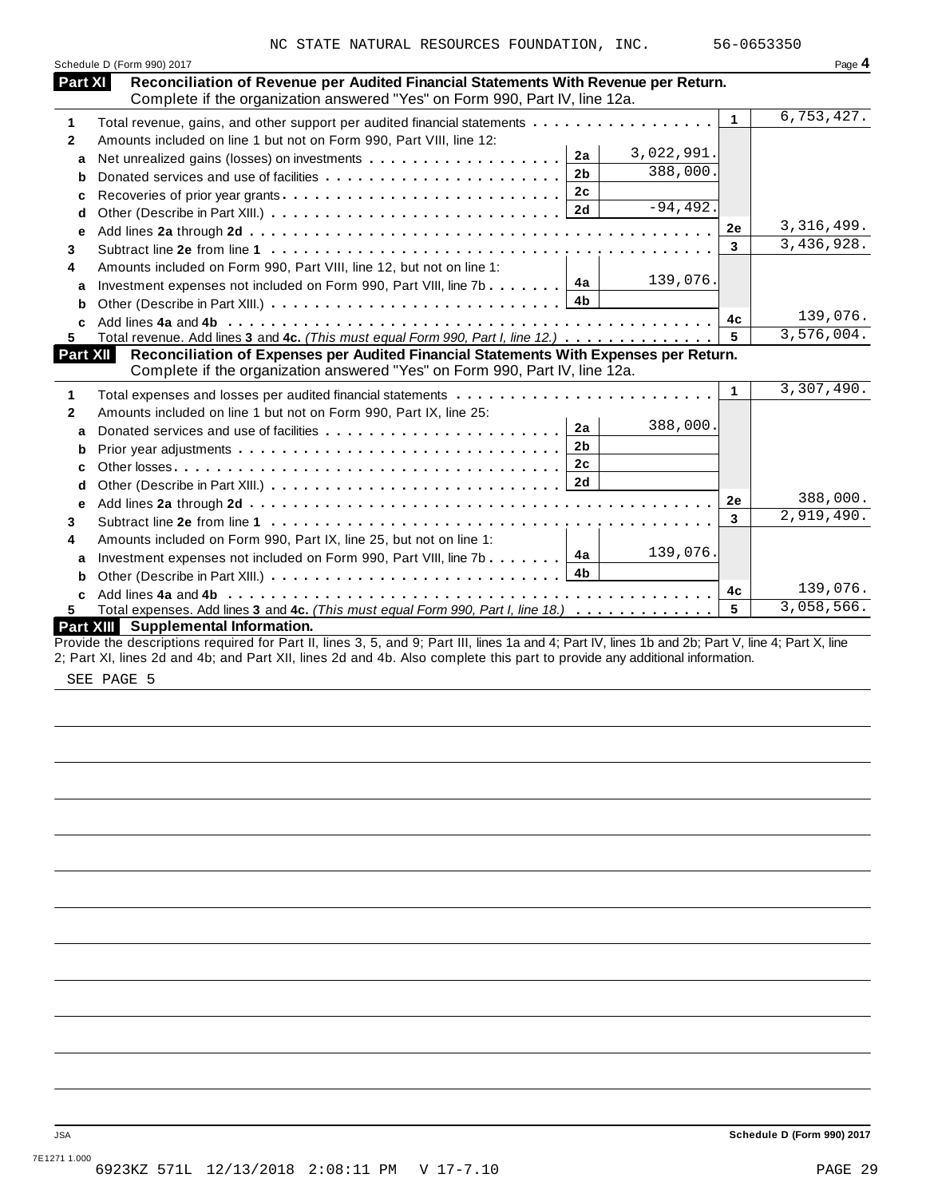NC STATE NATURAL RESOURCES FOUNDATION, INC. 56-0653350

Schedule D (Form 990) 2017

## Part XI Reconciliation of Revenue per Audited Financial Statements With Revenue per Return.

Complete if the organization answered "Yes" on Form 990, Part IV, line 12a.

| | | | | | |
|---|---|---|---|---|---|
| 1 | Total revenue, gains, and other support per audited financial statements | | | 1 | 6,753,427. |
| 2 | Amounts included on line 1 but not on Form 990, Part VIII, line 12: | | | | |
| a | Net unrealized gains (losses) on investments | 2a | 3,022,991. | | |
| b | Donated services and use of facilities | 2b | 388,000. | | |
| c | Recoveries of prior year grants | 2c | | | |
| d | Other (Describe in Part XIII.) | 2d | -94,492. | | |
| e | Add lines **2a** through **2d** | | | 2e | 3,316,499. |
| 3 | Subtract line **2e** from line **1** | | | 3 | 3,436,928. |
| 4 | Amounts included on Form 990, Part VIII, line 12, but not on line 1: | | | | |
| a | Investment expenses not included on Form 990, Part VIII, line 7b | 4a | 139,076. | | |
| b | Other (Describe in Part XIII.) | 4b | | | |
| c | Add lines **4a** and **4b** | | | 4c | 139,076. |
| 5 | Total revenue. Add lines **3** and **4c.** *(This must equal Form 990, Part I, line 12.)* | | | 5 | 3,576,004. |

## Part XII Reconciliation of Expenses per Audited Financial Statements With Expenses per Return.

Complete if the organization answered "Yes" on Form 990, Part IV, line 12a.

| | | | | | |
|---|---|---|---|---|---|
| 1 | Total expenses and losses per audited financial statements | | | 1 | 3,307,490. |
| 2 | Amounts included on line 1 but not on Form 990, Part IX, line 25: | | | | |
| a | Donated services and use of facilities | 2a | 388,000. | | |
| b | Prior year adjustments | 2b | | | |
| c | Other losses | 2c | | | |
| d | Other (Describe in Part XIII.) | 2d | | | |
| e | Add lines **2a** through **2d** | | | 2e | 388,000. |
| 3 | Subtract line **2e** from line **1** | | | 3 | 2,919,490. |
| 4 | Amounts included on Form 990, Part IX, line 25, but not on line 1: | | | | |
| a | Investment expenses not included on Form 990, Part VIII, line 7b | 4a | 139,076. | | |
| b | Other (Describe in Part XIII.) | 4b | | | |
| c | Add lines **4a** and **4b** | | | 4c | 139,076. |
| 5 | Total expenses. Add lines **3** and **4c.** *(This must equal Form 990, Part I, line 18.)* | | | 5 | 3,058,566. |

## Part XIII Supplemental Information.

Provide the descriptions required for Part II, lines 3, 5, and 9; Part III, lines 1a and 4; Part IV, lines 1b and 2b; Part V, line 4; Part X, line 2; Part XI, lines 2d and 4b; and Part XII, lines 2d and 4b. Also complete this part to provide any additional information.

SEE PAGE 5

Schedule D (Form 990) 2017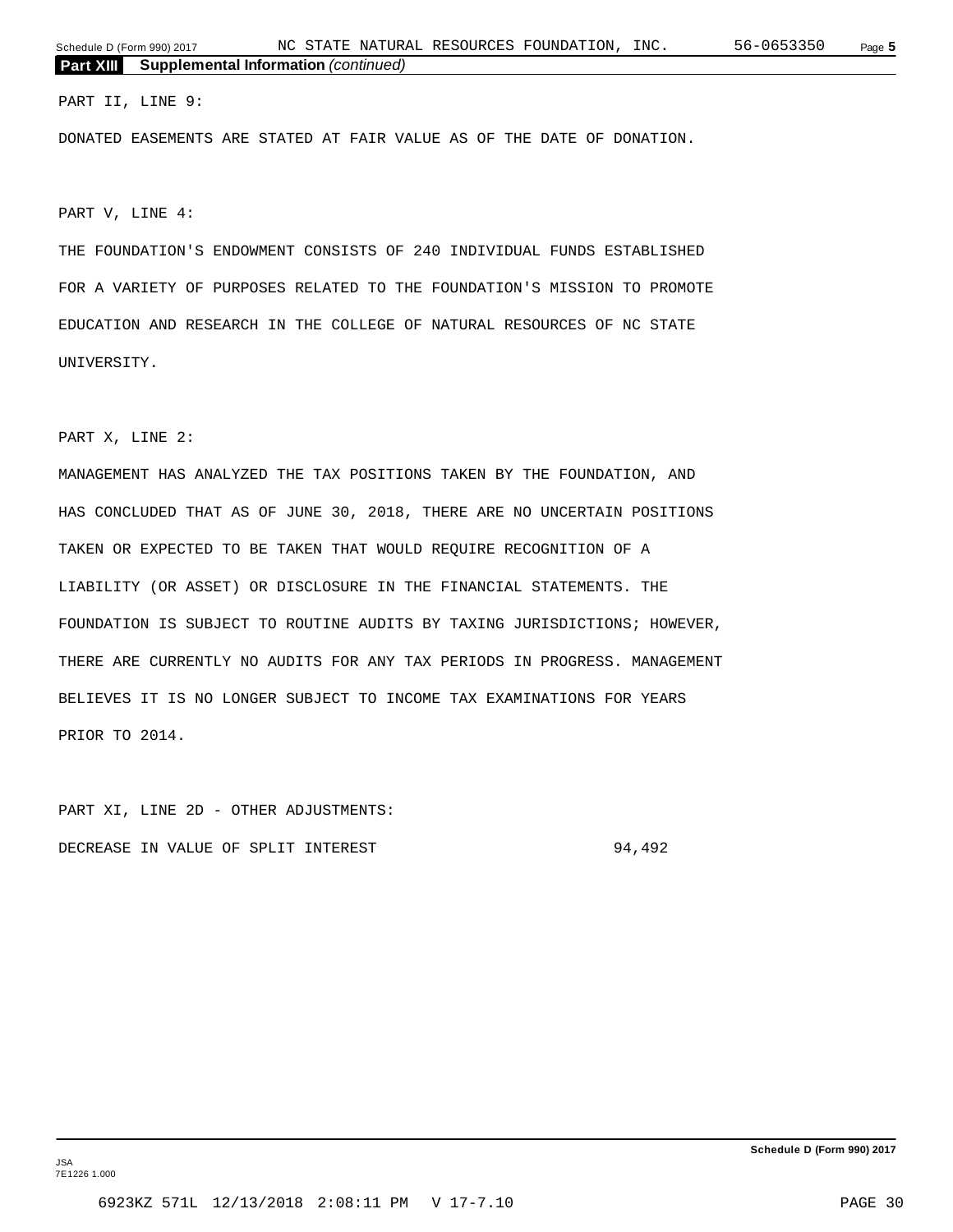**Part XIII Supplemental Information** *(continued)*

PART II, LINE 9:

DONATED EASEMENTS ARE STATED AT FAIR VALUE AS OF THE DATE OF DONATION.

PART V, LINE 4:

THE FOUNDATION'S ENDOWMENT CONSISTS OF 240 INDIVIDUAL FUNDS ESTABLISHED FOR A VARIETY OF PURPOSES RELATED TO THE FOUNDATION'S MISSION TO PROMOTE EDUCATION AND RESEARCH IN THE COLLEGE OF NATURAL RESOURCES OF NC STATE UNIVERSITY.

PART X, LINE 2:

MANAGEMENT HAS ANALYZED THE TAX POSITIONS TAKEN BY THE FOUNDATION, AND HAS CONCLUDED THAT AS OF JUNE 30, 2018, THERE ARE NO UNCERTAIN POSITIONS TAKEN OR EXPECTED TO BE TAKEN THAT WOULD REQUIRE RECOGNITION OF A LIABILITY (OR ASSET) OR DISCLOSURE IN THE FINANCIAL STATEMENTS. THE FOUNDATION IS SUBJECT TO ROUTINE AUDITS BY TAXING JURISDICTIONS; HOWEVER, THERE ARE CURRENTLY NO AUDITS FOR ANY TAX PERIODS IN PROGRESS. MANAGEMENT BELIEVES IT IS NO LONGER SUBJECT TO INCOME TAX EXAMINATIONS FOR YEARS PRIOR TO 2014.

PART XI, LINE 2D - OTHER ADJUSTMENTS:

| | |
|---|---|
| DECREASE IN VALUE OF SPLIT INTEREST | 94,492 |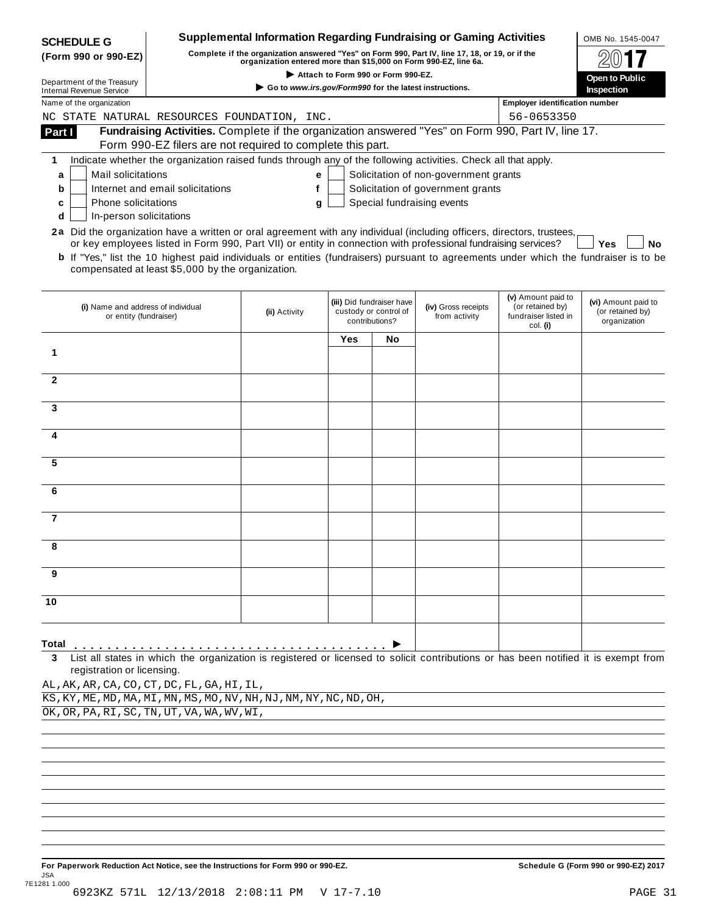**SCHEDULE G (Form 990 or 990-EZ)**

Department of the Treasury
Internal Revenue Service

# Supplemental Information Regarding Fundraising or Gaming Activities

**Complete if the organization answered "Yes" on Form 990, Part IV, line 17, 18, or 19, or if the organization entered more than $15,000 on Form 990-EZ, line 6a.**

▶ Attach to Form 990 or Form 990-EZ.

▶ Go to *www.irs.gov/Form990* for the latest instructions.

OMB No. 1545-0047

**2017**

**Open to Public Inspection**

Name of the organization: NC STATE NATURAL RESOURCES FOUNDATION, INC.

Employer identification number: 56-0653350

## Part I Fundraising Activities. Complete if the organization answered "Yes" on Form 990, Part IV, line 17. Form 990-EZ filers are not required to complete this part.

**1** Indicate whether the organization raised funds through any of the following activities. Check all that apply.

- **a** ☐ Mail solicitations
- **b** ☐ Internet and email solicitations
- **c** ☐ Phone solicitations
- **d** ☐ In-person solicitations
- **e** ☐ Solicitation of non-government grants
- **f** ☐ Solicitation of government grants
- **g** ☐ Special fundraising events

**2a** Did the organization have a written or oral agreement with any individual (including officers, directors, trustees, or key employees listed in Form 990, Part VII) or entity in connection with professional fundraising services? ☐ **Yes** ☐ **No**

**b** If "Yes," list the 10 highest paid individuals or entities (fundraisers) pursuant to agreements under which the fundraiser is to be compensated at least $5,000 by the organization.

| | (i) Name and address of individual or entity (fundraiser) | (ii) Activity | (iii) Did fundraiser have custody or control of contributions? Yes | No | (iv) Gross receipts from activity | (v) Amount paid to (or retained by) fundraiser listed in col. (i) | (vi) Amount paid to (or retained by) organization |
|---|---|---|---|---|---|---|---|
| 1 | | | | | | | |
| 2 | | | | | | | |
| 3 | | | | | | | |
| 4 | | | | | | | |
| 5 | | | | | | | |
| 6 | | | | | | | |
| 7 | | | | | | | |
| 8 | | | | | | | |
| 9 | | | | | | | |
| 10 | | | | | | | |
| **Total** ▶ | | | | | | | |

**3** List all states in which the organization is registered or licensed to solicit contributions or has been notified it is exempt from registration or licensing.

AL,AK,AR,CA,CO,CT,DC,FL,GA,HI,IL,
KS,KY,ME,MD,MA,MI,MN,MS,MO,NV,NH,NJ,NM,NY,NC,ND,OH,
OK,OR,PA,RI,SC,TN,UT,VA,WA,WV,WI,

**For Paperwork Reduction Act Notice, see the Instructions for Form 990 or 990-EZ.**

**Schedule G (Form 990 or 990-EZ) 2017**

JSA
7E1281 1.000
6923KZ 571L 12/13/2018 2:08:11 PM V 17-7.10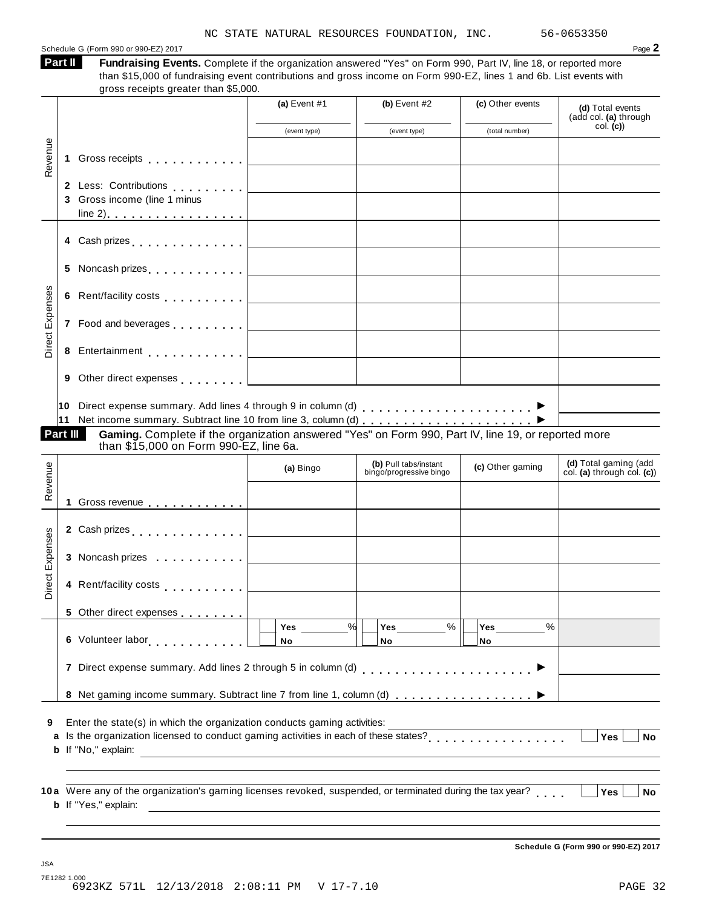NC STATE NATURAL RESOURCES FOUNDATION, INC. 56-0653350

Schedule G (Form 990 or 990-EZ) 2017

**Part II** **Fundraising Events.** Complete if the organization answered "Yes" on Form 990, Part IV, line 18, or reported more than $15,000 of fundraising event contributions and gross income on Form 990-EZ, lines 1 and 6b. List events with gross receipts greater than $5,000.

| | | (a) Event #1 | (b) Event #2 | (c) Other events | (d) Total events (add col. (a) through col. (c)) |
|---|---|---|---|---|---|
| | | (event type) | (event type) | (total number) | |
| Revenue | 1 Gross receipts | | | | |
| | 2 Less: Contributions | | | | |
| | 3 Gross income (line 1 minus line 2) | | | | |
| Direct Expenses | 4 Cash prizes | | | | |
| | 5 Noncash prizes | | | | |
| | 6 Rent/facility costs | | | | |
| | 7 Food and beverages | | | | |
| | 8 Entertainment | | | | |
| | 9 Other direct expenses | | | | |

10 Direct expense summary. Add lines 4 through 9 in column (d) ▶

11 Net income summary. Subtract line 10 from line 3, column (d) ▶

**Part III** **Gaming.** Complete if the organization answered "Yes" on Form 990, Part IV, line 19, or reported more than $15,000 on Form 990-EZ, line 6a.

| | | (a) Bingo | (b) Pull tabs/instant bingo/progressive bingo | (c) Other gaming | (d) Total gaming (add col. (a) through col. (c)) |
|---|---|---|---|---|---|
| Revenue | 1 Gross revenue | | | | |
| Direct Expenses | 2 Cash prizes | | | | |
| | 3 Noncash prizes | | | | |
| | 4 Rent/facility costs | | | | |
| | 5 Other direct expenses | | | | |
| | 6 Volunteer labor | ☐ Yes ___% ☐ No | ☐ Yes ___% ☐ No | ☐ Yes ___% ☐ No | |

7 Direct expense summary. Add lines 2 through 5 in column (d) ▶

8 Net gaming income summary. Subtract line 7 from line 1, column (d) ▶

9 Enter the state(s) in which the organization conducts gaming activities:

a Is the organization licensed to conduct gaming activities in each of these states? ☐ Yes ☐ No

b If "No," explain:

10a Were any of the organization's gaming licenses revoked, suspended, or terminated during the tax year? ☐ Yes ☐ No

b If "Yes," explain:

Schedule G (Form 990 or 990-EZ) 2017

JSA
7E1282 1.000
6923KZ 571L 12/13/2018 2:08:11 PM V 17-7.10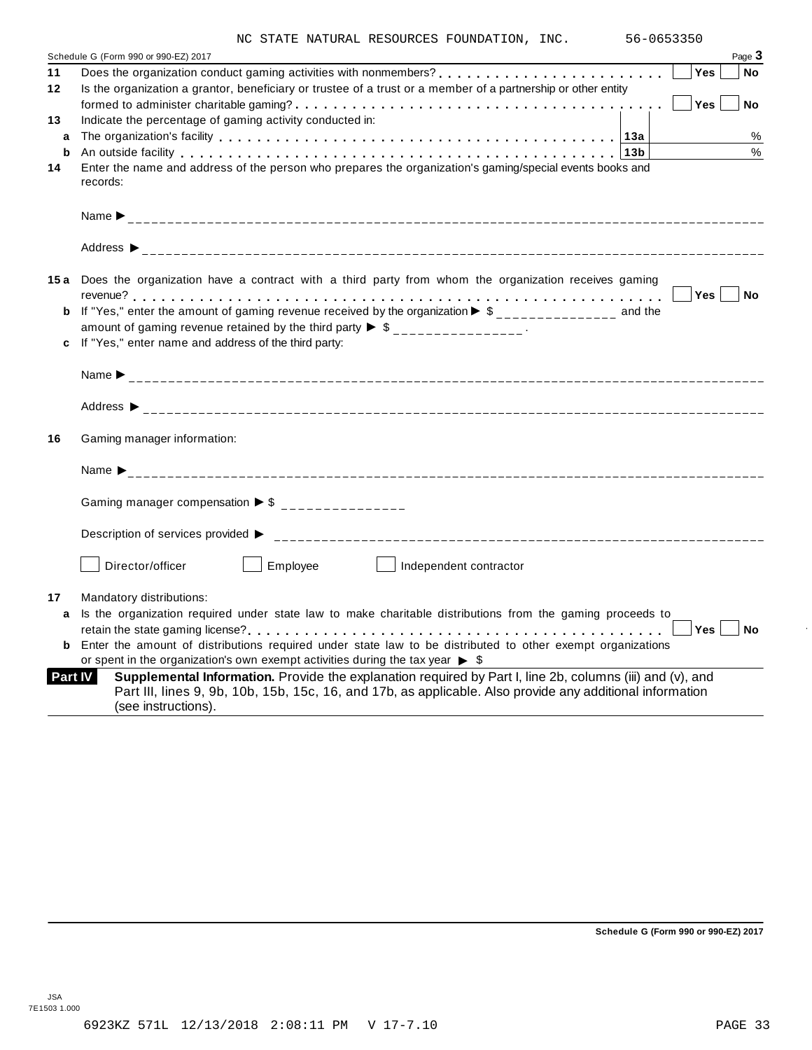NC STATE NATURAL RESOURCES FOUNDATION, INC. 56-0653350

Schedule G (Form 990 or 990-EZ) 2017 Page **3**

**11** Does the organization conduct gaming activities with nonmembers? . . . . . . . . . . . . . . . . . . . . . . . . ☐ **Yes** ☐ **No**

**12** Is the organization a grantor, beneficiary or trustee of a trust or a member of a partnership or other entity formed to administer charitable gaming? . . . . . . . . . . . . . . . . . . . . . . . . . . . . . . . . . . . . . . ☐ **Yes** ☐ **No**

**13** Indicate the percentage of gaming activity conducted in:

**a** The organization's facility . . . . . . . . . . . . . . . . . . . . . . . . . . . . . . . . . . . . . . . . . . **13a** %

**b** An outside facility . . . . . . . . . . . . . . . . . . . . . . . . . . . . . . . . . . . . . . . . . . . . . . . . **13b** %

**14** Enter the name and address of the person who prepares the organization's gaming/special events books and records:

Name ▶ ______________________________

Address ▶ ______________________________

**15 a** Does the organization have a contract with a third party from whom the organization receives gaming revenue? . . . . . . . . . . . . . . . . . . . . . . . . . . . . . . . . . . . . . . . . . . . . . . . . . . . . . . . . . . . . . ☐ **Yes** ☐ **No**

**b** If "Yes," enter the amount of gaming revenue received by the organization ▶ $ ______________ and the amount of gaming revenue retained by the third party ▶ $ ______________ .

**c** If "Yes," enter name and address of the third party:

Name ▶ ______________________________

Address ▶ ______________________________

**16** Gaming manager information:

Name ▶ ______________________________

Gaming manager compensation ▶ $ ______________

Description of services provided ▶ ______________________________

☐ Director/officer ☐ Employee ☐ Independent contractor

**17** Mandatory distributions:

**a** Is the organization required under state law to make charitable distributions from the gaming proceeds to retain the state gaming license? . . . . . . . . . . . . . . . . . . . . . . . . . . . . . . . . . . . . . . . . . . . . . ☐ **Yes** ☐ **No**

**b** Enter the amount of distributions required under state law to be distributed to other exempt organizations or spent in the organization's own exempt activities during the tax year ▶ $

**Part IV** **Supplemental Information.** Provide the explanation required by Part I, line 2b, columns (iii) and (v), and Part III, lines 9, 9b, 10b, 15b, 15c, 16, and 17b, as applicable. Also provide any additional information (see instructions).

**Schedule G (Form 990 or 990-EZ) 2017**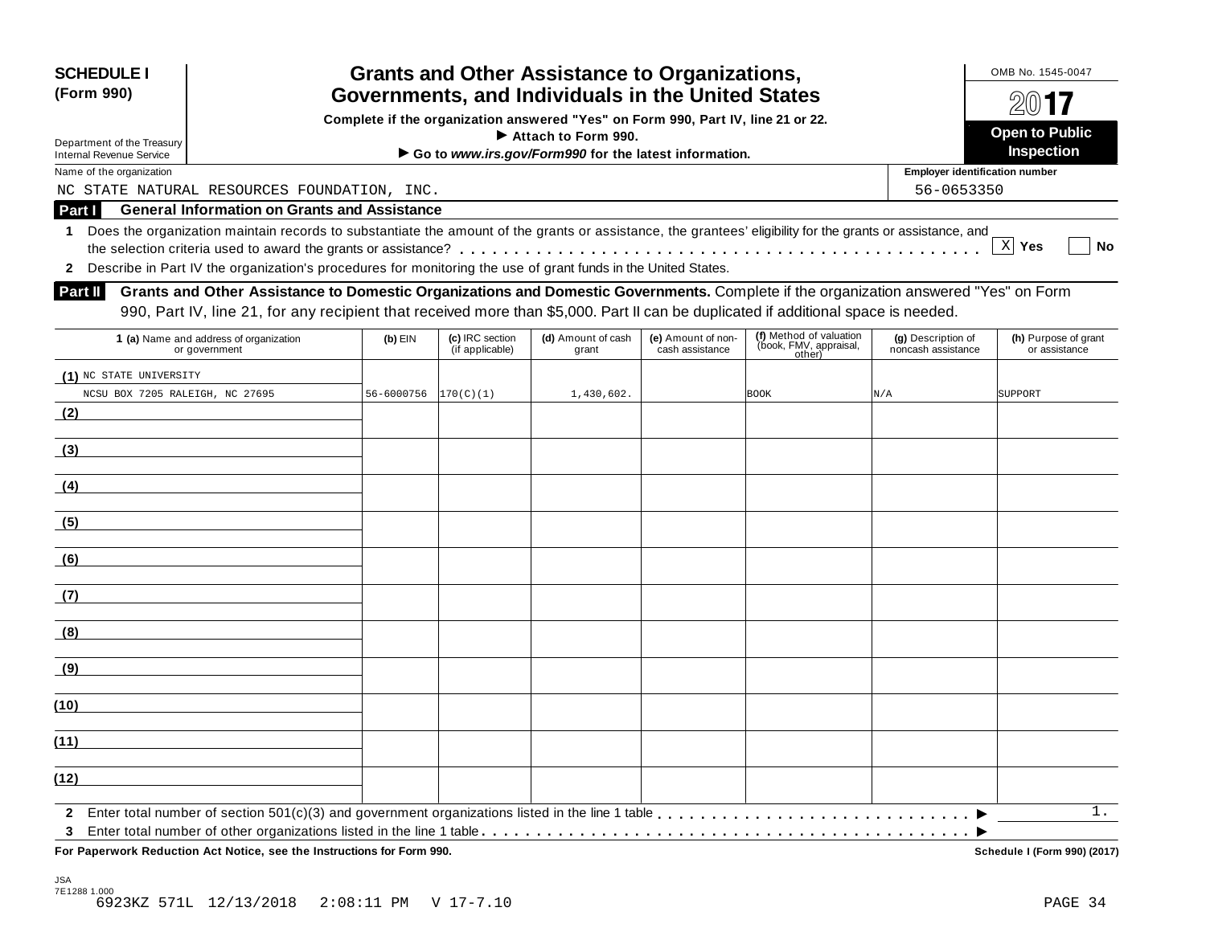**SCHEDULE I (Form 990)**

Department of the Treasury
Internal Revenue Service

# Grants and Other Assistance to Organizations, Governments, and Individuals in the United States

**Complete if the organization answered "Yes" on Form 990, Part IV, line 21 or 22.**
**▶ Attach to Form 990.**
**▶ Go to *www.irs.gov/Form990* for the latest information.**

OMB No. 1545-0047

**2017**

**Open to Public Inspection**

Name of the organization: NC STATE NATURAL RESOURCES FOUNDATION, INC.

Employer identification number: 56-0653350

## Part I General Information on Grants and Assistance

1 Does the organization maintain records to substantiate the amount of the grants or assistance, the grantees' eligibility for the grants or assistance, and the selection criteria used to award the grants or assistance? . . . . . [X] Yes [ ] No

2 Describe in Part IV the organization's procedures for monitoring the use of grant funds in the United States.

## Part II Grants and Other Assistance to Domestic Organizations and Domestic Governments.

Complete if the organization answered "Yes" on Form 990, Part IV, line 21, for any recipient that received more than $5,000. Part II can be duplicated if additional space is needed.

| 1 (a) Name and address of organization or government | (b) EIN | (c) IRC section (if applicable) | (d) Amount of cash grant | (e) Amount of non-cash assistance | (f) Method of valuation (book, FMV, appraisal, other) | (g) Description of noncash assistance | (h) Purpose of grant or assistance |
|---|---|---|---|---|---|---|---|
| (1) NC STATE UNIVERSITY NCSU BOX 7205 RALEIGH, NC 27695 | 56-6000756 | 170(C)(1) | 1,430,602. | | BOOK | N/A | SUPPORT |
| (2) | | | | | | | |
| (3) | | | | | | | |
| (4) | | | | | | | |
| (5) | | | | | | | |
| (6) | | | | | | | |
| (7) | | | | | | | |
| (8) | | | | | | | |
| (9) | | | | | | | |
| (10) | | | | | | | |
| (11) | | | | | | | |
| (12) | | | | | | | |

2 Enter total number of section 501(c)(3) and government organizations listed in the line 1 table . . . . . ▶ 1.

3 Enter total number of other organizations listed in the line 1 table . . . . . ▶

**For Paperwork Reduction Act Notice, see the Instructions for Form 990.** **Schedule I (Form 990) (2017)**

JSA
7E1288 1.000
6923KZ 571L 12/13/2018 2:08:11 PM V 17-7.10 PAGE 34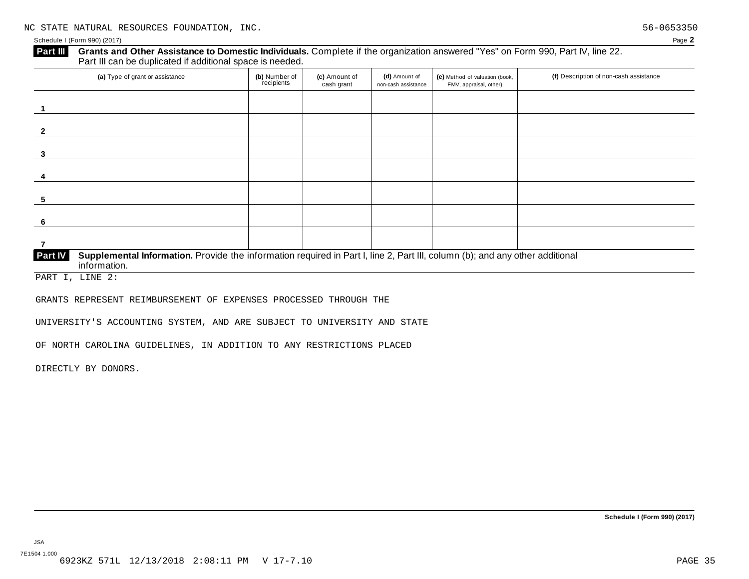NC STATE NATURAL RESOURCES FOUNDATION, INC. 56-0653350

Schedule I (Form 990) (2017)

**Part III** **Grants and Other Assistance to Domestic Individuals.** Complete if the organization answered "Yes" on Form 990, Part IV, line 22. Part III can be duplicated if additional space is needed.

| (a) Type of grant or assistance | (b) Number of recipients | (c) Amount of cash grant | (d) Amount of non-cash assistance | (e) Method of valuation (book, FMV, appraisal, other) | (f) Description of non-cash assistance |
|---|---|---|---|---|---|
| 1 | | | | | |
| 2 | | | | | |
| 3 | | | | | |
| 4 | | | | | |
| 5 | | | | | |
| 6 | | | | | |
| 7 | | | | | |

**Part IV** **Supplemental Information.** Provide the information required in Part I, line 2, Part III, column (b); and any other additional information.

PART I, LINE 2:

GRANTS REPRESENT REIMBURSEMENT OF EXPENSES PROCESSED THROUGH THE UNIVERSITY'S ACCOUNTING SYSTEM, AND ARE SUBJECT TO UNIVERSITY AND STATE OF NORTH CAROLINA GUIDELINES, IN ADDITION TO ANY RESTRICTIONS PLACED DIRECTLY BY DONORS.

**Schedule I (Form 990) (2017)**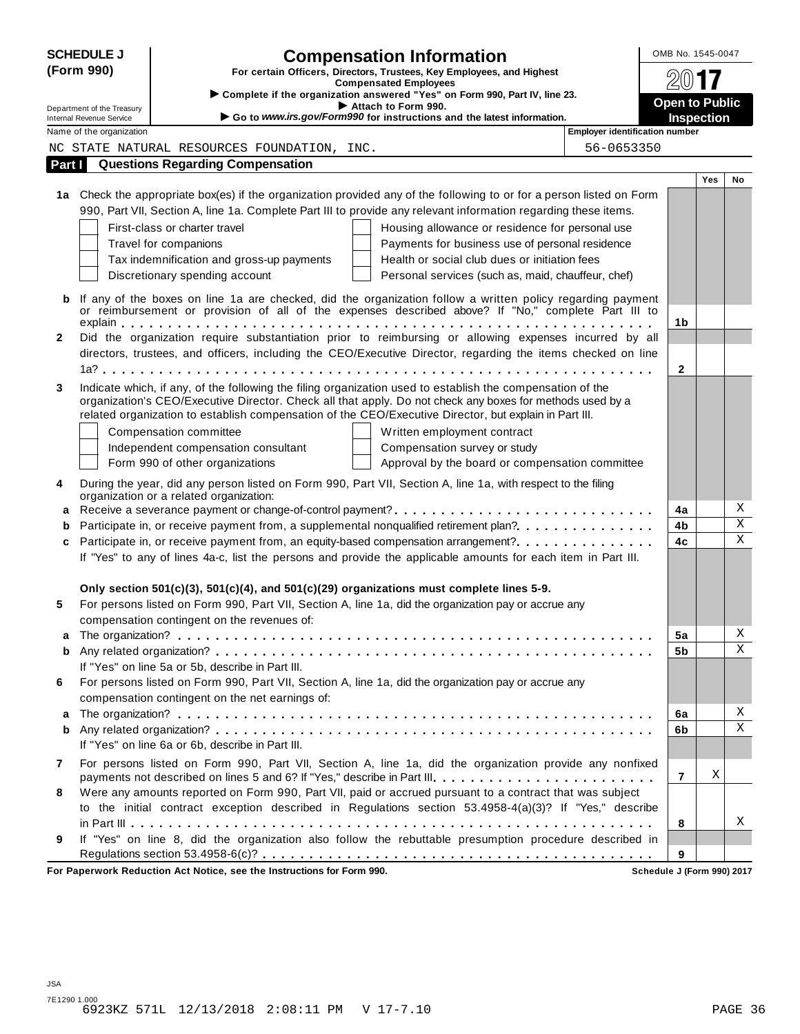**SCHEDULE J (Form 990)**

Department of the Treasury
Internal Revenue Service

# Compensation Information

**For certain Officers, Directors, Trustees, Key Employees, and Highest Compensated Employees**

▶ Complete if the organization answered "Yes" on Form 990, Part IV, line 23.
▶ Attach to Form 990.
▶ Go to *www.irs.gov/Form990* for instructions and the latest information.

OMB No. 1545-0047

**2017**

**Open to Public Inspection**

Name of the organization: NC STATE NATURAL RESOURCES FOUNDATION, INC.

Employer identification number: 56-0653350

## Part I Questions Regarding Compensation

| | | | Yes | No |
|---|---|---|---|---|
| **1a** | Check the appropriate box(es) if the organization provided any of the following to or for a person listed on Form 990, Part VII, Section A, line 1a. Complete Part III to provide any relevant information regarding these items.<br>☐ First-class or charter travel ☐ Housing allowance or residence for personal use<br>☐ Travel for companions ☐ Payments for business use of personal residence<br>☐ Tax indemnification and gross-up payments ☐ Health or social club dues or initiation fees<br>☐ Discretionary spending account ☐ Personal services (such as, maid, chauffeur, chef) | | | |
| **b** | If any of the boxes on line 1a are checked, did the organization follow a written policy regarding payment or reimbursement or provision of all of the expenses described above? If "No," complete Part III to explain | 1b | | |
| **2** | Did the organization require substantiation prior to reimbursing or allowing expenses incurred by all directors, trustees, and officers, including the CEO/Executive Director, regarding the items checked on line 1a? | 2 | | |
| **3** | Indicate which, if any, of the following the filing organization used to establish the compensation of the organization's CEO/Executive Director. Check all that apply. Do not check any boxes for methods used by a related organization to establish compensation of the CEO/Executive Director, but explain in Part III.<br>☐ Compensation committee ☐ Written employment contract<br>☐ Independent compensation consultant ☐ Compensation survey or study<br>☐ Form 990 of other organizations ☐ Approval by the board or compensation committee | | | |
| **4** | During the year, did any person listed on Form 990, Part VII, Section A, line 1a, with respect to the filing organization or a related organization: | | | |
| **a** | Receive a severance payment or change-of-control payment? | 4a | | X |
| **b** | Participate in, or receive payment from, a supplemental nonqualified retirement plan? | 4b | | X |
| **c** | Participate in, or receive payment from, an equity-based compensation arrangement? | 4c | | X |
| | If "Yes" to any of lines 4a-c, list the persons and provide the applicable amounts for each item in Part III. | | | |
| | **Only section 501(c)(3), 501(c)(4), and 501(c)(29) organizations must complete lines 5-9.** | | | |
| **5** | For persons listed on Form 990, Part VII, Section A, line 1a, did the organization pay or accrue any compensation contingent on the revenues of: | | | |
| **a** | The organization? | 5a | | X |
| **b** | Any related organization? | 5b | | X |
| | If "Yes" on line 5a or 5b, describe in Part III. | | | |
| **6** | For persons listed on Form 990, Part VII, Section A, line 1a, did the organization pay or accrue any compensation contingent on the net earnings of: | | | |
| **a** | The organization? | 6a | | X |
| **b** | Any related organization? | 6b | | X |
| | If "Yes" on line 6a or 6b, describe in Part III. | | | |
| **7** | For persons listed on Form 990, Part VII, Section A, line 1a, did the organization provide any nonfixed payments not described on lines 5 and 6? If "Yes," describe in Part III | 7 | X | |
| **8** | Were any amounts reported on Form 990, Part VII, paid or accrued pursuant to a contract that was subject to the initial contract exception described in Regulations section 53.4958-4(a)(3)? If "Yes," describe in Part III | 8 | | X |
| **9** | If "Yes" on line 8, did the organization also follow the rebuttable presumption procedure described in Regulations section 53.4958-6(c)? | 9 | | |

**For Paperwork Reduction Act Notice, see the Instructions for Form 990.** Schedule J (Form 990) 2017

JSA
7E1290 1.000
6923KZ 571L 12/13/2018 2:08:11 PM V 17-7.10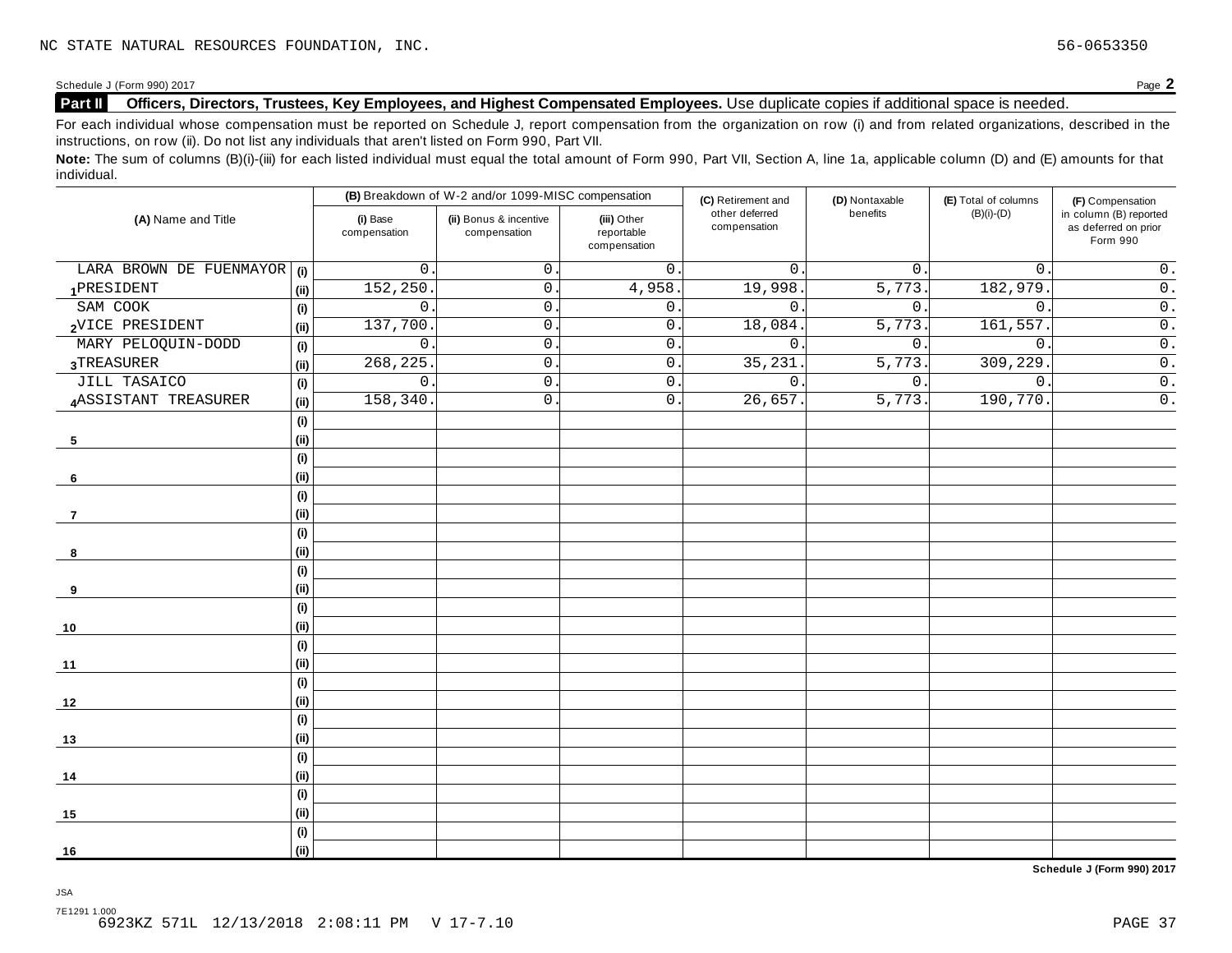NC STATE NATURAL RESOURCES FOUNDATION, INC. 56-0653350

Schedule J (Form 990) 2017 Page **2**

**Part II** **Officers, Directors, Trustees, Key Employees, and Highest Compensated Employees.** Use duplicate copies if additional space is needed.

For each individual whose compensation must be reported on Schedule J, report compensation from the organization on row (i) and from related organizations, described in the instructions, on row (ii). Do not list any individuals that aren't listed on Form 990, Part VII.

**Note:** The sum of columns (B)(i)-(iii) for each listed individual must equal the total amount of Form 990, Part VII, Section A, line 1a, applicable column (D) and (E) amounts for that individual.

| (A) Name and Title | | (B) Breakdown of W-2 and/or 1099-MISC compensation | | | (C) Retirement and other deferred compensation | (D) Nontaxable benefits | (E) Total of columns (B)(i)-(D) | (F) Compensation in column (B) reported as deferred on prior Form 990 |
|---|---|---|---|---|---|---|---|---|
| | | (i) Base compensation | (ii) Bonus & incentive compensation | (iii) Other reportable compensation | | | | |
| 1 LARA BROWN DE FUENMAYOR | (i) | 0. | 0. | 0. | 0. | 0. | 0. | 0. |
| PRESIDENT | (ii) | 152,250. | 0. | 4,958. | 19,998. | 5,773. | 182,979. | 0. |
| 2 SAM COOK | (i) | 0. | 0. | 0. | 0. | 0. | 0. | 0. |
| VICE PRESIDENT | (ii) | 137,700. | 0. | 0. | 18,084. | 5,773. | 161,557. | 0. |
| 3 MARY PELOQUIN-DODD | (i) | 0. | 0. | 0. | 0. | 0. | 0. | 0. |
| TREASURER | (ii) | 268,225. | 0. | 0. | 35,231. | 5,773. | 309,229. | 0. |
| 4 JILL TASAICO | (i) | 0. | 0. | 0. | 0. | 0. | 0. | 0. |
| ASSISTANT TREASURER | (ii) | 158,340. | 0. | 0. | 26,657. | 5,773. | 190,770. | 0. |
| 5 | (i) | | | | | | | |
| | (ii) | | | | | | | |
| 6 | (i) | | | | | | | |
| | (ii) | | | | | | | |
| 7 | (i) | | | | | | | |
| | (ii) | | | | | | | |
| 8 | (i) | | | | | | | |
| | (ii) | | | | | | | |
| 9 | (i) | | | | | | | |
| | (ii) | | | | | | | |
| 10 | (i) | | | | | | | |
| | (ii) | | | | | | | |
| 11 | (i) | | | | | | | |
| | (ii) | | | | | | | |
| 12 | (i) | | | | | | | |
| | (ii) | | | | | | | |
| 13 | (i) | | | | | | | |
| | (ii) | | | | | | | |
| 14 | (i) | | | | | | | |
| | (ii) | | | | | | | |
| 15 | (i) | | | | | | | |
| | (ii) | | | | | | | |
| 16 | (i) | | | | | | | |
| | (ii) | | | | | | | |

**Schedule J (Form 990) 2017**

JSA
7E1291 1.000
6923KZ 571L 12/13/2018 2:08:11 PM V 17-7.10 PAGE 37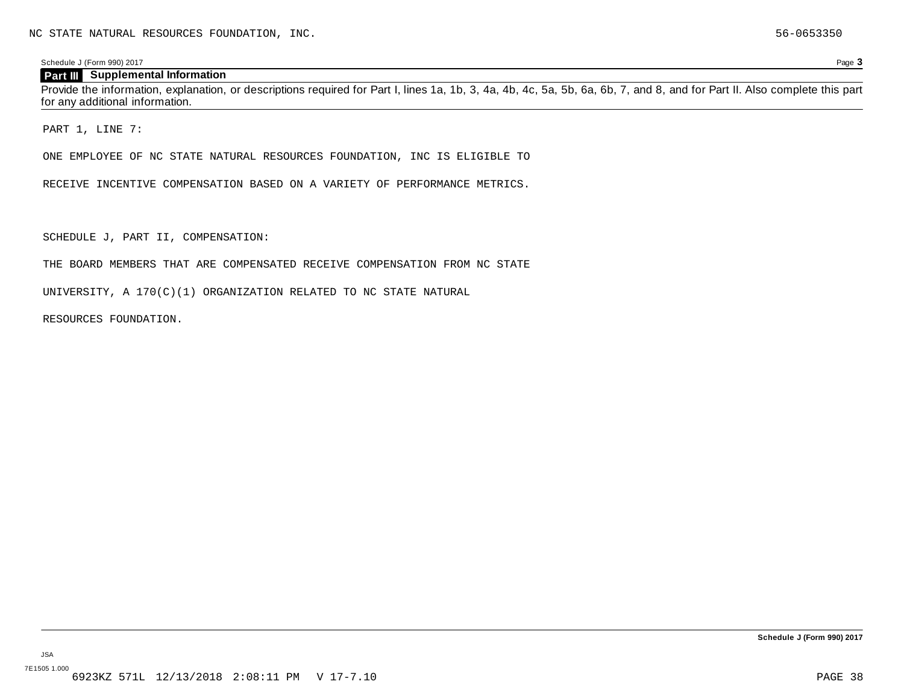NC STATE NATURAL RESOURCES FOUNDATION, INC. 56-0653350

Schedule J (Form 990) 2017

## Part III Supplemental Information

Provide the information, explanation, or descriptions required for Part I, lines 1a, 1b, 3, 4a, 4b, 4c, 5a, 5b, 6a, 6b, 7, and 8, and for Part II. Also complete this part for any additional information.

PART 1, LINE 7:

ONE EMPLOYEE OF NC STATE NATURAL RESOURCES FOUNDATION, INC IS ELIGIBLE TO RECEIVE INCENTIVE COMPENSATION BASED ON A VARIETY OF PERFORMANCE METRICS.

SCHEDULE J, PART II, COMPENSATION:

THE BOARD MEMBERS THAT ARE COMPENSATED RECEIVE COMPENSATION FROM NC STATE UNIVERSITY, A 170(C)(1) ORGANIZATION RELATED TO NC STATE NATURAL RESOURCES FOUNDATION.

Schedule J (Form 990) 2017

JSA
7E1505 1.000
6923KZ 571L 12/13/2018 2:08:11 PM V 17-7.10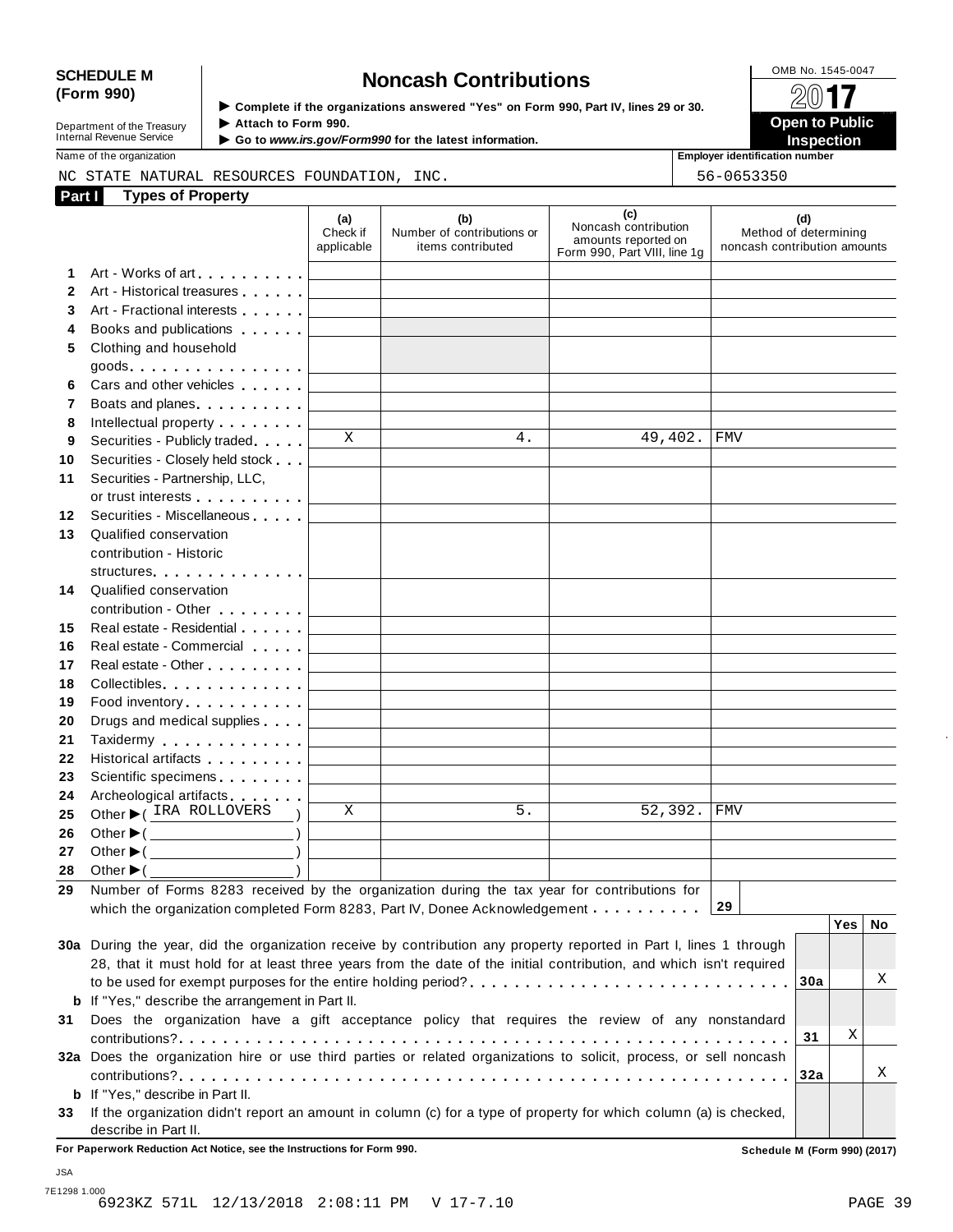**SCHEDULE M (Form 990)**

Department of the Treasury
Internal Revenue Service

# Noncash Contributions

▶ Complete if the organizations answered "Yes" on Form 990, Part IV, lines 29 or 30.
▶ Attach to Form 990.
▶ Go to *www.irs.gov/Form990* for the latest information.

OMB No. 1545-0047

**2017**

**Open to Public Inspection**

Name of the organization: NC STATE NATURAL RESOURCES FOUNDATION, INC.

Employer identification number: 56-0653350

## Part I Types of Property

| | | (a) Check if applicable | (b) Number of contributions or items contributed | (c) Noncash contribution amounts reported on Form 990, Part VIII, line 1g | (d) Method of determining noncash contribution amounts |
|---|---|---|---|---|---|
| 1 | Art - Works of art | | | | |
| 2 | Art - Historical treasures | | | | |
| 3 | Art - Fractional interests | | | | |
| 4 | Books and publications | | | | |
| 5 | Clothing and household goods | | | | |
| 6 | Cars and other vehicles | | | | |
| 7 | Boats and planes | | | | |
| 8 | Intellectual property | | | | |
| 9 | Securities - Publicly traded | X | 4. | 49,402. | FMV |
| 10 | Securities - Closely held stock | | | | |
| 11 | Securities - Partnership, LLC, or trust interests | | | | |
| 12 | Securities - Miscellaneous | | | | |
| 13 | Qualified conservation contribution - Historic structures | | | | |
| 14 | Qualified conservation contribution - Other | | | | |
| 15 | Real estate - Residential | | | | |
| 16 | Real estate - Commercial | | | | |
| 17 | Real estate - Other | | | | |
| 18 | Collectibles | | | | |
| 19 | Food inventory | | | | |
| 20 | Drugs and medical supplies | | | | |
| 21 | Taxidermy | | | | |
| 22 | Historical artifacts | | | | |
| 23 | Scientific specimens | | | | |
| 24 | Archeological artifacts | | | | |
| 25 | Other ▶ ( IRA ROLLOVERS ) | X | 5. | 52,392. | FMV |
| 26 | Other ▶ ( ) | | | | |
| 27 | Other ▶ ( ) | | | | |
| 28 | Other ▶ ( ) | | | | |

**29** Number of Forms 8283 received by the organization during the tax year for contributions for which the organization completed Form 8283, Part IV, Donee Acknowledgement . . . **29**

| | | | Yes | No |
|---|---|---|---|---|
| **30a** | During the year, did the organization receive by contribution any property reported in Part I, lines 1 through 28, that it must hold for at least three years from the date of the initial contribution, and which isn't required to be used for exempt purposes for the entire holding period? | 30a | | X |
| **b** | If "Yes," describe the arrangement in Part II. | | | |
| **31** | Does the organization have a gift acceptance policy that requires the review of any nonstandard contributions? | 31 | X | |
| **32a** | Does the organization hire or use third parties or related organizations to solicit, process, or sell noncash contributions? | 32a | | X |
| **b** | If "Yes," describe in Part II. | | | |
| **33** | If the organization didn't report an amount in column (c) for a type of property for which column (a) is checked, describe in Part II. | | | |

**For Paperwork Reduction Act Notice, see the Instructions for Form 990.** **Schedule M (Form 990) (2017)**

JSA
7E1298 1.000
6923KZ 571L 12/13/2018 2:08:11 PM V 17-7.10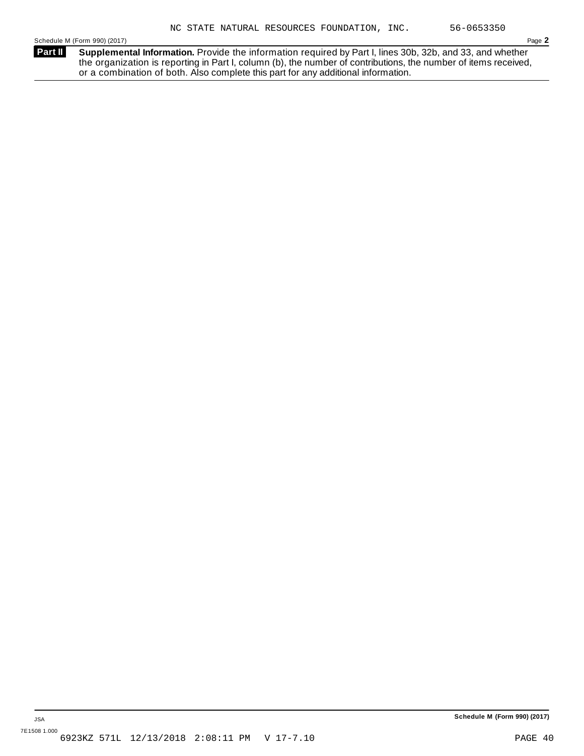NC STATE NATURAL RESOURCES FOUNDATION, INC. 56-0653350

Schedule M (Form 990) (2017)

**Part II** **Supplemental Information.** Provide the information required by Part I, lines 30b, 32b, and 33, and whether the organization is reporting in Part I, column (b), the number of contributions, the number of items received, or a combination of both. Also complete this part for any additional information.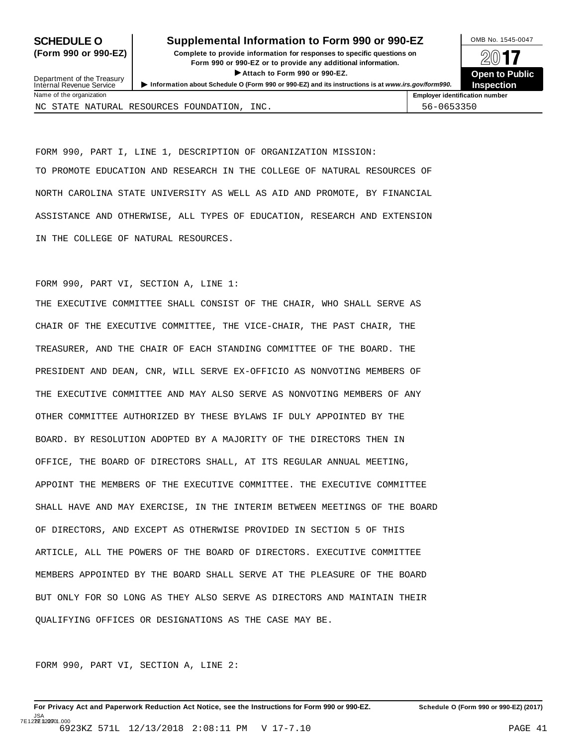**SCHEDULE O (Form 990 or 990-EZ)**

Department of the Treasury
Internal Revenue Service

# Supplemental Information to Form 990 or 990-EZ

**Complete to provide information for responses to specific questions on Form 990 or 990-EZ or to provide any additional information.**

▶ **Attach to Form 990 or 990-EZ.**

▶ **Information about Schedule O (Form 990 or 990-EZ) and its instructions is at *www.irs.gov/form990*.**

OMB No. 1545-0047

**2017**

**Open to Public Inspection**

| Name of the organization | Employer identification number |
|---|---|
| NC STATE NATURAL RESOURCES FOUNDATION, INC. | 56-0653350 |

FORM 990, PART I, LINE 1, DESCRIPTION OF ORGANIZATION MISSION:
TO PROMOTE EDUCATION AND RESEARCH IN THE COLLEGE OF NATURAL RESOURCES OF NORTH CAROLINA STATE UNIVERSITY AS WELL AS AID AND PROMOTE, BY FINANCIAL ASSISTANCE AND OTHERWISE, ALL TYPES OF EDUCATION, RESEARCH AND EXTENSION IN THE COLLEGE OF NATURAL RESOURCES.

FORM 990, PART VI, SECTION A, LINE 1:
THE EXECUTIVE COMMITTEE SHALL CONSIST OF THE CHAIR, WHO SHALL SERVE AS CHAIR OF THE EXECUTIVE COMMITTEE, THE VICE-CHAIR, THE PAST CHAIR, THE TREASURER, AND THE CHAIR OF EACH STANDING COMMITTEE OF THE BOARD. THE PRESIDENT AND DEAN, CNR, WILL SERVE EX-OFFICIO AS NONVOTING MEMBERS OF THE EXECUTIVE COMMITTEE AND MAY ALSO SERVE AS NONVOTING MEMBERS OF ANY OTHER COMMITTEE AUTHORIZED BY THESE BYLAWS IF DULY APPOINTED BY THE BOARD. BY RESOLUTION ADOPTED BY A MAJORITY OF THE DIRECTORS THEN IN OFFICE, THE BOARD OF DIRECTORS SHALL, AT ITS REGULAR ANNUAL MEETING, APPOINT THE MEMBERS OF THE EXECUTIVE COMMITTEE. THE EXECUTIVE COMMITTEE SHALL HAVE AND MAY EXERCISE, IN THE INTERIM BETWEEN MEETINGS OF THE BOARD OF DIRECTORS, AND EXCEPT AS OTHERWISE PROVIDED IN SECTION 5 OF THIS ARTICLE, ALL THE POWERS OF THE BOARD OF DIRECTORS. EXECUTIVE COMMITTEE MEMBERS APPOINTED BY THE BOARD SHALL SERVE AT THE PLEASURE OF THE BOARD BUT ONLY FOR SO LONG AS THEY ALSO SERVE AS DIRECTORS AND MAINTAIN THEIR QUALIFYING OFFICES OR DESIGNATIONS AS THE CASE MAY BE.

FORM 990, PART VI, SECTION A, LINE 2:

**For Privacy Act and Paperwork Reduction Act Notice, see the Instructions for Form 990 or 990-EZ.** **Schedule O (Form 990 or 990-EZ) (2017)**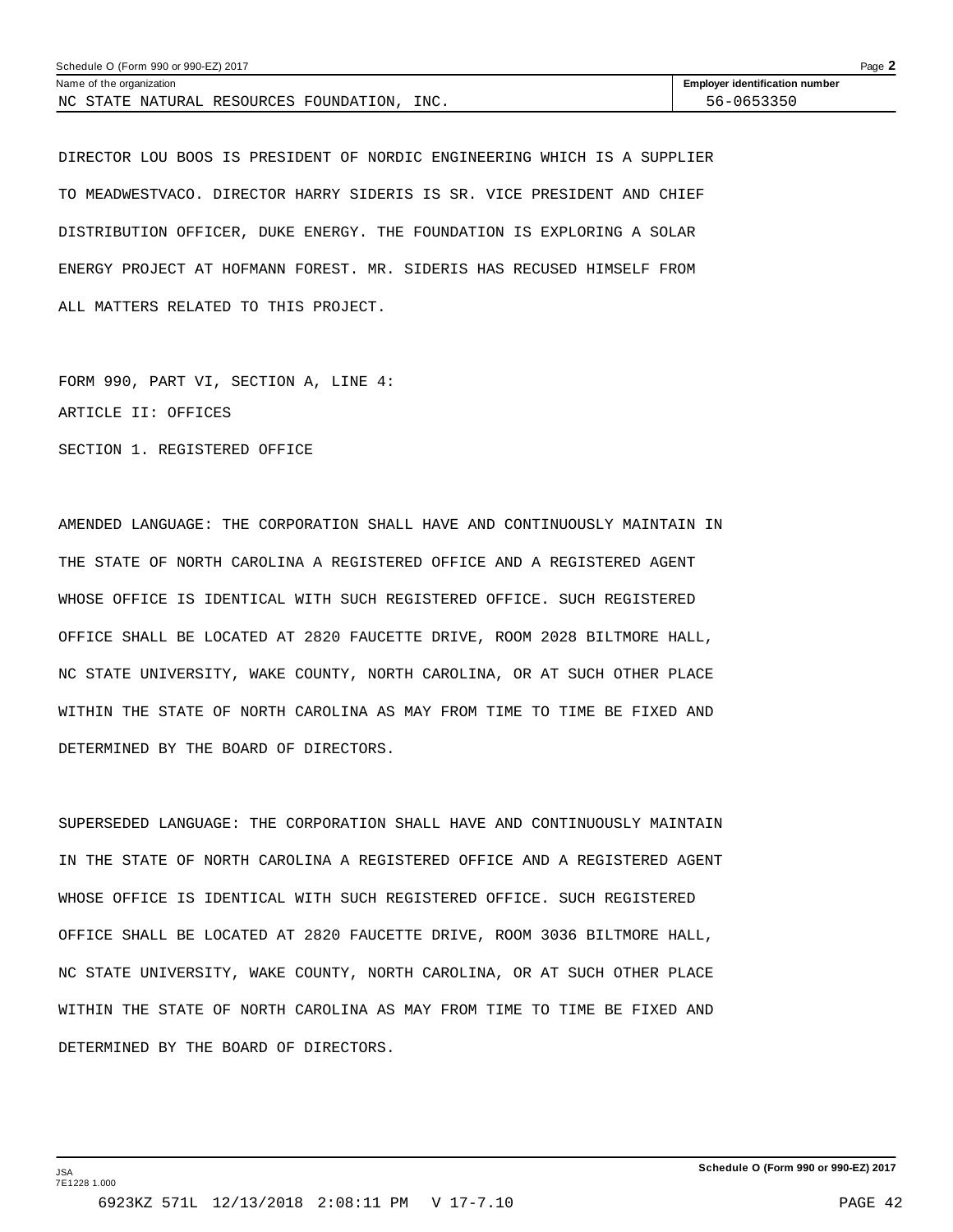Name of the organization: NC STATE NATURAL RESOURCES FOUNDATION, INC.

Employer identification number: 56-0653350

DIRECTOR LOU BOOS IS PRESIDENT OF NORDIC ENGINEERING WHICH IS A SUPPLIER TO MEADWESTVACO. DIRECTOR HARRY SIDERIS IS SR. VICE PRESIDENT AND CHIEF DISTRIBUTION OFFICER, DUKE ENERGY. THE FOUNDATION IS EXPLORING A SOLAR ENERGY PROJECT AT HOFMANN FOREST. MR. SIDERIS HAS RECUSED HIMSELF FROM ALL MATTERS RELATED TO THIS PROJECT.

FORM 990, PART VI, SECTION A, LINE 4:

ARTICLE II: OFFICES

SECTION 1. REGISTERED OFFICE

AMENDED LANGUAGE: THE CORPORATION SHALL HAVE AND CONTINUOUSLY MAINTAIN IN THE STATE OF NORTH CAROLINA A REGISTERED OFFICE AND A REGISTERED AGENT WHOSE OFFICE IS IDENTICAL WITH SUCH REGISTERED OFFICE. SUCH REGISTERED OFFICE SHALL BE LOCATED AT 2820 FAUCETTE DRIVE, ROOM 2028 BILTMORE HALL, NC STATE UNIVERSITY, WAKE COUNTY, NORTH CAROLINA, OR AT SUCH OTHER PLACE WITHIN THE STATE OF NORTH CAROLINA AS MAY FROM TIME TO TIME BE FIXED AND DETERMINED BY THE BOARD OF DIRECTORS.

SUPERSEDED LANGUAGE: THE CORPORATION SHALL HAVE AND CONTINUOUSLY MAINTAIN IN THE STATE OF NORTH CAROLINA A REGISTERED OFFICE AND A REGISTERED AGENT WHOSE OFFICE IS IDENTICAL WITH SUCH REGISTERED OFFICE. SUCH REGISTERED OFFICE SHALL BE LOCATED AT 2820 FAUCETTE DRIVE, ROOM 3036 BILTMORE HALL, NC STATE UNIVERSITY, WAKE COUNTY, NORTH CAROLINA, OR AT SUCH OTHER PLACE WITHIN THE STATE OF NORTH CAROLINA AS MAY FROM TIME TO TIME BE FIXED AND DETERMINED BY THE BOARD OF DIRECTORS.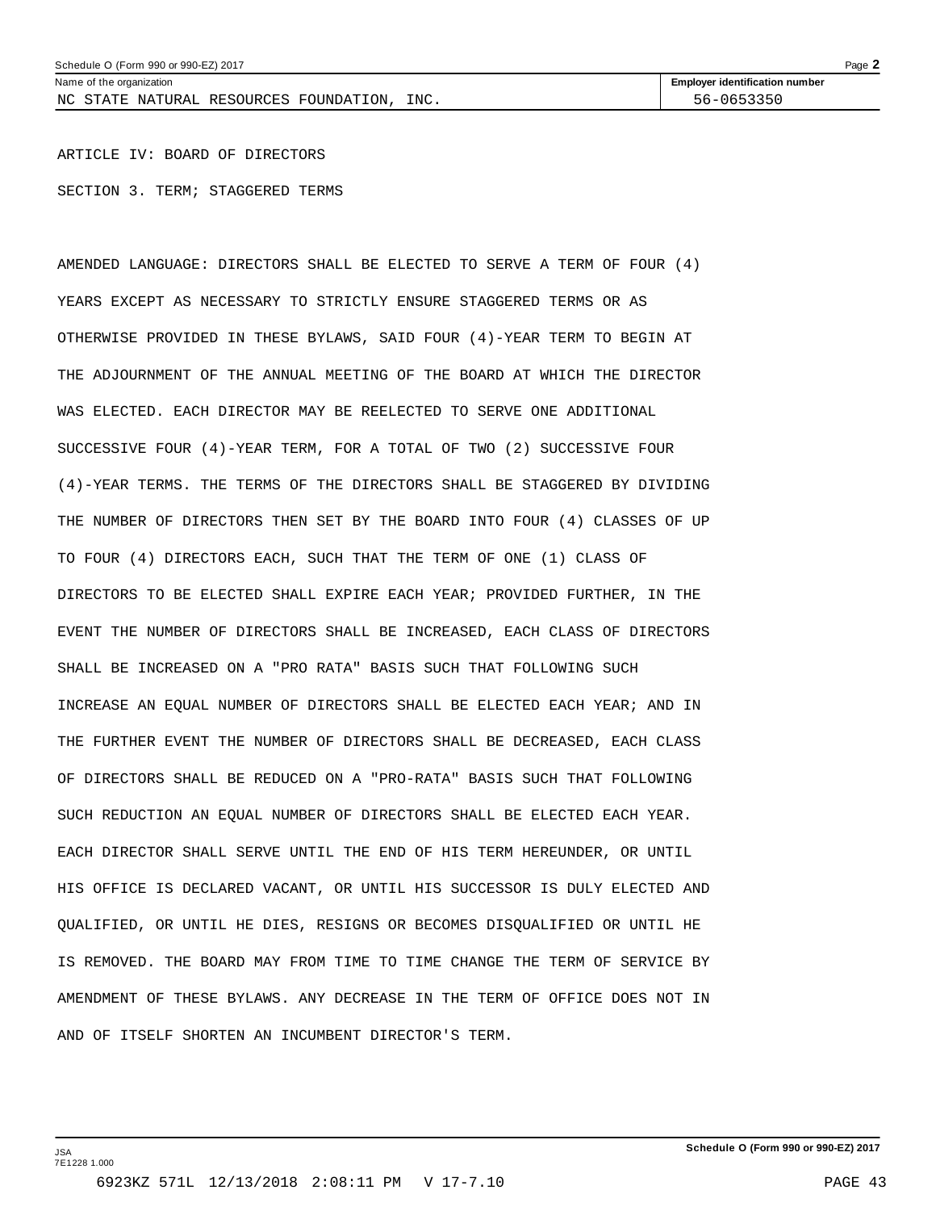Schedule O (Form 990 or 990-EZ) 2017

| Name of the organization | Employer identification number |
| --- | --- |
| NC STATE NATURAL RESOURCES FOUNDATION, INC. | 56-0653350 |

ARTICLE IV: BOARD OF DIRECTORS

SECTION 3. TERM; STAGGERED TERMS

AMENDED LANGUAGE: DIRECTORS SHALL BE ELECTED TO SERVE A TERM OF FOUR (4) YEARS EXCEPT AS NECESSARY TO STRICTLY ENSURE STAGGERED TERMS OR AS OTHERWISE PROVIDED IN THESE BYLAWS, SAID FOUR (4)-YEAR TERM TO BEGIN AT THE ADJOURNMENT OF THE ANNUAL MEETING OF THE BOARD AT WHICH THE DIRECTOR WAS ELECTED. EACH DIRECTOR MAY BE REELECTED TO SERVE ONE ADDITIONAL SUCCESSIVE FOUR (4)-YEAR TERM, FOR A TOTAL OF TWO (2) SUCCESSIVE FOUR (4)-YEAR TERMS. THE TERMS OF THE DIRECTORS SHALL BE STAGGERED BY DIVIDING THE NUMBER OF DIRECTORS THEN SET BY THE BOARD INTO FOUR (4) CLASSES OF UP TO FOUR (4) DIRECTORS EACH, SUCH THAT THE TERM OF ONE (1) CLASS OF DIRECTORS TO BE ELECTED SHALL EXPIRE EACH YEAR; PROVIDED FURTHER, IN THE EVENT THE NUMBER OF DIRECTORS SHALL BE INCREASED, EACH CLASS OF DIRECTORS SHALL BE INCREASED ON A "PRO RATA" BASIS SUCH THAT FOLLOWING SUCH INCREASE AN EQUAL NUMBER OF DIRECTORS SHALL BE ELECTED EACH YEAR; AND IN THE FURTHER EVENT THE NUMBER OF DIRECTORS SHALL BE DECREASED, EACH CLASS OF DIRECTORS SHALL BE REDUCED ON A "PRO-RATA" BASIS SUCH THAT FOLLOWING SUCH REDUCTION AN EQUAL NUMBER OF DIRECTORS SHALL BE ELECTED EACH YEAR. EACH DIRECTOR SHALL SERVE UNTIL THE END OF HIS TERM HEREUNDER, OR UNTIL HIS OFFICE IS DECLARED VACANT, OR UNTIL HIS SUCCESSOR IS DULY ELECTED AND QUALIFIED, OR UNTIL HE DIES, RESIGNS OR BECOMES DISQUALIFIED OR UNTIL HE IS REMOVED. THE BOARD MAY FROM TIME TO TIME CHANGE THE TERM OF SERVICE BY AMENDMENT OF THESE BYLAWS. ANY DECREASE IN THE TERM OF OFFICE DOES NOT IN AND OF ITSELF SHORTEN AN INCUMBENT DIRECTOR'S TERM.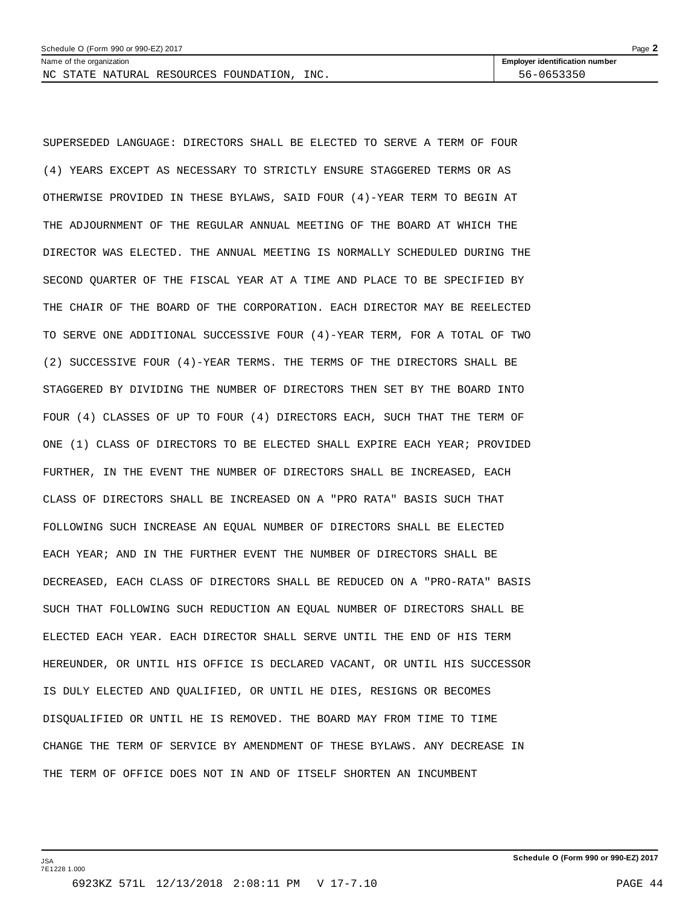Schedule O (Form 990 or 990-EZ) 2017

Name of the organization: NC STATE NATURAL RESOURCES FOUNDATION, INC.

Employer identification number: 56-0653350

SUPERSEDED LANGUAGE: DIRECTORS SHALL BE ELECTED TO SERVE A TERM OF FOUR (4) YEARS EXCEPT AS NECESSARY TO STRICTLY ENSURE STAGGERED TERMS OR AS OTHERWISE PROVIDED IN THESE BYLAWS, SAID FOUR (4)-YEAR TERM TO BEGIN AT THE ADJOURNMENT OF THE REGULAR ANNUAL MEETING OF THE BOARD AT WHICH THE DIRECTOR WAS ELECTED. THE ANNUAL MEETING IS NORMALLY SCHEDULED DURING THE SECOND QUARTER OF THE FISCAL YEAR AT A TIME AND PLACE TO BE SPECIFIED BY THE CHAIR OF THE BOARD OF THE CORPORATION. EACH DIRECTOR MAY BE REELECTED TO SERVE ONE ADDITIONAL SUCCESSIVE FOUR (4)-YEAR TERM, FOR A TOTAL OF TWO (2) SUCCESSIVE FOUR (4)-YEAR TERMS. THE TERMS OF THE DIRECTORS SHALL BE STAGGERED BY DIVIDING THE NUMBER OF DIRECTORS THEN SET BY THE BOARD INTO FOUR (4) CLASSES OF UP TO FOUR (4) DIRECTORS EACH, SUCH THAT THE TERM OF ONE (1) CLASS OF DIRECTORS TO BE ELECTED SHALL EXPIRE EACH YEAR; PROVIDED FURTHER, IN THE EVENT THE NUMBER OF DIRECTORS SHALL BE INCREASED, EACH CLASS OF DIRECTORS SHALL BE INCREASED ON A "PRO RATA" BASIS SUCH THAT FOLLOWING SUCH INCREASE AN EQUAL NUMBER OF DIRECTORS SHALL BE ELECTED EACH YEAR; AND IN THE FURTHER EVENT THE NUMBER OF DIRECTORS SHALL BE DECREASED, EACH CLASS OF DIRECTORS SHALL BE REDUCED ON A "PRO-RATA" BASIS SUCH THAT FOLLOWING SUCH REDUCTION AN EQUAL NUMBER OF DIRECTORS SHALL BE ELECTED EACH YEAR. EACH DIRECTOR SHALL SERVE UNTIL THE END OF HIS TERM HEREUNDER, OR UNTIL HIS OFFICE IS DECLARED VACANT, OR UNTIL HIS SUCCESSOR IS DULY ELECTED AND QUALIFIED, OR UNTIL HE DIES, RESIGNS OR BECOMES DISQUALIFIED OR UNTIL HE IS REMOVED. THE BOARD MAY FROM TIME TO TIME CHANGE THE TERM OF SERVICE BY AMENDMENT OF THESE BYLAWS. ANY DECREASE IN THE TERM OF OFFICE DOES NOT IN AND OF ITSELF SHORTEN AN INCUMBENT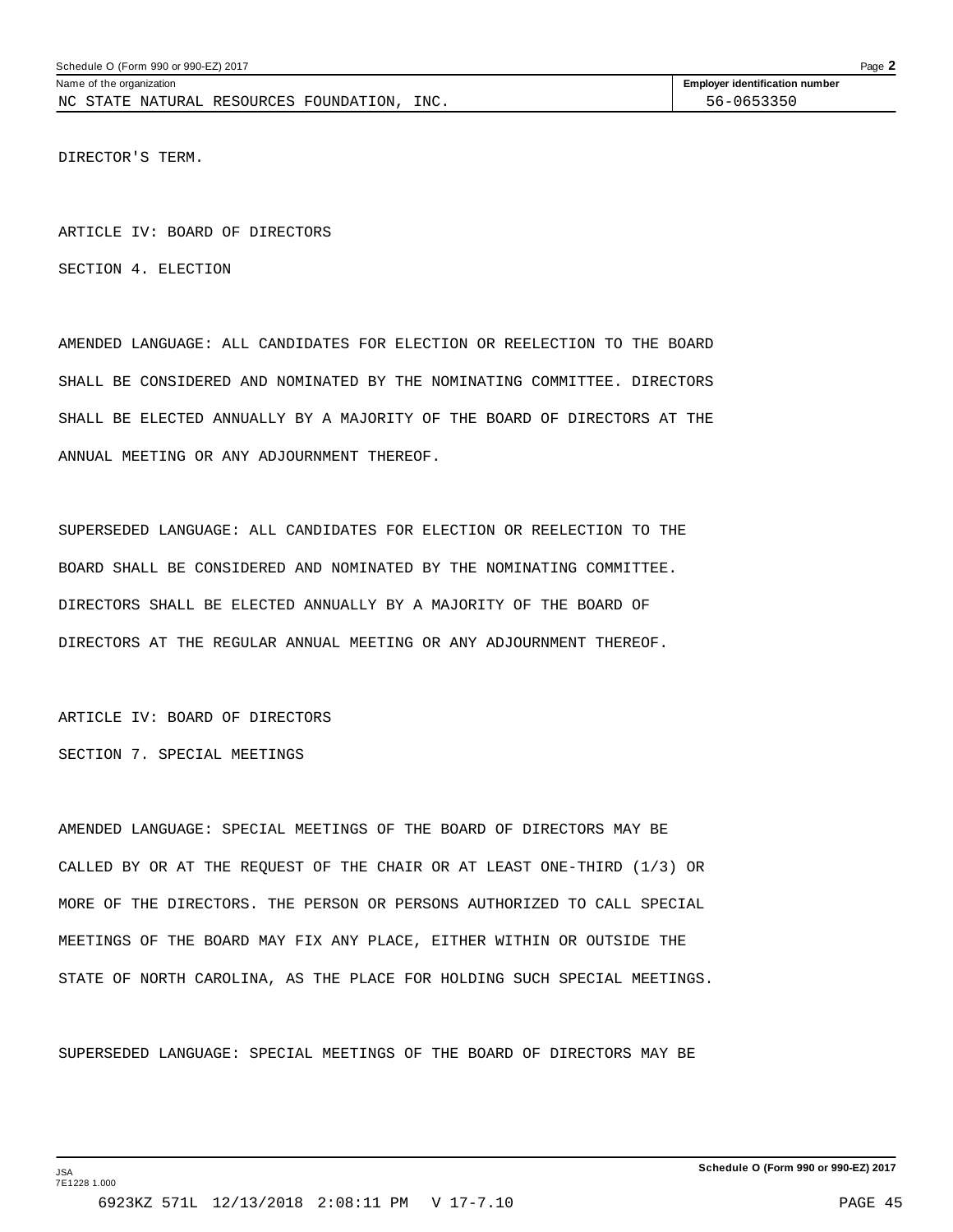DIRECTOR'S TERM.

ARTICLE IV: BOARD OF DIRECTORS

SECTION 4. ELECTION

AMENDED LANGUAGE: ALL CANDIDATES FOR ELECTION OR REELECTION TO THE BOARD SHALL BE CONSIDERED AND NOMINATED BY THE NOMINATING COMMITTEE. DIRECTORS SHALL BE ELECTED ANNUALLY BY A MAJORITY OF THE BOARD OF DIRECTORS AT THE ANNUAL MEETING OR ANY ADJOURNMENT THEREOF.

SUPERSEDED LANGUAGE: ALL CANDIDATES FOR ELECTION OR REELECTION TO THE BOARD SHALL BE CONSIDERED AND NOMINATED BY THE NOMINATING COMMITTEE. DIRECTORS SHALL BE ELECTED ANNUALLY BY A MAJORITY OF THE BOARD OF DIRECTORS AT THE REGULAR ANNUAL MEETING OR ANY ADJOURNMENT THEREOF.

ARTICLE IV: BOARD OF DIRECTORS

SECTION 7. SPECIAL MEETINGS

AMENDED LANGUAGE: SPECIAL MEETINGS OF THE BOARD OF DIRECTORS MAY BE CALLED BY OR AT THE REQUEST OF THE CHAIR OR AT LEAST ONE-THIRD (1/3) OR MORE OF THE DIRECTORS. THE PERSON OR PERSONS AUTHORIZED TO CALL SPECIAL MEETINGS OF THE BOARD MAY FIX ANY PLACE, EITHER WITHIN OR OUTSIDE THE STATE OF NORTH CAROLINA, AS THE PLACE FOR HOLDING SUCH SPECIAL MEETINGS.

SUPERSEDED LANGUAGE: SPECIAL MEETINGS OF THE BOARD OF DIRECTORS MAY BE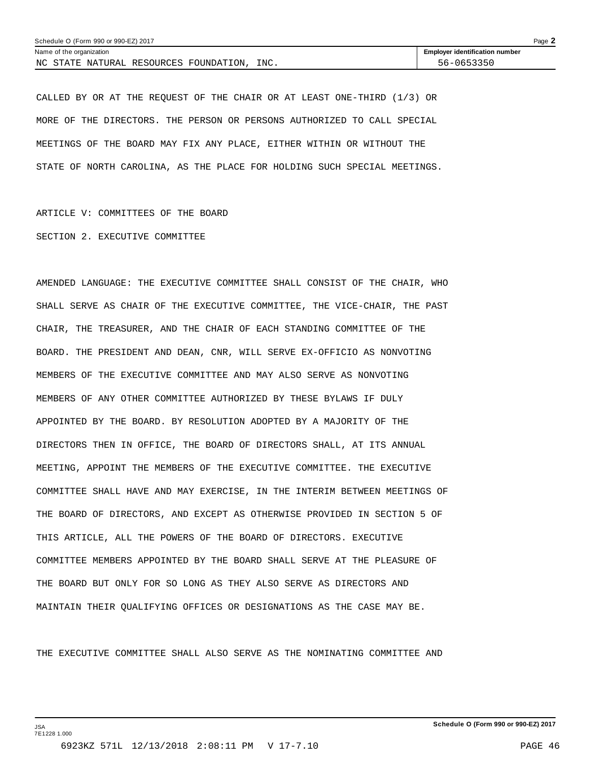CALLED BY OR AT THE REQUEST OF THE CHAIR OR AT LEAST ONE-THIRD (1/3) OR MORE OF THE DIRECTORS. THE PERSON OR PERSONS AUTHORIZED TO CALL SPECIAL MEETINGS OF THE BOARD MAY FIX ANY PLACE, EITHER WITHIN OR WITHOUT THE STATE OF NORTH CAROLINA, AS THE PLACE FOR HOLDING SUCH SPECIAL MEETINGS.

ARTICLE V: COMMITTEES OF THE BOARD

SECTION 2. EXECUTIVE COMMITTEE

AMENDED LANGUAGE: THE EXECUTIVE COMMITTEE SHALL CONSIST OF THE CHAIR, WHO SHALL SERVE AS CHAIR OF THE EXECUTIVE COMMITTEE, THE VICE-CHAIR, THE PAST CHAIR, THE TREASURER, AND THE CHAIR OF EACH STANDING COMMITTEE OF THE BOARD. THE PRESIDENT AND DEAN, CNR, WILL SERVE EX-OFFICIO AS NONVOTING MEMBERS OF THE EXECUTIVE COMMITTEE AND MAY ALSO SERVE AS NONVOTING MEMBERS OF ANY OTHER COMMITTEE AUTHORIZED BY THESE BYLAWS IF DULY APPOINTED BY THE BOARD. BY RESOLUTION ADOPTED BY A MAJORITY OF THE DIRECTORS THEN IN OFFICE, THE BOARD OF DIRECTORS SHALL, AT ITS ANNUAL MEETING, APPOINT THE MEMBERS OF THE EXECUTIVE COMMITTEE. THE EXECUTIVE COMMITTEE SHALL HAVE AND MAY EXERCISE, IN THE INTERIM BETWEEN MEETINGS OF THE BOARD OF DIRECTORS, AND EXCEPT AS OTHERWISE PROVIDED IN SECTION 5 OF THIS ARTICLE, ALL THE POWERS OF THE BOARD OF DIRECTORS. EXECUTIVE COMMITTEE MEMBERS APPOINTED BY THE BOARD SHALL SERVE AT THE PLEASURE OF THE BOARD BUT ONLY FOR SO LONG AS THEY ALSO SERVE AS DIRECTORS AND MAINTAIN THEIR QUALIFYING OFFICES OR DESIGNATIONS AS THE CASE MAY BE.

THE EXECUTIVE COMMITTEE SHALL ALSO SERVE AS THE NOMINATING COMMITTEE AND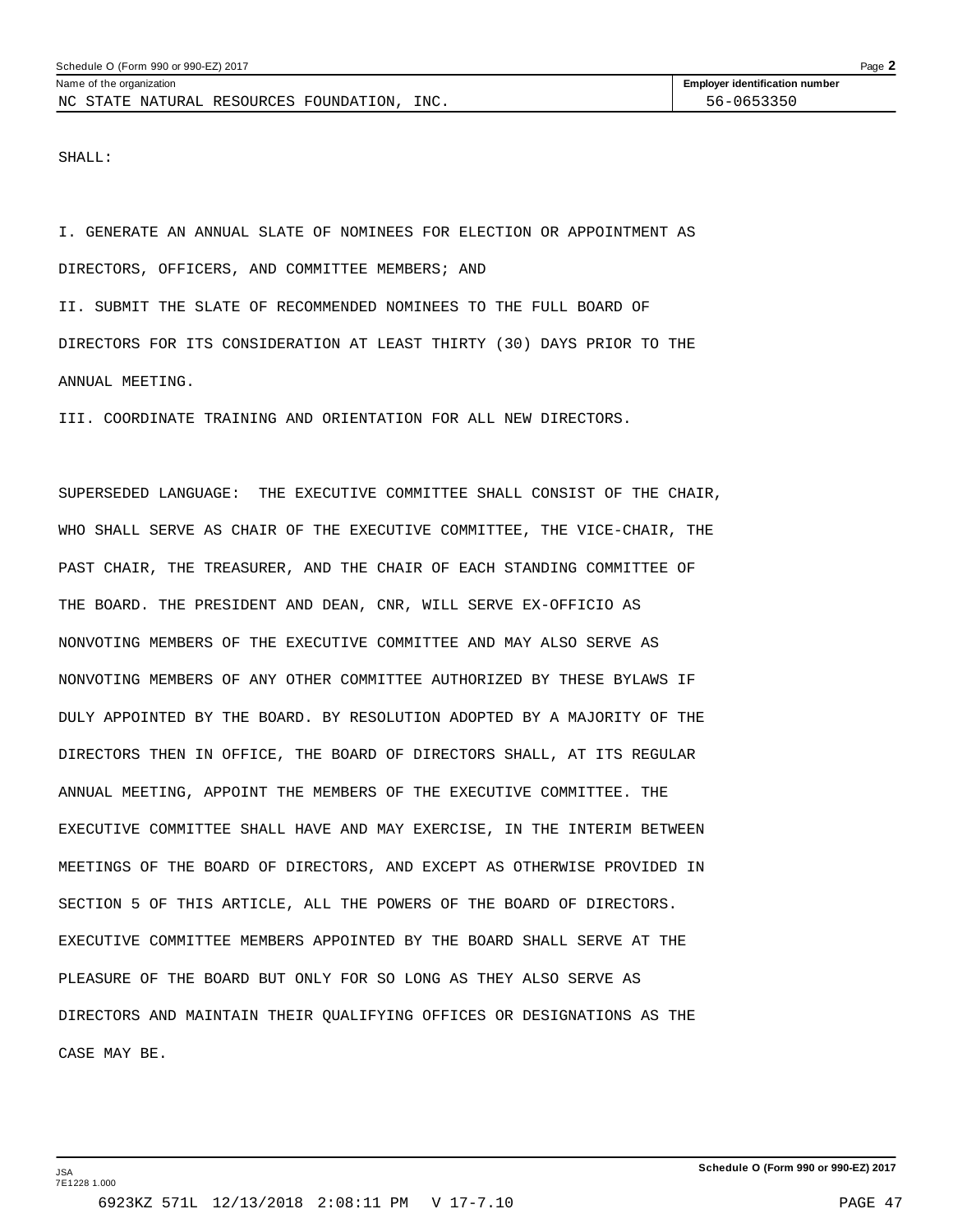SHALL:

I. GENERATE AN ANNUAL SLATE OF NOMINEES FOR ELECTION OR APPOINTMENT AS DIRECTORS, OFFICERS, AND COMMITTEE MEMBERS; AND

II. SUBMIT THE SLATE OF RECOMMENDED NOMINEES TO THE FULL BOARD OF DIRECTORS FOR ITS CONSIDERATION AT LEAST THIRTY (30) DAYS PRIOR TO THE ANNUAL MEETING.

III. COORDINATE TRAINING AND ORIENTATION FOR ALL NEW DIRECTORS.

SUPERSEDED LANGUAGE: THE EXECUTIVE COMMITTEE SHALL CONSIST OF THE CHAIR, WHO SHALL SERVE AS CHAIR OF THE EXECUTIVE COMMITTEE, THE VICE-CHAIR, THE PAST CHAIR, THE TREASURER, AND THE CHAIR OF EACH STANDING COMMITTEE OF THE BOARD. THE PRESIDENT AND DEAN, CNR, WILL SERVE EX-OFFICIO AS NONVOTING MEMBERS OF THE EXECUTIVE COMMITTEE AND MAY ALSO SERVE AS NONVOTING MEMBERS OF ANY OTHER COMMITTEE AUTHORIZED BY THESE BYLAWS IF DULY APPOINTED BY THE BOARD. BY RESOLUTION ADOPTED BY A MAJORITY OF THE DIRECTORS THEN IN OFFICE, THE BOARD OF DIRECTORS SHALL, AT ITS REGULAR ANNUAL MEETING, APPOINT THE MEMBERS OF THE EXECUTIVE COMMITTEE. THE EXECUTIVE COMMITTEE SHALL HAVE AND MAY EXERCISE, IN THE INTERIM BETWEEN MEETINGS OF THE BOARD OF DIRECTORS, AND EXCEPT AS OTHERWISE PROVIDED IN SECTION 5 OF THIS ARTICLE, ALL THE POWERS OF THE BOARD OF DIRECTORS. EXECUTIVE COMMITTEE MEMBERS APPOINTED BY THE BOARD SHALL SERVE AT THE PLEASURE OF THE BOARD BUT ONLY FOR SO LONG AS THEY ALSO SERVE AS DIRECTORS AND MAINTAIN THEIR QUALIFYING OFFICES OR DESIGNATIONS AS THE CASE MAY BE.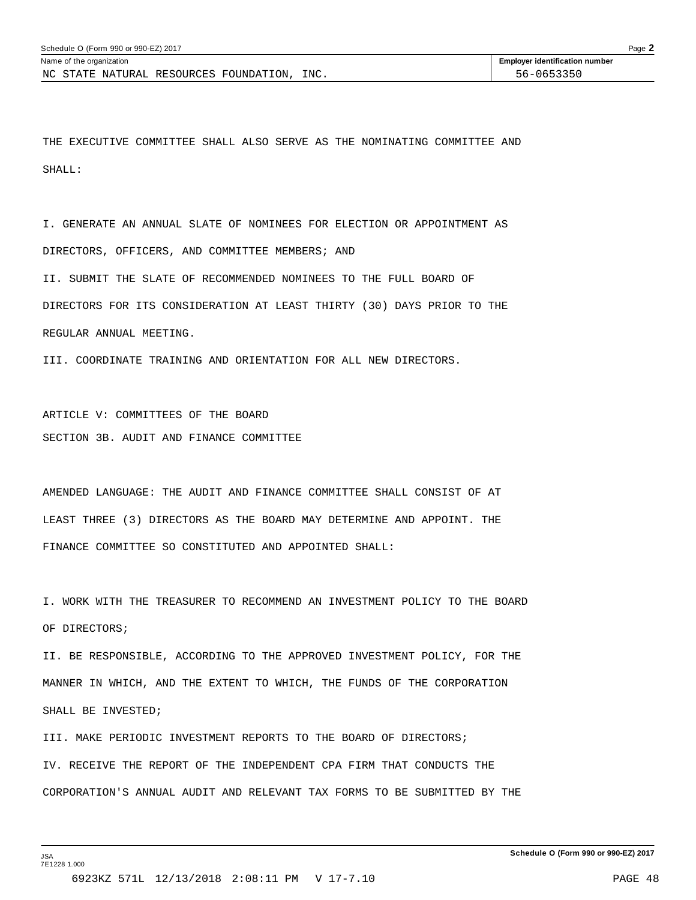THE EXECUTIVE COMMITTEE SHALL ALSO SERVE AS THE NOMINATING COMMITTEE AND SHALL:

I. GENERATE AN ANNUAL SLATE OF NOMINEES FOR ELECTION OR APPOINTMENT AS DIRECTORS, OFFICERS, AND COMMITTEE MEMBERS; AND

II. SUBMIT THE SLATE OF RECOMMENDED NOMINEES TO THE FULL BOARD OF DIRECTORS FOR ITS CONSIDERATION AT LEAST THIRTY (30) DAYS PRIOR TO THE REGULAR ANNUAL MEETING.

III. COORDINATE TRAINING AND ORIENTATION FOR ALL NEW DIRECTORS.

ARTICLE V: COMMITTEES OF THE BOARD

SECTION 3B. AUDIT AND FINANCE COMMITTEE

AMENDED LANGUAGE: THE AUDIT AND FINANCE COMMITTEE SHALL CONSIST OF AT LEAST THREE (3) DIRECTORS AS THE BOARD MAY DETERMINE AND APPOINT. THE FINANCE COMMITTEE SO CONSTITUTED AND APPOINTED SHALL:

I. WORK WITH THE TREASURER TO RECOMMEND AN INVESTMENT POLICY TO THE BOARD OF DIRECTORS;

II. BE RESPONSIBLE, ACCORDING TO THE APPROVED INVESTMENT POLICY, FOR THE MANNER IN WHICH, AND THE EXTENT TO WHICH, THE FUNDS OF THE CORPORATION SHALL BE INVESTED;

III. MAKE PERIODIC INVESTMENT REPORTS TO THE BOARD OF DIRECTORS;

IV. RECEIVE THE REPORT OF THE INDEPENDENT CPA FIRM THAT CONDUCTS THE CORPORATION'S ANNUAL AUDIT AND RELEVANT TAX FORMS TO BE SUBMITTED BY THE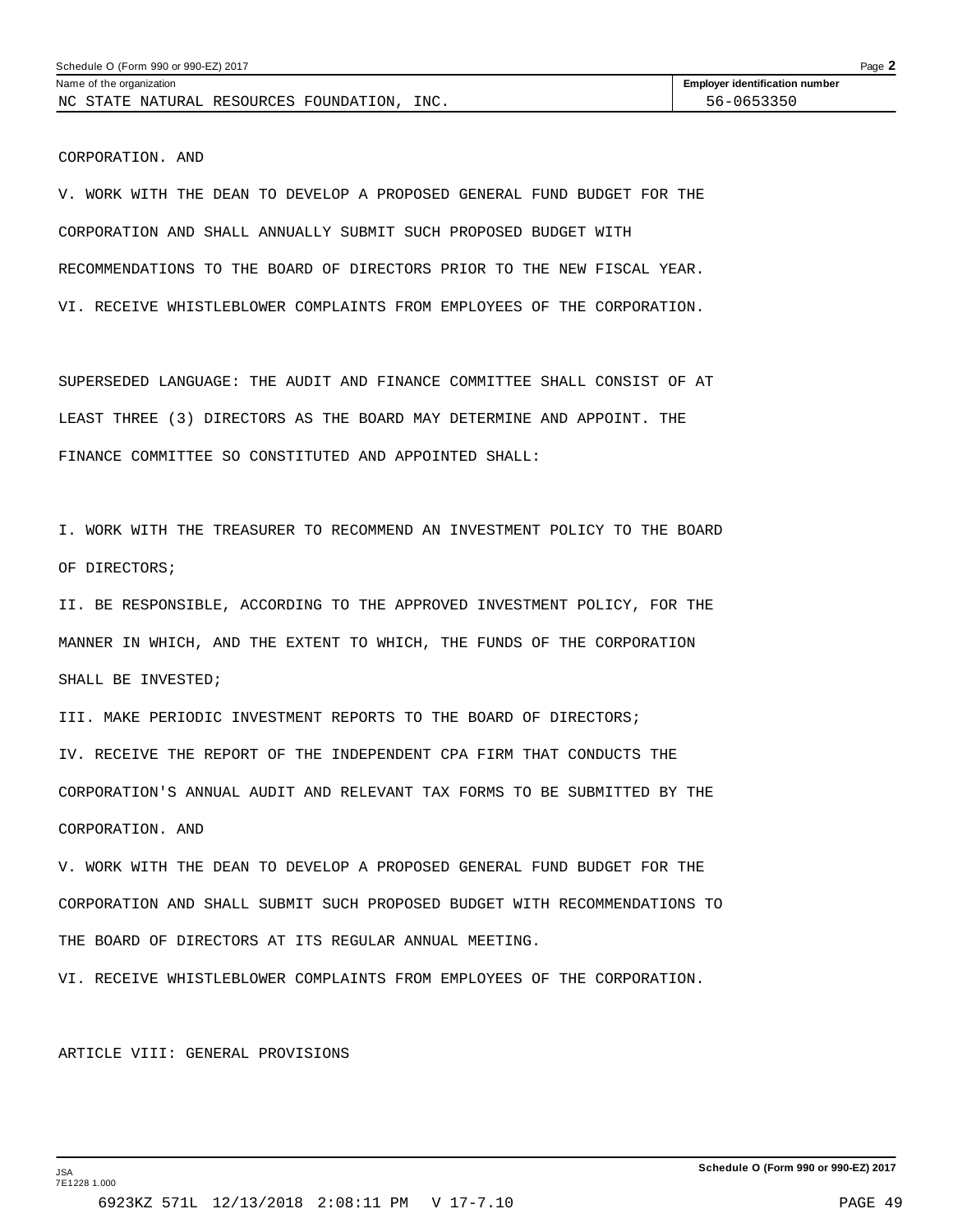CORPORATION. AND

V. WORK WITH THE DEAN TO DEVELOP A PROPOSED GENERAL FUND BUDGET FOR THE CORPORATION AND SHALL ANNUALLY SUBMIT SUCH PROPOSED BUDGET WITH RECOMMENDATIONS TO THE BOARD OF DIRECTORS PRIOR TO THE NEW FISCAL YEAR.

VI. RECEIVE WHISTLEBLOWER COMPLAINTS FROM EMPLOYEES OF THE CORPORATION.

SUPERSEDED LANGUAGE: THE AUDIT AND FINANCE COMMITTEE SHALL CONSIST OF AT LEAST THREE (3) DIRECTORS AS THE BOARD MAY DETERMINE AND APPOINT. THE FINANCE COMMITTEE SO CONSTITUTED AND APPOINTED SHALL:

I. WORK WITH THE TREASURER TO RECOMMEND AN INVESTMENT POLICY TO THE BOARD OF DIRECTORS;

II. BE RESPONSIBLE, ACCORDING TO THE APPROVED INVESTMENT POLICY, FOR THE MANNER IN WHICH, AND THE EXTENT TO WHICH, THE FUNDS OF THE CORPORATION SHALL BE INVESTED;

III. MAKE PERIODIC INVESTMENT REPORTS TO THE BOARD OF DIRECTORS;

IV. RECEIVE THE REPORT OF THE INDEPENDENT CPA FIRM THAT CONDUCTS THE CORPORATION'S ANNUAL AUDIT AND RELEVANT TAX FORMS TO BE SUBMITTED BY THE CORPORATION. AND

V. WORK WITH THE DEAN TO DEVELOP A PROPOSED GENERAL FUND BUDGET FOR THE CORPORATION AND SHALL SUBMIT SUCH PROPOSED BUDGET WITH RECOMMENDATIONS TO THE BOARD OF DIRECTORS AT ITS REGULAR ANNUAL MEETING.

VI. RECEIVE WHISTLEBLOWER COMPLAINTS FROM EMPLOYEES OF THE CORPORATION.

ARTICLE VIII: GENERAL PROVISIONS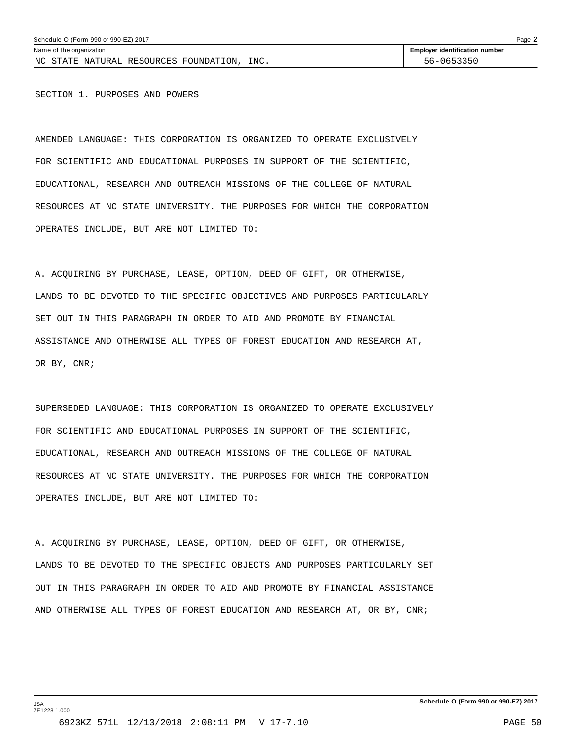Name of the organization: NC STATE NATURAL RESOURCES FOUNDATION, INC.

Employer identification number: 56-0653350

SECTION 1. PURPOSES AND POWERS

AMENDED LANGUAGE: THIS CORPORATION IS ORGANIZED TO OPERATE EXCLUSIVELY FOR SCIENTIFIC AND EDUCATIONAL PURPOSES IN SUPPORT OF THE SCIENTIFIC, EDUCATIONAL, RESEARCH AND OUTREACH MISSIONS OF THE COLLEGE OF NATURAL RESOURCES AT NC STATE UNIVERSITY. THE PURPOSES FOR WHICH THE CORPORATION OPERATES INCLUDE, BUT ARE NOT LIMITED TO:

A. ACQUIRING BY PURCHASE, LEASE, OPTION, DEED OF GIFT, OR OTHERWISE, LANDS TO BE DEVOTED TO THE SPECIFIC OBJECTIVES AND PURPOSES PARTICULARLY SET OUT IN THIS PARAGRAPH IN ORDER TO AID AND PROMOTE BY FINANCIAL ASSISTANCE AND OTHERWISE ALL TYPES OF FOREST EDUCATION AND RESEARCH AT, OR BY, CNR;

SUPERSEDED LANGUAGE: THIS CORPORATION IS ORGANIZED TO OPERATE EXCLUSIVELY FOR SCIENTIFIC AND EDUCATIONAL PURPOSES IN SUPPORT OF THE SCIENTIFIC, EDUCATIONAL, RESEARCH AND OUTREACH MISSIONS OF THE COLLEGE OF NATURAL RESOURCES AT NC STATE UNIVERSITY. THE PURPOSES FOR WHICH THE CORPORATION OPERATES INCLUDE, BUT ARE NOT LIMITED TO:

A. ACQUIRING BY PURCHASE, LEASE, OPTION, DEED OF GIFT, OR OTHERWISE, LANDS TO BE DEVOTED TO THE SPECIFIC OBJECTS AND PURPOSES PARTICULARLY SET OUT IN THIS PARAGRAPH IN ORDER TO AID AND PROMOTE BY FINANCIAL ASSISTANCE AND OTHERWISE ALL TYPES OF FOREST EDUCATION AND RESEARCH AT, OR BY, CNR;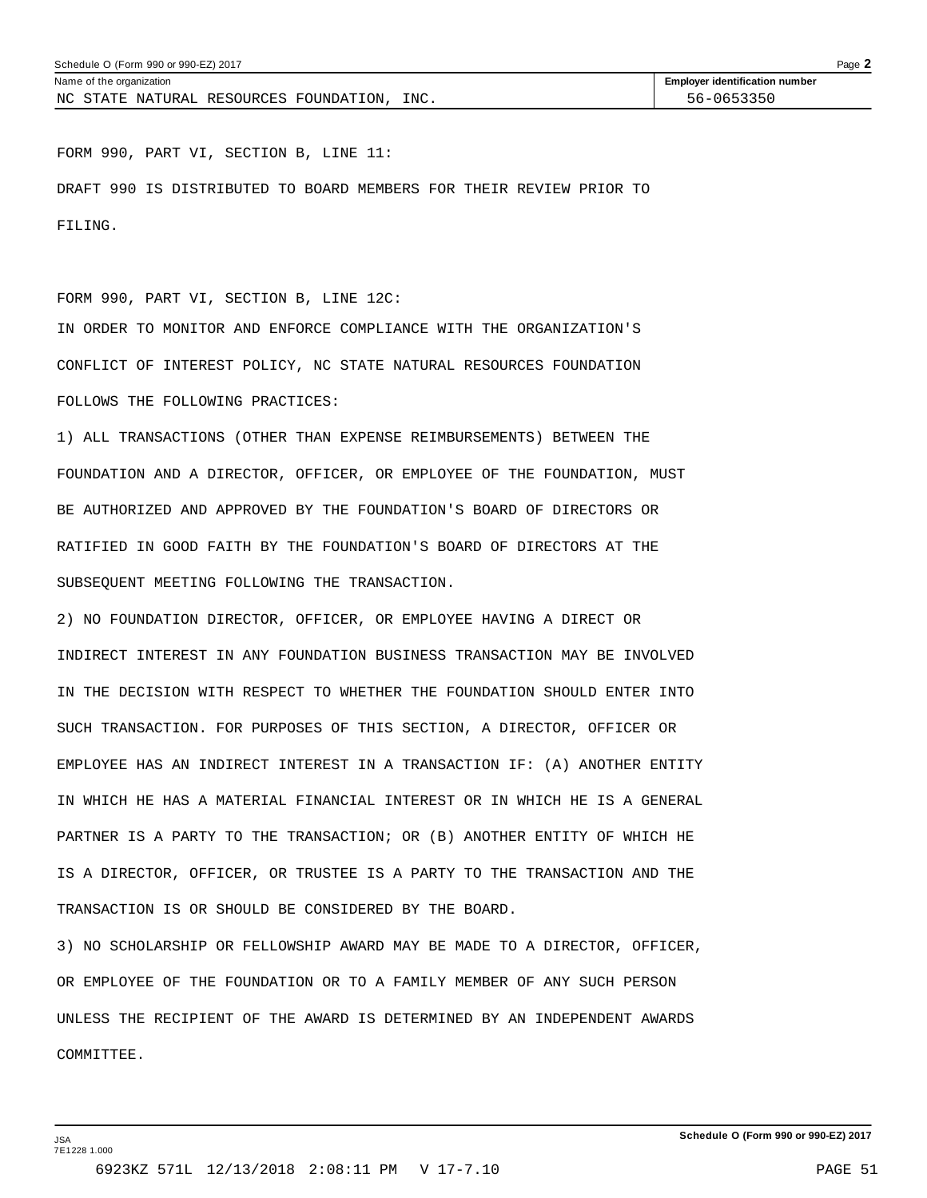| Name of the organization | Employer identification number |
| --- | --- |
| NC STATE NATURAL RESOURCES FOUNDATION, INC. | 56-0653350 |

FORM 990, PART VI, SECTION B, LINE 11:

DRAFT 990 IS DISTRIBUTED TO BOARD MEMBERS FOR THEIR REVIEW PRIOR TO FILING.

FORM 990, PART VI, SECTION B, LINE 12C:

IN ORDER TO MONITOR AND ENFORCE COMPLIANCE WITH THE ORGANIZATION'S CONFLICT OF INTEREST POLICY, NC STATE NATURAL RESOURCES FOUNDATION FOLLOWS THE FOLLOWING PRACTICES:

1) ALL TRANSACTIONS (OTHER THAN EXPENSE REIMBURSEMENTS) BETWEEN THE FOUNDATION AND A DIRECTOR, OFFICER, OR EMPLOYEE OF THE FOUNDATION, MUST BE AUTHORIZED AND APPROVED BY THE FOUNDATION'S BOARD OF DIRECTORS OR RATIFIED IN GOOD FAITH BY THE FOUNDATION'S BOARD OF DIRECTORS AT THE SUBSEQUENT MEETING FOLLOWING THE TRANSACTION.

2) NO FOUNDATION DIRECTOR, OFFICER, OR EMPLOYEE HAVING A DIRECT OR INDIRECT INTEREST IN ANY FOUNDATION BUSINESS TRANSACTION MAY BE INVOLVED IN THE DECISION WITH RESPECT TO WHETHER THE FOUNDATION SHOULD ENTER INTO SUCH TRANSACTION. FOR PURPOSES OF THIS SECTION, A DIRECTOR, OFFICER OR EMPLOYEE HAS AN INDIRECT INTEREST IN A TRANSACTION IF: (A) ANOTHER ENTITY IN WHICH HE HAS A MATERIAL FINANCIAL INTEREST OR IN WHICH HE IS A GENERAL PARTNER IS A PARTY TO THE TRANSACTION; OR (B) ANOTHER ENTITY OF WHICH HE IS A DIRECTOR, OFFICER, OR TRUSTEE IS A PARTY TO THE TRANSACTION AND THE TRANSACTION IS OR SHOULD BE CONSIDERED BY THE BOARD.

3) NO SCHOLARSHIP OR FELLOWSHIP AWARD MAY BE MADE TO A DIRECTOR, OFFICER, OR EMPLOYEE OF THE FOUNDATION OR TO A FAMILY MEMBER OF ANY SUCH PERSON UNLESS THE RECIPIENT OF THE AWARD IS DETERMINED BY AN INDEPENDENT AWARDS COMMITTEE.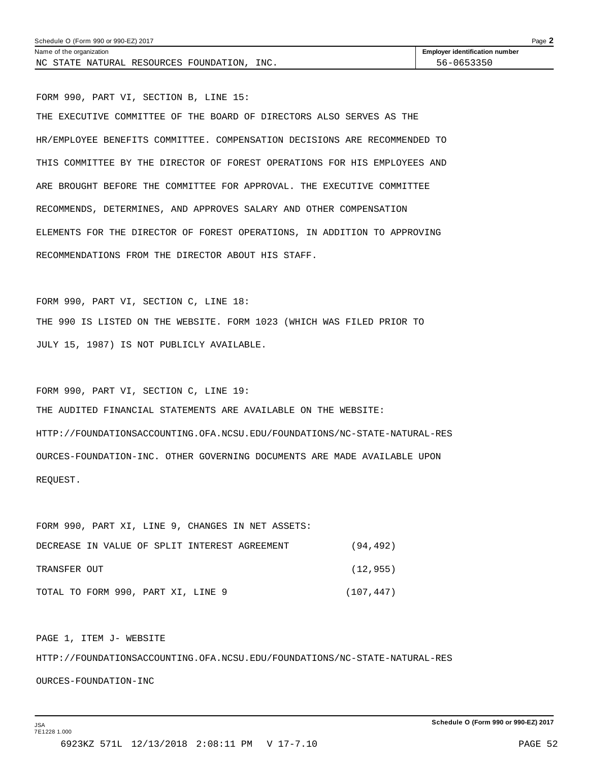Name of the organization: NC STATE NATURAL RESOURCES FOUNDATION, INC.

Employer identification number: 56-0653350

FORM 990, PART VI, SECTION B, LINE 15:

THE EXECUTIVE COMMITTEE OF THE BOARD OF DIRECTORS ALSO SERVES AS THE HR/EMPLOYEE BENEFITS COMMITTEE. COMPENSATION DECISIONS ARE RECOMMENDED TO THIS COMMITTEE BY THE DIRECTOR OF FOREST OPERATIONS FOR HIS EMPLOYEES AND ARE BROUGHT BEFORE THE COMMITTEE FOR APPROVAL. THE EXECUTIVE COMMITTEE RECOMMENDS, DETERMINES, AND APPROVES SALARY AND OTHER COMPENSATION ELEMENTS FOR THE DIRECTOR OF FOREST OPERATIONS, IN ADDITION TO APPROVING RECOMMENDATIONS FROM THE DIRECTOR ABOUT HIS STAFF.

FORM 990, PART VI, SECTION C, LINE 18:

THE 990 IS LISTED ON THE WEBSITE. FORM 1023 (WHICH WAS FILED PRIOR TO JULY 15, 1987) IS NOT PUBLICLY AVAILABLE.

FORM 990, PART VI, SECTION C, LINE 19:

THE AUDITED FINANCIAL STATEMENTS ARE AVAILABLE ON THE WEBSITE: HTTP://FOUNDATIONSACCOUNTING.OFA.NCSU.EDU/FOUNDATIONS/NC-STATE-NATURAL-RESOURCES-FOUNDATION-INC. OTHER GOVERNING DOCUMENTS ARE MADE AVAILABLE UPON REQUEST.

FORM 990, PART XI, LINE 9, CHANGES IN NET ASSETS:

| | |
|---|---|
| DECREASE IN VALUE OF SPLIT INTEREST AGREEMENT | (94,492) |
| TRANSFER OUT | (12,955) |
| TOTAL TO FORM 990, PART XI, LINE 9 | (107,447) |

PAGE 1, ITEM J- WEBSITE

HTTP://FOUNDATIONSACCOUNTING.OFA.NCSU.EDU/FOUNDATIONS/NC-STATE-NATURAL-RESOURCES-FOUNDATION-INC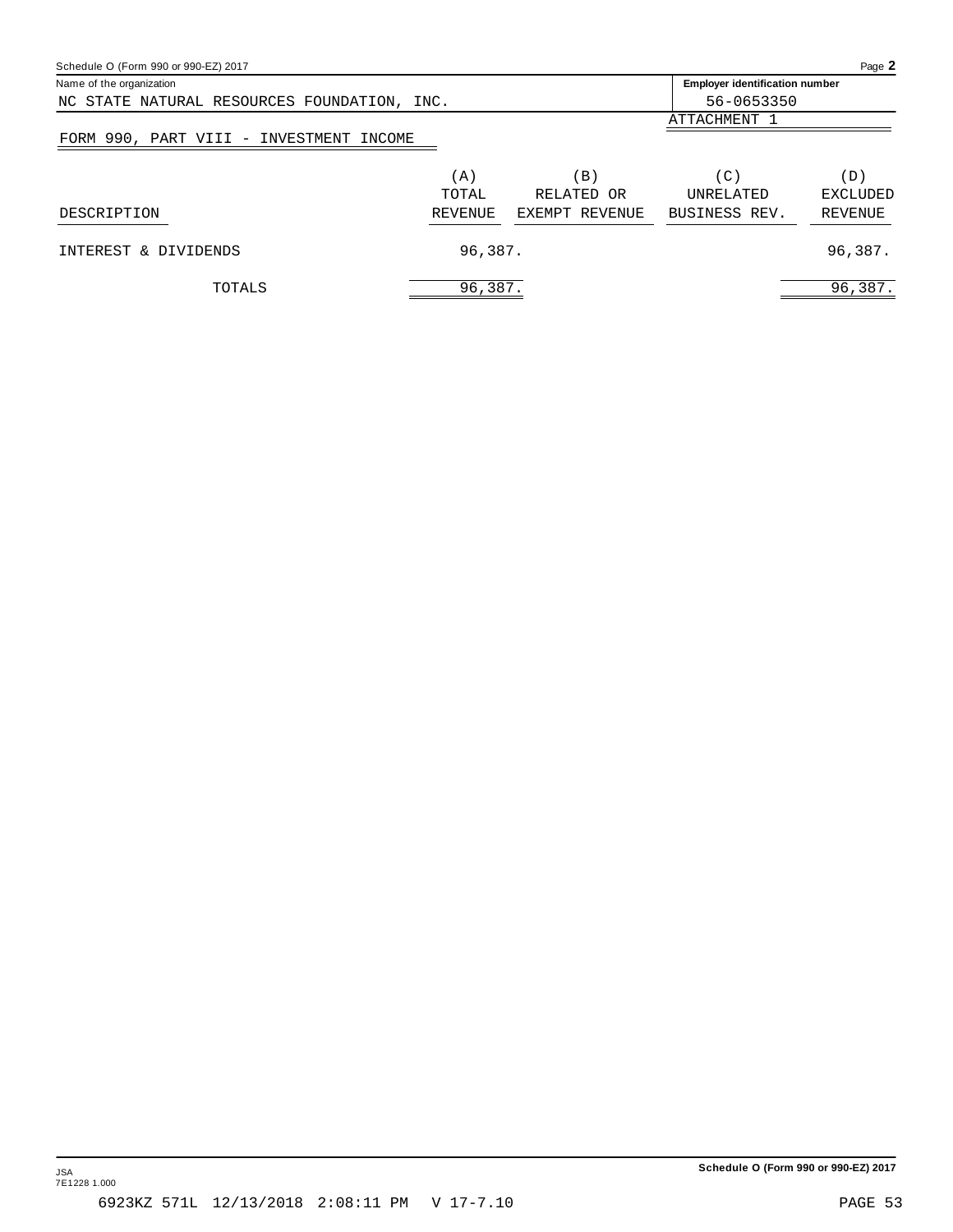Name of the organization: NC STATE NATURAL RESOURCES FOUNDATION, INC.

Employer identification number: 56-0653350

ATTACHMENT 1

## FORM 990, PART VIII - INVESTMENT INCOME

| DESCRIPTION | (A) TOTAL REVENUE | (B) RELATED OR EXEMPT REVENUE | (C) UNRELATED BUSINESS REV. | (D) EXCLUDED REVENUE |
|---|---|---|---|---|
| INTEREST & DIVIDENDS | 96,387. | | | 96,387. |
| TOTALS | 96,387. | | | 96,387. |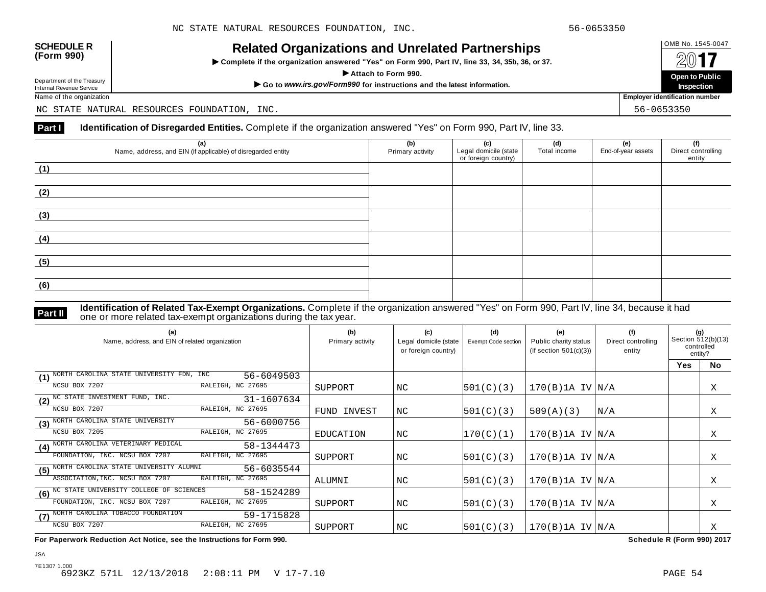NC STATE NATURAL RESOURCES FOUNDATION, INC. 56-0653350

**SCHEDULE R (Form 990)**

# Related Organizations and Unrelated Partnerships

▶ Complete if the organization answered "Yes" on Form 990, Part IV, line 33, 34, 35b, 36, or 37.

▶ Attach to Form 990.

▶ Go to *www.irs.gov/Form990* for instructions and the latest information.

OMB No. 1545-0047

2017

**Open to Public Inspection**

Department of the Treasury
Internal Revenue Service

Name of the organization: NC STATE NATURAL RESOURCES FOUNDATION, INC.

Employer identification number: 56-0653350

## Part I Identification of Disregarded Entities. Complete if the organization answered "Yes" on Form 990, Part IV, line 33.

| (a) Name, address, and EIN (if applicable) of disregarded entity | (b) Primary activity | (c) Legal domicile (state or foreign country) | (d) Total income | (e) End-of-year assets | (f) Direct controlling entity |
|---|---|---|---|---|---|
| (1) | | | | | |
| (2) | | | | | |
| (3) | | | | | |
| (4) | | | | | |
| (5) | | | | | |
| (6) | | | | | |

## Part II Identification of Related Tax-Exempt Organizations. Complete if the organization answered "Yes" on Form 990, Part IV, line 34, because it had one or more related tax-exempt organizations during the tax year.

| (a) Name, address, and EIN of related organization | (b) Primary activity | (c) Legal domicile (state or foreign country) | (d) Exempt Code section | (e) Public charity status (if section 501(c)(3)) | (f) Direct controlling entity | (g) Section 512(b)(13) controlled entity? Yes | No |
|---|---|---|---|---|---|---|---|
| (1) NORTH CAROLINA STATE UNIVERSITY FDN, INC 56-6049503 NCSU BOX 7207 RALEIGH, NC 27695 | SUPPORT | NC | 501(C)(3) | 170(B)1A IV | N/A | | X |
| (2) NC STATE INVESTMENT FUND, INC. 31-1607634 NCSU BOX 7207 RALEIGH, NC 27695 | FUND INVEST | NC | 501(C)(3) | 509(A)(3) | N/A | | X |
| (3) NORTH CAROLINA STATE UNIVERSITY 56-6000756 NCSU BOX 7205 RALEIGH, NC 27695 | EDUCATION | NC | 170(C)(1) | 170(B)1A IV | N/A | | X |
| (4) NORTH CAROLINA VETERINARY MEDICAL FOUNDATION, INC. NCSU BOX 7207 RALEIGH, NC 27695 58-1344473 | SUPPORT | NC | 501(C)(3) | 170(B)1A IV | N/A | | X |
| (5) NORTH CAROLINA STATE UNIVERSITY ALUMNI ASSOCIATION,INC. NCSU BOX 7207 RALEIGH, NC 27695 56-6035544 | ALUMNI | NC | 501(C)(3) | 170(B)1A IV | N/A | | X |
| (6) NC STATE UNIVERSITY COLLEGE OF SCIENCES FOUNDATION, INC. NCSU BOX 7207 RALEIGH, NC 27695 58-1524289 | SUPPORT | NC | 501(C)(3) | 170(B)1A IV | N/A | | X |
| (7) NORTH CAROLINA TOBACCO FOUNDATION 59-1715828 NCSU BOX 7207 RALEIGH, NC 27695 | SUPPORT | NC | 501(C)(3) | 170(B)1A IV | N/A | | X |

**For Paperwork Reduction Act Notice, see the Instructions for Form 990.** **Schedule R (Form 990) 2017**

JSA
7E1307 1.000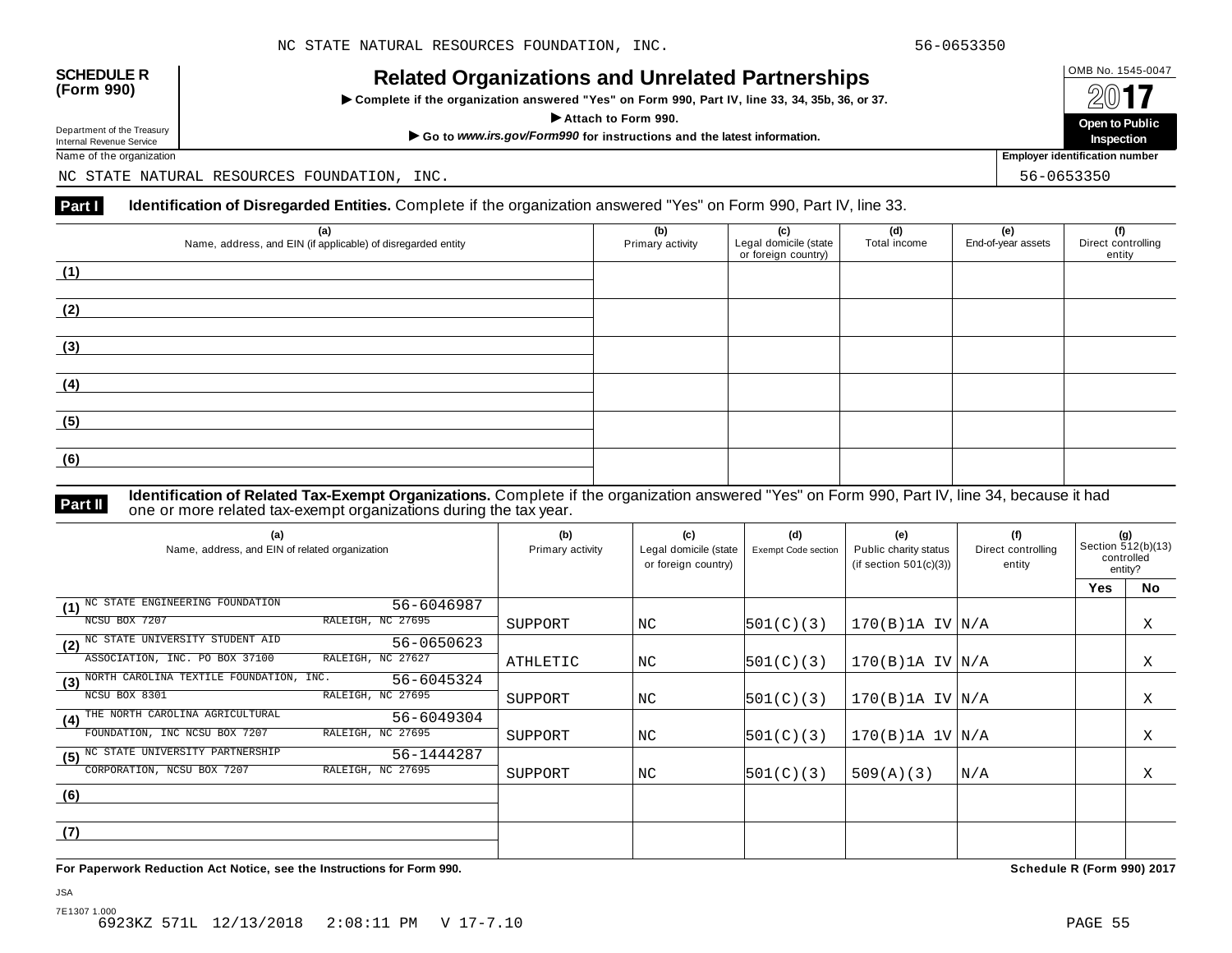NC STATE NATURAL RESOURCES FOUNDATION, INC. 56-0653350

**SCHEDULE R (Form 990)**

Department of the Treasury
Internal Revenue Service

# Related Organizations and Unrelated Partnerships

▶ **Complete if the organization answered "Yes" on Form 990, Part IV, line 33, 34, 35b, 36, or 37.**

▶ **Attach to Form 990.**

▶ **Go to *www.irs.gov/Form990* for instructions and the latest information.**

OMB No. 1545-0047

**2017**

**Open to Public Inspection**

Name of the organization: NC STATE NATURAL RESOURCES FOUNDATION, INC.

Employer identification number: 56-0653350

## Part I — Identification of Disregarded Entities. Complete if the organization answered "Yes" on Form 990, Part IV, line 33.

| (a) Name, address, and EIN (if applicable) of disregarded entity | (b) Primary activity | (c) Legal domicile (state or foreign country) | (d) Total income | (e) End-of-year assets | (f) Direct controlling entity |
|---|---|---|---|---|---|
| (1) | | | | | |
| (2) | | | | | |
| (3) | | | | | |
| (4) | | | | | |
| (5) | | | | | |
| (6) | | | | | |

## Part II — Identification of Related Tax-Exempt Organizations. Complete if the organization answered "Yes" on Form 990, Part IV, line 34, because it had one or more related tax-exempt organizations during the tax year.

| (a) Name, address, and EIN of related organization | (b) Primary activity | (c) Legal domicile (state or foreign country) | (d) Exempt Code section | (e) Public charity status (if section 501(c)(3)) | (f) Direct controlling entity | (g) Section 512(b)(13) controlled entity? Yes | No |
|---|---|---|---|---|---|---|---|
| (1) NC STATE ENGINEERING FOUNDATION 56-6046987 NCSU BOX 7207 RALEIGH, NC 27695 | SUPPORT | NC | 501(C)(3) | 170(B)1A IV | N/A | | X |
| (2) NC STATE UNIVERSITY STUDENT AID ASSOCIATION, INC. PO BOX 37100 RALEIGH, NC 27627 56-0650623 | ATHLETIC | NC | 501(C)(3) | 170(B)1A IV | N/A | | X |
| (3) NORTH CAROLINA TEXTILE FOUNDATION, INC. 56-6045324 NCSU BOX 8301 RALEIGH, NC 27695 | SUPPORT | NC | 501(C)(3) | 170(B)1A IV | N/A | | X |
| (4) THE NORTH CAROLINA AGRICULTURAL FOUNDATION, INC NCSU BOX 7207 RALEIGH, NC 27695 56-6049304 | SUPPORT | NC | 501(C)(3) | 170(B)1A 1V | N/A | | X |
| (5) NC STATE UNIVERSITY PARTNERSHIP CORPORATION, NCSU BOX 7207 RALEIGH, NC 27695 56-1444287 | SUPPORT | NC | 501(C)(3) | 509(A)(3) | N/A | | X |
| (6) | | | | | | | |
| (7) | | | | | | | |

**For Paperwork Reduction Act Notice, see the Instructions for Form 990.** **Schedule R (Form 990) 2017**

JSA
7E1307 1.000
6923KZ 571L 12/13/2018 2:08:11 PM V 17-7.10 PAGE 55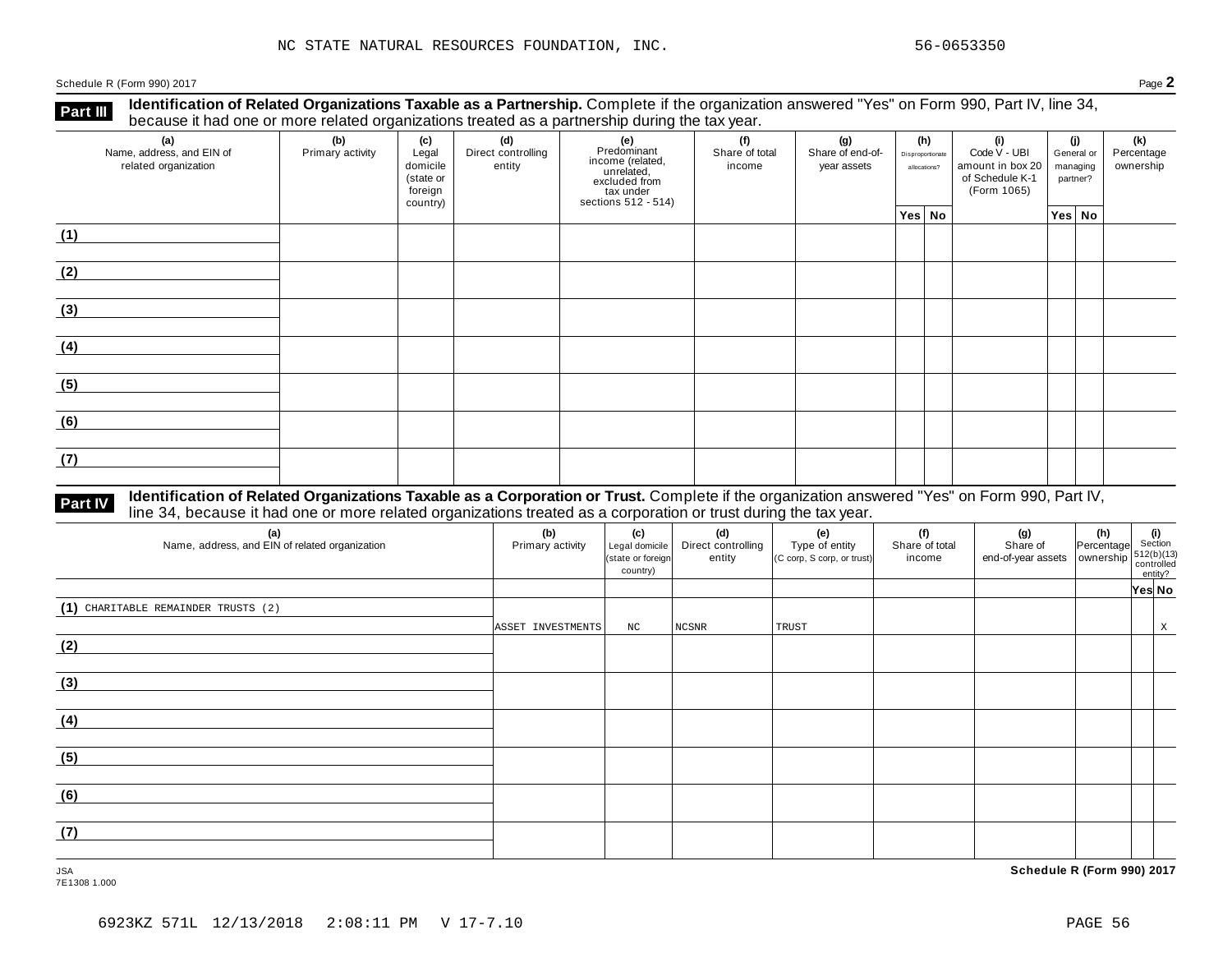NC STATE NATURAL RESOURCES FOUNDATION, INC. 56-0653350

Schedule R (Form 990) 2017 Page **2**

**Part III** **Identification of Related Organizations Taxable as a Partnership.** Complete if the organization answered "Yes" on Form 990, Part IV, line 34, because it had one or more related organizations treated as a partnership during the tax year.

| (a) Name, address, and EIN of related organization | (b) Primary activity | (c) Legal domicile (state or foreign country) | (d) Direct controlling entity | (e) Predominant income (related, unrelated, excluded from tax under sections 512 - 514) | (f) Share of total income | (g) Share of end-of-year assets | (h) Disproportionate allocations? | | (i) Code V - UBI amount in box 20 of Schedule K-1 (Form 1065) | (j) General or managing partner? | | (k) Percentage ownership |
|---|---|---|---|---|---|---|---|---|---|---|---|---|
| | | | | | | | Yes | No | | Yes | No | |
| (1) | | | | | | | | | | | | |
| (2) | | | | | | | | | | | | |
| (3) | | | | | | | | | | | | |
| (4) | | | | | | | | | | | | |
| (5) | | | | | | | | | | | | |
| (6) | | | | | | | | | | | | |
| (7) | | | | | | | | | | | | |

**Part IV** **Identification of Related Organizations Taxable as a Corporation or Trust.** Complete if the organization answered "Yes" on Form 990, Part IV, line 34, because it had one or more related organizations treated as a corporation or trust during the tax year.

| (a) Name, address, and EIN of related organization | (b) Primary activity | (c) Legal domicile (state or foreign country) | (d) Direct controlling entity | (e) Type of entity (C corp, S corp, or trust) | (f) Share of total income | (g) Share of end-of-year assets | (h) Percentage ownership | (i) Section 512(b)(13) controlled entity? | |
|---|---|---|---|---|---|---|---|---|---|
| | | | | | | | | Yes | No |
| (1) CHARITABLE REMAINDER TRUSTS (2) | ASSET INVESTMENTS | NC | NCSNR | TRUST | | | | | X |
| (2) | | | | | | | | | |
| (3) | | | | | | | | | |
| (4) | | | | | | | | | |
| (5) | | | | | | | | | |
| (6) | | | | | | | | | |
| (7) | | | | | | | | | |

JSA
7E1308 1.000

**Schedule R (Form 990) 2017**

6923KZ 571L 12/13/2018 2:08:11 PM V 17-7.10 PAGE 56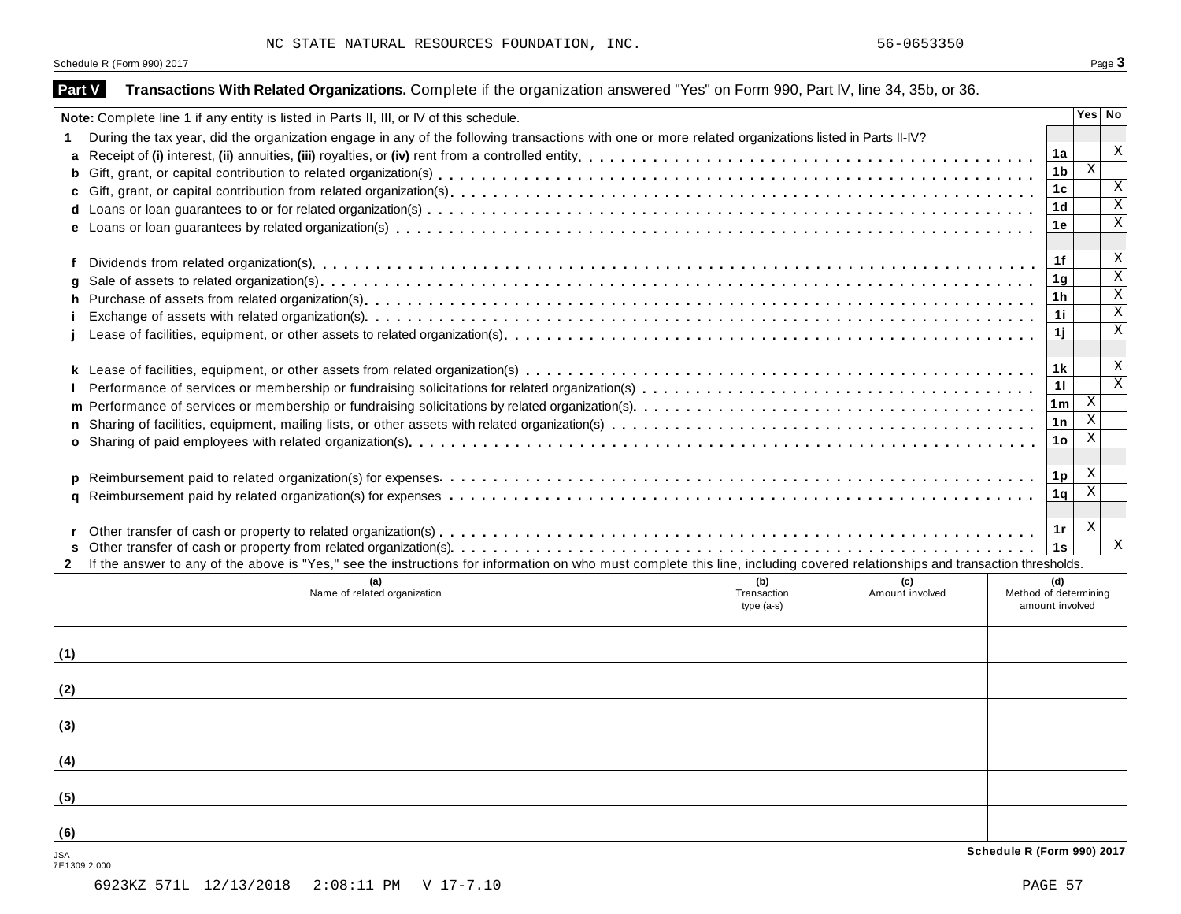NC STATE NATURAL RESOURCES FOUNDATION, INC. 56-0653350

Schedule R (Form 990) 2017

## Part V Transactions With Related Organizations. Complete if the organization answered "Yes" on Form 990, Part IV, line 34, 35b, or 36.

| Note: Complete line 1 if any entity is listed in Parts II, III, or IV of this schedule. | | Yes | No |
|---|---|---|---|
| **1** During the tax year, did the organization engage in any of the following transactions with one or more related organizations listed in Parts II-IV? | | | |
| **a** Receipt of **(i)** interest, **(ii)** annuities, **(iii)** royalties, or **(iv)** rent from a controlled entity | 1a | | X |
| **b** Gift, grant, or capital contribution to related organization(s) | 1b | X | |
| **c** Gift, grant, or capital contribution from related organization(s) | 1c | | X |
| **d** Loans or loan guarantees to or for related organization(s) | 1d | | X |
| **e** Loans or loan guarantees by related organization(s) | 1e | | X |
| **f** Dividends from related organization(s) | 1f | | X |
| **g** Sale of assets to related organization(s) | 1g | | X |
| **h** Purchase of assets from related organization(s) | 1h | | X |
| **i** Exchange of assets with related organization(s) | 1i | | X |
| **j** Lease of facilities, equipment, or other assets to related organization(s) | 1j | | X |
| **k** Lease of facilities, equipment, or other assets from related organization(s) | 1k | | X |
| **l** Performance of services or membership or fundraising solicitations for related organization(s) | 1l | | X |
| **m** Performance of services or membership or fundraising solicitations by related organization(s) | 1m | X | |
| **n** Sharing of facilities, equipment, mailing lists, or other assets with related organization(s) | 1n | X | |
| **o** Sharing of paid employees with related organization(s) | 1o | X | |
| **p** Reimbursement paid to related organization(s) for expenses | 1p | X | |
| **q** Reimbursement paid by related organization(s) for expenses | 1q | X | |
| **r** Other transfer of cash or property to related organization(s) | 1r | X | |
| **s** Other transfer of cash or property from related organization(s) | 1s | | X |

**2** If the answer to any of the above is "Yes," see the instructions for information on who must complete this line, including covered relationships and transaction thresholds.

| | (a) Name of related organization | (b) Transaction type (a-s) | (c) Amount involved | (d) Method of determining amount involved |
|---|---|---|---|---|
| (1) | | | | |
| (2) | | | | |
| (3) | | | | |
| (4) | | | | |
| (5) | | | | |
| (6) | | | | |

JSA 7E1309 2.000

Schedule R (Form 990) 2017

6923KZ 571L 12/13/2018 2:08:11 PM V 17-7.10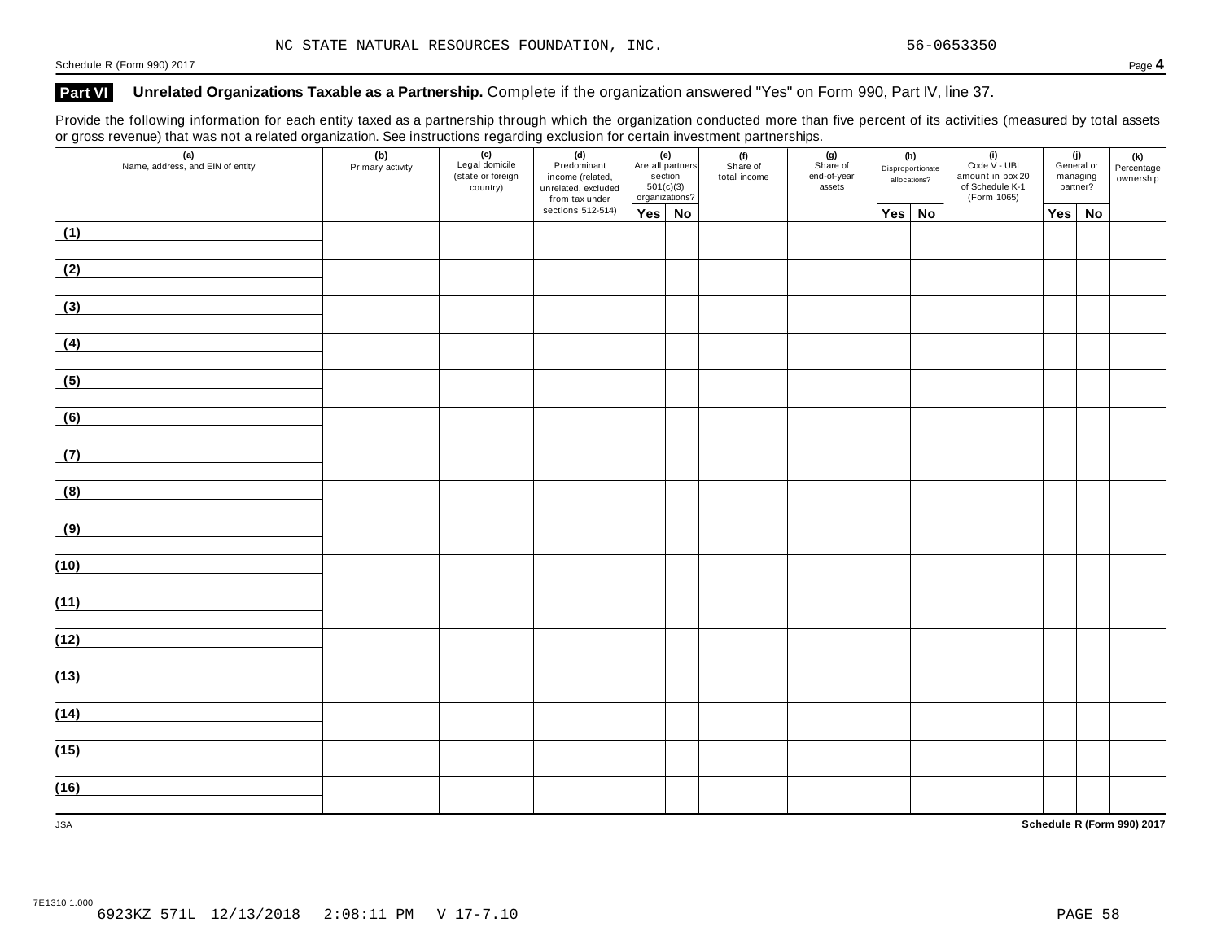NC STATE NATURAL RESOURCES FOUNDATION, INC. 56-0653350

Schedule R (Form 990) 2017

## Part VI Unrelated Organizations Taxable as a Partnership. Complete if the organization answered "Yes" on Form 990, Part IV, line 37.

Provide the following information for each entity taxed as a partnership through which the organization conducted more than five percent of its activities (measured by total assets or gross revenue) that was not a related organization. See instructions regarding exclusion for certain investment partnerships.

| (a) Name, address, and EIN of entity | (b) Primary activity | (c) Legal domicile (state or foreign country) | (d) Predominant income (related, unrelated, excluded from tax under sections 512-514) | (e) Are all partners section 501(c)(3) organizations? | | (f) Share of total income | (g) Share of end-of-year assets | (h) Disproportionate allocations? | | (i) Code V - UBI amount in box 20 of Schedule K-1 (Form 1065) | (j) General or managing partner? | | (k) Percentage ownership |
|---|---|---|---|---|---|---|---|---|---|---|---|---|---|
| | | | | Yes | No | | | Yes | No | | Yes | No | |
| (1) | | | | | | | | | | | | | |
| (2) | | | | | | | | | | | | | |
| (3) | | | | | | | | | | | | | |
| (4) | | | | | | | | | | | | | |
| (5) | | | | | | | | | | | | | |
| (6) | | | | | | | | | | | | | |
| (7) | | | | | | | | | | | | | |
| (8) | | | | | | | | | | | | | |
| (9) | | | | | | | | | | | | | |
| (10) | | | | | | | | | | | | | |
| (11) | | | | | | | | | | | | | |
| (12) | | | | | | | | | | | | | |
| (13) | | | | | | | | | | | | | |
| (14) | | | | | | | | | | | | | |
| (15) | | | | | | | | | | | | | |
| (16) | | | | | | | | | | | | | |

JSA

**Schedule R (Form 990) 2017**

7E1310 1.000

6923KZ 571L 12/13/2018 2:08:11 PM V 17-7.10 PAGE 58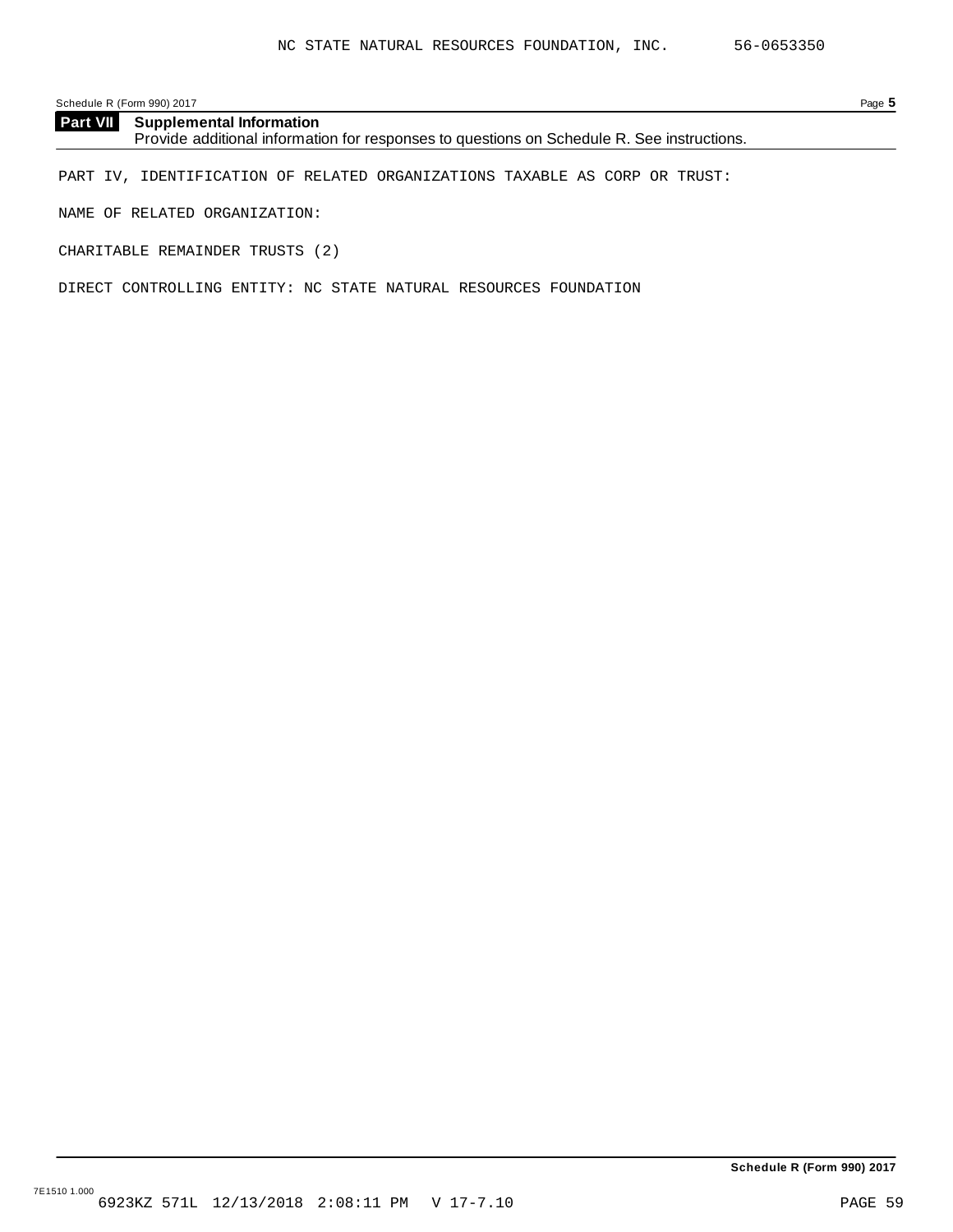NC STATE NATURAL RESOURCES FOUNDATION, INC. 56-0653350

Schedule R (Form 990) 2017

## Part VII Supplemental Information

Provide additional information for responses to questions on Schedule R. See instructions.

PART IV, IDENTIFICATION OF RELATED ORGANIZATIONS TAXABLE AS CORP OR TRUST:

NAME OF RELATED ORGANIZATION:

CHARITABLE REMAINDER TRUSTS (2)

DIRECT CONTROLLING ENTITY: NC STATE NATURAL RESOURCES FOUNDATION

Schedule R (Form 990) 2017